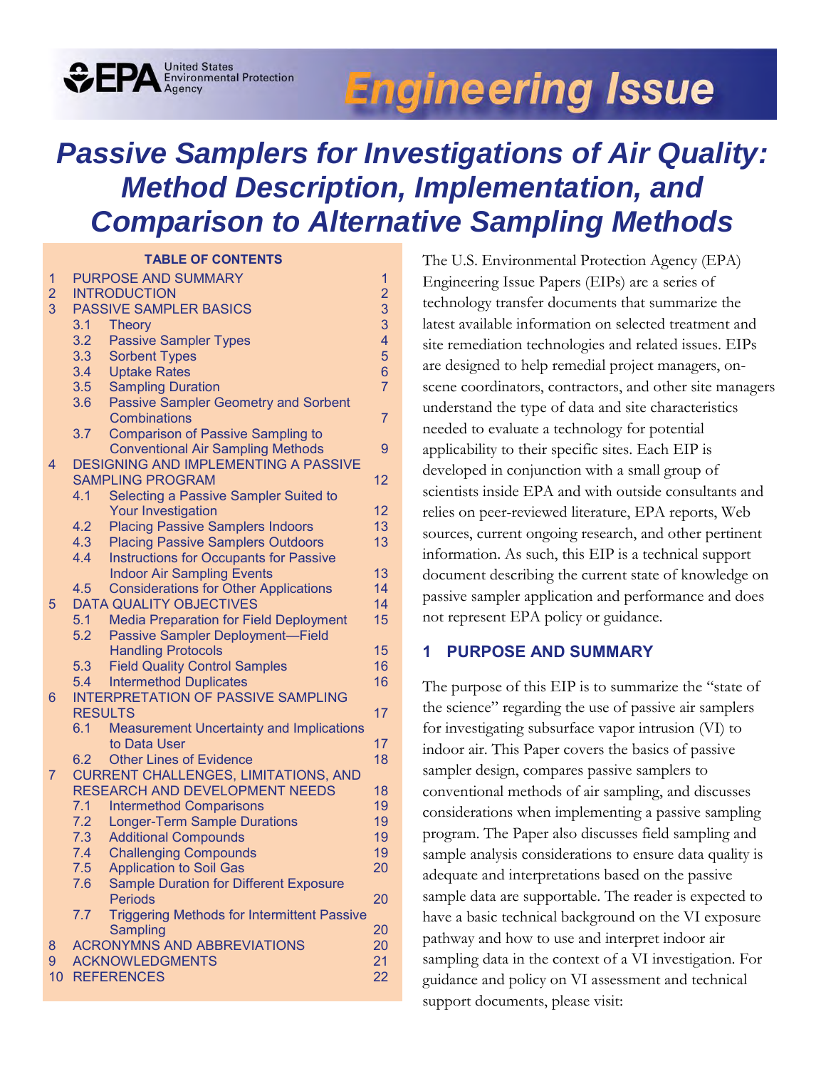EPA United States Environmental Protection Agency

**Engineering Issue**

# Passive Samplers for Investigations of Air Quality: Method Description, Implementation, and Comparison to Alternative Sampling Methods

**TABLE OF CONTENTS**

| | | |
|---|---|---|
| 1 | PURPOSE AND SUMMARY | 1 |
| 2 | INTRODUCTION | 2 |
| 3 | PASSIVE SAMPLER BASICS | 3 |
| | 3.1 Theory | 3 |
| | 3.2 Passive Sampler Types | 4 |
| | 3.3 Sorbent Types | 5 |
| | 3.4 Uptake Rates | 6 |
| | 3.5 Sampling Duration | 7 |
| | 3.6 Passive Sampler Geometry and Sorbent Combinations | 7 |
| | 3.7 Comparison of Passive Sampling to Conventional Air Sampling Methods | 9 |
| 4 | DESIGNING AND IMPLEMENTING A PASSIVE SAMPLING PROGRAM | 12 |
| | 4.1 Selecting a Passive Sampler Suited to Your Investigation | 12 |
| | 4.2 Placing Passive Samplers Indoors | 13 |
| | 4.3 Placing Passive Samplers Outdoors | 13 |
| | 4.4 Instructions for Occupants for Passive Indoor Air Sampling Events | 13 |
| | 4.5 Considerations for Other Applications | 14 |
| 5 | DATA QUALITY OBJECTIVES | 14 |
| | 5.1 Media Preparation for Field Deployment | 15 |
| | 5.2 Passive Sampler Deployment—Field Handling Protocols | 15 |
| | 5.3 Field Quality Control Samples | 16 |
| | 5.4 Intermethod Duplicates | 16 |
| 6 | INTERPRETATION OF PASSIVE SAMPLING RESULTS | 17 |
| | 6.1 Measurement Uncertainty and Implications to Data User | 17 |
| | 6.2 Other Lines of Evidence | 18 |
| 7 | CURRENT CHALLENGES, LIMITATIONS, AND RESEARCH AND DEVELOPMENT NEEDS | 18 |
| | 7.1 Intermethod Comparisons | 19 |
| | 7.2 Longer-Term Sample Durations | 19 |
| | 7.3 Additional Compounds | 19 |
| | 7.4 Challenging Compounds | 19 |
| | 7.5 Application to Soil Gas | 20 |
| | 7.6 Sample Duration for Different Exposure Periods | 20 |
| | 7.7 Triggering Methods for Intermittent Passive Sampling | 20 |
| 8 | ACRONYMNS AND ABBREVIATIONS | 20 |
| 9 | ACKNOWLEDGMENTS | 21 |
| 10 | REFERENCES | 22 |

The U.S. Environmental Protection Agency (EPA) Engineering Issue Papers (EIPs) are a series of technology transfer documents that summarize the latest available information on selected treatment and site remediation technologies and related issues. EIPs are designed to help remedial project managers, on-scene coordinators, contractors, and other site managers understand the type of data and site characteristics needed to evaluate a technology for potential applicability to their specific sites. Each EIP is developed in conjunction with a small group of scientists inside EPA and with outside consultants and relies on peer-reviewed literature, EPA reports, Web sources, current ongoing research, and other pertinent information. As such, this EIP is a technical support document describing the current state of knowledge on passive sampler application and performance and does not represent EPA policy or guidance.

## 1 PURPOSE AND SUMMARY

The purpose of this EIP is to summarize the "state of the science" regarding the use of passive air samplers for investigating subsurface vapor intrusion (VI) to indoor air. This Paper covers the basics of passive sampler design, compares passive samplers to conventional methods of air sampling, and discusses considerations when implementing a passive sampling program. The Paper also discusses field sampling and sample analysis considerations to ensure data quality is adequate and interpretations based on the passive sample data are supportable. The reader is expected to have a basic technical background on the VI exposure pathway and how to use and interpret indoor air sampling data in the context of a VI investigation. For guidance and policy on VI assessment and technical support documents, please visit: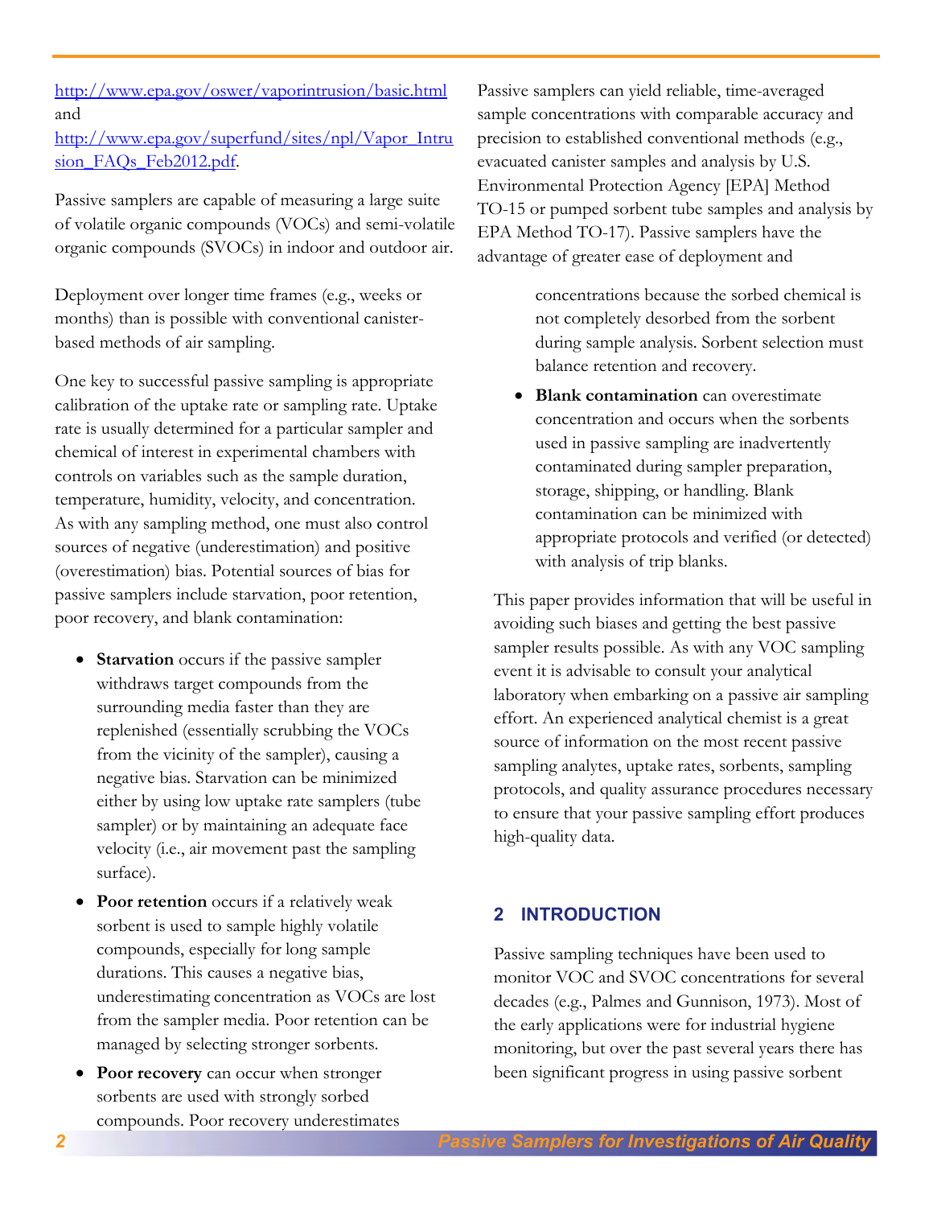http://www.epa.gov/oswer/vaporintrusion/basic.html and http://www.epa.gov/superfund/sites/npl/Vapor_Intrusion_FAQs_Feb2012.pdf.

Passive samplers are capable of measuring a large suite of volatile organic compounds (VOCs) and semi-volatile organic compounds (SVOCs) in indoor and outdoor air.

Deployment over longer time frames (e.g., weeks or months) than is possible with conventional canister-based methods of air sampling.

One key to successful passive sampling is appropriate calibration of the uptake rate or sampling rate. Uptake rate is usually determined for a particular sampler and chemical of interest in experimental chambers with controls on variables such as the sample duration, temperature, humidity, velocity, and concentration. As with any sampling method, one must also control sources of negative (underestimation) and positive (overestimation) bias. Potential sources of bias for passive samplers include starvation, poor retention, poor recovery, and blank contamination:

- **Starvation** occurs if the passive sampler withdraws target compounds from the surrounding media faster than they are replenished (essentially scrubbing the VOCs from the vicinity of the sampler), causing a negative bias. Starvation can be minimized either by using low uptake rate samplers (tube sampler) or by maintaining an adequate face velocity (i.e., air movement past the sampling surface).
- **Poor retention** occurs if a relatively weak sorbent is used to sample highly volatile compounds, especially for long sample durations. This causes a negative bias, underestimating concentration as VOCs are lost from the sampler media. Poor retention can be managed by selecting stronger sorbents.
- **Poor recovery** can occur when stronger sorbents are used with strongly sorbed compounds. Poor recovery underestimates concentrations because the sorbed chemical is not completely desorbed from the sorbent during sample analysis. Sorbent selection must balance retention and recovery.
- **Blank contamination** can overestimate concentration and occurs when the sorbents used in passive sampling are inadvertently contaminated during sampler preparation, storage, shipping, or handling. Blank contamination can be minimized with appropriate protocols and verified (or detected) with analysis of trip blanks.

Passive samplers can yield reliable, time-averaged sample concentrations with comparable accuracy and precision to established conventional methods (e.g., evacuated canister samples and analysis by U.S. Environmental Protection Agency [EPA] Method TO-15 or pumped sorbent tube samples and analysis by EPA Method TO-17). Passive samplers have the advantage of greater ease of deployment and

This paper provides information that will be useful in avoiding such biases and getting the best passive sampler results possible. As with any VOC sampling event it is advisable to consult your analytical laboratory when embarking on a passive air sampling effort. An experienced analytical chemist is a great source of information on the most recent passive sampling analytes, uptake rates, sorbents, sampling protocols, and quality assurance procedures necessary to ensure that your passive sampling effort produces high-quality data.

## 2 INTRODUCTION

Passive sampling techniques have been used to monitor VOC and SVOC concentrations for several decades (e.g., Palmes and Gunnison, 1973). Most of the early applications were for industrial hygiene monitoring, but over the past several years there has been significant progress in using passive sorbent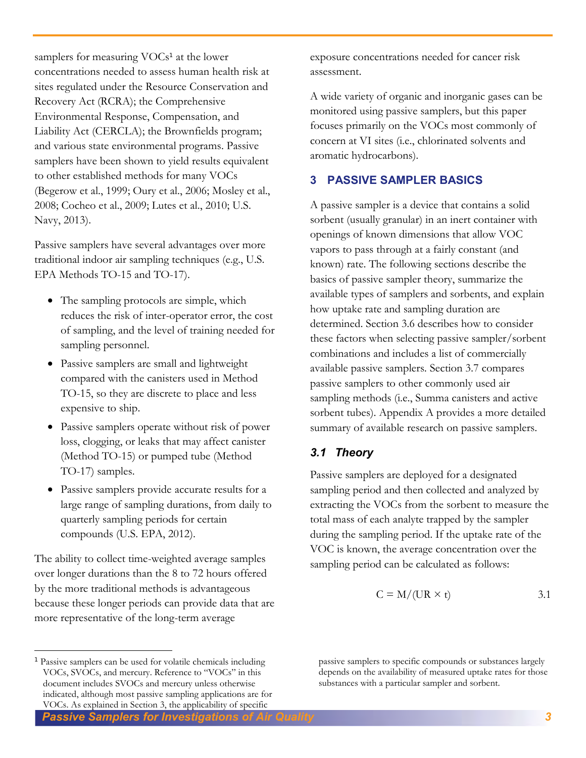samplers for measuring VOCs[1] at the lower concentrations needed to assess human health risk at sites regulated under the Resource Conservation and Recovery Act (RCRA); the Comprehensive Environmental Response, Compensation, and Liability Act (CERCLA); the Brownfields program; and various state environmental programs. Passive samplers have been shown to yield results equivalent to other established methods for many VOCs (Begerow et al., 1999; Oury et al., 2006; Mosley et al., 2008; Cocheo et al., 2009; Lutes et al., 2010; U.S. Navy, 2013).

Passive samplers have several advantages over more traditional indoor air sampling techniques (e.g., U.S. EPA Methods TO-15 and TO-17).

- The sampling protocols are simple, which reduces the risk of inter-operator error, the cost of sampling, and the level of training needed for sampling personnel.
- Passive samplers are small and lightweight compared with the canisters used in Method TO-15, so they are discrete to place and less expensive to ship.
- Passive samplers operate without risk of power loss, clogging, or leaks that may affect canister (Method TO-15) or pumped tube (Method TO-17) samples.
- Passive samplers provide accurate results for a large range of sampling durations, from daily to quarterly sampling periods for certain compounds (U.S. EPA, 2012).

The ability to collect time-weighted average samples over longer durations than the 8 to 72 hours offered by the more traditional methods is advantageous because these longer periods can provide data that are more representative of the long-term average exposure concentrations needed for cancer risk assessment.

A wide variety of organic and inorganic gases can be monitored using passive samplers, but this paper focuses primarily on the VOCs most commonly of concern at VI sites (i.e., chlorinated solvents and aromatic hydrocarbons).

## 3 PASSIVE SAMPLER BASICS

A passive sampler is a device that contains a solid sorbent (usually granular) in an inert container with openings of known dimensions that allow VOC vapors to pass through at a fairly constant (and known) rate. The following sections describe the basics of passive sampler theory, summarize the available types of samplers and sorbents, and explain how uptake rate and sampling duration are determined. Section 3.6 describes how to consider these factors when selecting passive sampler/sorbent combinations and includes a list of commercially available passive samplers. Section 3.7 compares passive samplers to other commonly used air sampling methods (i.e., Summa canisters and active sorbent tubes). Appendix A provides a more detailed summary of available research on passive samplers.

### *3.1 Theory*

Passive samplers are deployed for a designated sampling period and then collected and analyzed by extracting the VOCs from the sorbent to measure the total mass of each analyte trapped by the sampler during the sampling period. If the uptake rate of the VOC is known, the average concentration over the sampling period can be calculated as follows:

$$C = M/(UR \times t) \qquad 3.1$$

---

[1] Passive samplers can be used for volatile chemicals including VOCs, SVOCs, and mercury. Reference to "VOCs" in this document includes SVOCs and mercury unless otherwise indicated, although most passive sampling applications are for VOCs. As explained in Section 3, the applicability of specific passive samplers to specific compounds or substances largely depends on the availability of measured uptake rates for those substances with a particular sampler and sorbent.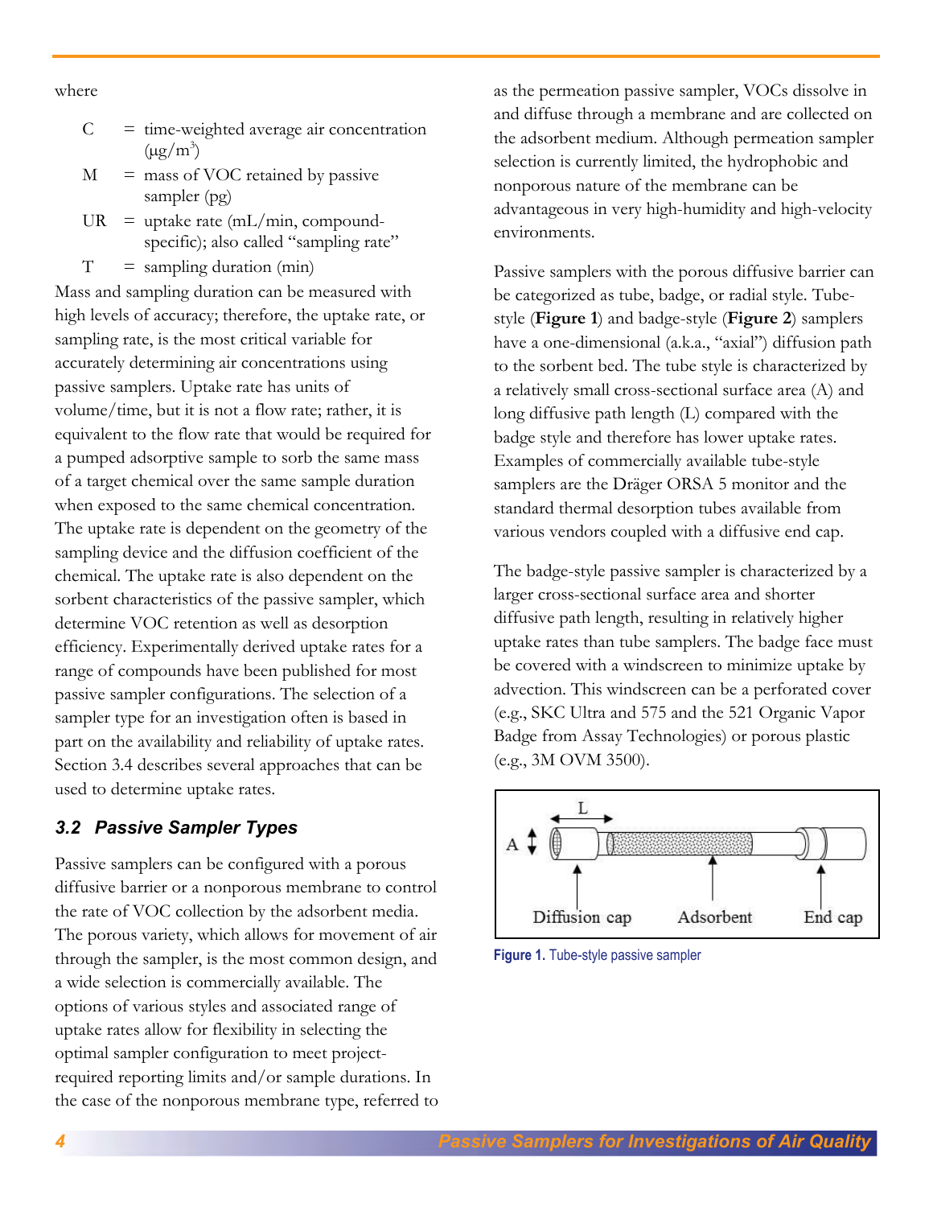where

- C = time-weighted average air concentration ($\mu g/m^3$)
- M = mass of VOC retained by passive sampler (pg)
- UR = uptake rate (mL/min, compound-specific); also called "sampling rate"
- T = sampling duration (min)

Mass and sampling duration can be measured with high levels of accuracy; therefore, the uptake rate, or sampling rate, is the most critical variable for accurately determining air concentrations using passive samplers. Uptake rate has units of volume/time, but it is not a flow rate; rather, it is equivalent to the flow rate that would be required for a pumped adsorptive sample to sorb the same mass of a target chemical over the same sample duration when exposed to the same chemical concentration. The uptake rate is dependent on the geometry of the sampling device and the diffusion coefficient of the chemical. The uptake rate is also dependent on the sorbent characteristics of the passive sampler, which determine VOC retention as well as desorption efficiency. Experimentally derived uptake rates for a range of compounds have been published for most passive sampler configurations. The selection of a sampler type for an investigation often is based in part on the availability and reliability of uptake rates. Section 3.4 describes several approaches that can be used to determine uptake rates.

### *3.2 Passive Sampler Types*

Passive samplers can be configured with a porous diffusive barrier or a nonporous membrane to control the rate of VOC collection by the adsorbent media. The porous variety, which allows for movement of air through the sampler, is the most common design, and a wide selection is commercially available. The options of various styles and associated range of uptake rates allow for flexibility in selecting the optimal sampler configuration to meet project-required reporting limits and/or sample durations. In the case of the nonporous membrane type, referred to as the permeation passive sampler, VOCs dissolve in and diffuse through a membrane and are collected on the adsorbent medium. Although permeation sampler selection is currently limited, the hydrophobic and nonporous nature of the membrane can be advantageous in very high-humidity and high-velocity environments.

Passive samplers with the porous diffusive barrier can be categorized as tube, badge, or radial style. Tube-style (**Figure 1**) and badge-style (**Figure 2**) samplers have a one-dimensional (a.k.a., "axial") diffusion path to the sorbent bed. The tube style is characterized by a relatively small cross-sectional surface area (A) and long diffusive path length (L) compared with the badge style and therefore has lower uptake rates. Examples of commercially available tube-style samplers are the Dräger ORSA 5 monitor and the standard thermal desorption tubes available from various vendors coupled with a diffusive end cap.

The badge-style passive sampler is characterized by a larger cross-sectional surface area and shorter diffusive path length, resulting in relatively higher uptake rates than tube samplers. The badge face must be covered with a windscreen to minimize uptake by advection. This windscreen can be a perforated cover (e.g., SKC Ultra and 575 and the 521 Organic Vapor Badge from Assay Technologies) or porous plastic (e.g., 3M OVM 3500).

Figure 1. Tube-style passive sampler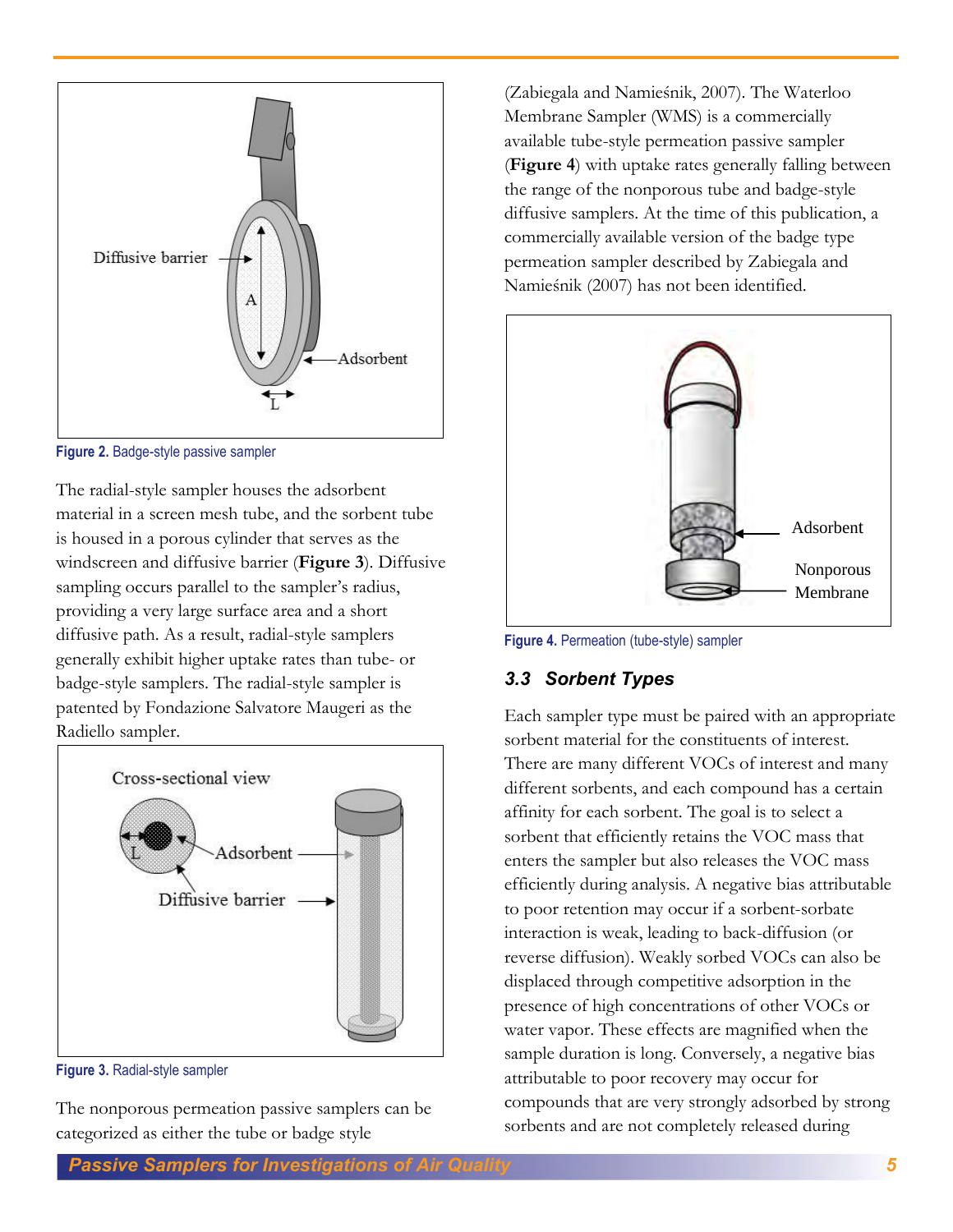Diffusive barrier

A

Adsorbent

L

Figure 2. Badge-style passive sampler

The radial-style sampler houses the adsorbent material in a screen mesh tube, and the sorbent tube is housed in a porous cylinder that serves as the windscreen and diffusive barrier (**Figure 3**). Diffusive sampling occurs parallel to the sampler's radius, providing a very large surface area and a short diffusive path. As a result, radial-style samplers generally exhibit higher uptake rates than tube- or badge-style samplers. The radial-style sampler is patented by Fondazione Salvatore Maugeri as the Radiello sampler.

Cross-sectional view

L

Adsorbent

Diffusive barrier

Figure 3. Radial-style sampler

The nonporous permeation passive samplers can be categorized as either the tube or badge style (Zabiegala and Namieśnik, 2007). The Waterloo Membrane Sampler (WMS) is a commercially available tube-style permeation passive sampler (**Figure 4**) with uptake rates generally falling between the range of the nonporous tube and badge-style diffusive samplers. At the time of this publication, a commercially available version of the badge type permeation sampler described by Zabiegala and Namieśnik (2007) has not been identified.

Adsorbent

Nonporous Membrane

Figure 4. Permeation (tube-style) sampler

### 3.3 Sorbent Types

Each sampler type must be paired with an appropriate sorbent material for the constituents of interest. There are many different VOCs of interest and many different sorbents, and each compound has a certain affinity for each sorbent. The goal is to select a sorbent that efficiently retains the VOC mass that enters the sampler but also releases the VOC mass efficiently during analysis. A negative bias attributable to poor retention may occur if a sorbent-sorbate interaction is weak, leading to back-diffusion (or reverse diffusion). Weakly sorbed VOCs can also be displaced through competitive adsorption in the presence of high concentrations of other VOCs or water vapor. These effects are magnified when the sample duration is long. Conversely, a negative bias attributable to poor recovery may occur for compounds that are very strongly adsorbed by strong sorbents and are not completely released during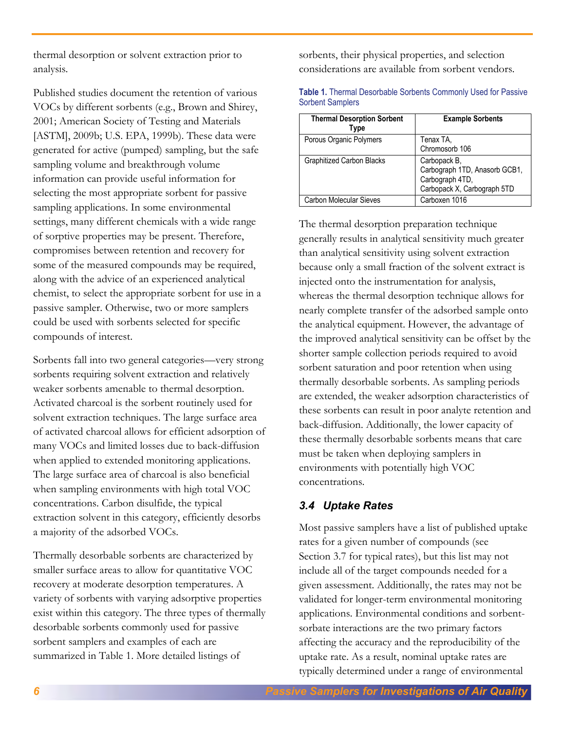thermal desorption or solvent extraction prior to analysis.

Published studies document the retention of various VOCs by different sorbents (e.g., Brown and Shirey, 2001; American Society of Testing and Materials [ASTM], 2009b; U.S. EPA, 1999b). These data were generated for active (pumped) sampling, but the safe sampling volume and breakthrough volume information can provide useful information for selecting the most appropriate sorbent for passive sampling applications. In some environmental settings, many different chemicals with a wide range of sorptive properties may be present. Therefore, compromises between retention and recovery for some of the measured compounds may be required, along with the advice of an experienced analytical chemist, to select the appropriate sorbent for use in a passive sampler. Otherwise, two or more samplers could be used with sorbents selected for specific compounds of interest.

Sorbents fall into two general categories—very strong sorbents requiring solvent extraction and relatively weaker sorbents amenable to thermal desorption. Activated charcoal is the sorbent routinely used for solvent extraction techniques. The large surface area of activated charcoal allows for efficient adsorption of many VOCs and limited losses due to back-diffusion when applied to extended monitoring applications. The large surface area of charcoal is also beneficial when sampling environments with high total VOC concentrations. Carbon disulfide, the typical extraction solvent in this category, efficiently desorbs a majority of the adsorbed VOCs.

Thermally desorbable sorbents are characterized by smaller surface areas to allow for quantitative VOC recovery at moderate desorption temperatures. A variety of sorbents with varying adsorptive properties exist within this category. The three types of thermally desorbable sorbents commonly used for passive sorbent samplers and examples of each are summarized in Table 1. More detailed listings of sorbents, their physical properties, and selection considerations are available from sorbent vendors.

**Table 1.** Thermal Desorbable Sorbents Commonly Used for Passive Sorbent Samplers

| Thermal Desorption Sorbent Type | Example Sorbents |
|---|---|
| Porous Organic Polymers | Tenax TA, Chromosorb 106 |
| Graphitized Carbon Blacks | Carbopack B, Carbograph 1TD, Anasorb GCB1, Carbograph 4TD, Carbopack X, Carbograph 5TD |
| Carbon Molecular Sieves | Carboxen 1016 |

The thermal desorption preparation technique generally results in analytical sensitivity much greater than analytical sensitivity using solvent extraction because only a small fraction of the solvent extract is injected onto the instrumentation for analysis, whereas the thermal desorption technique allows for nearly complete transfer of the adsorbed sample onto the analytical equipment. However, the advantage of the improved analytical sensitivity can be offset by the shorter sample collection periods required to avoid sorbent saturation and poor retention when using thermally desorbable sorbents. As sampling periods are extended, the weaker adsorption characteristics of these sorbents can result in poor analyte retention and back-diffusion. Additionally, the lower capacity of these thermally desorbable sorbents means that care must be taken when deploying samplers in environments with potentially high VOC concentrations.

### *3.4 Uptake Rates*

Most passive samplers have a list of published uptake rates for a given number of compounds (see Section 3.7 for typical rates), but this list may not include all of the target compounds needed for a given assessment. Additionally, the rates may not be validated for longer-term environmental monitoring applications. Environmental conditions and sorbent-sorbate interactions are the two primary factors affecting the accuracy and the reproducibility of the uptake rate. As a result, nominal uptake rates are typically determined under a range of environmental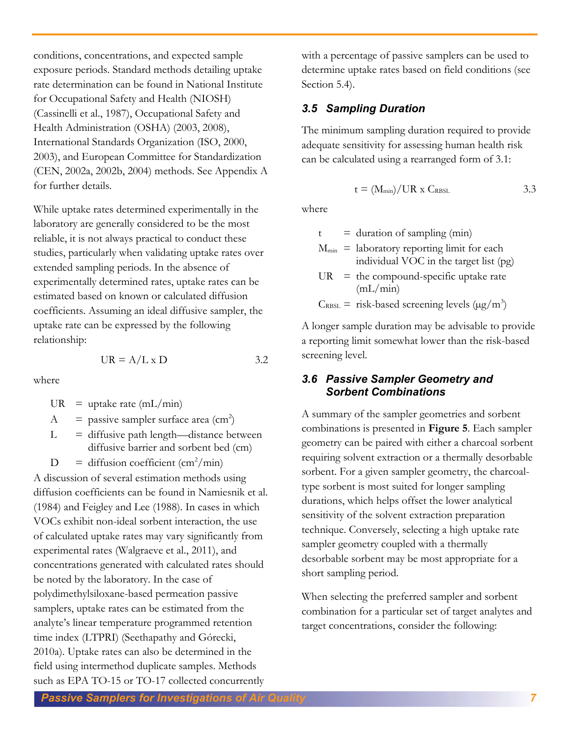conditions, concentrations, and expected sample exposure periods. Standard methods detailing uptake rate determination can be found in National Institute for Occupational Safety and Health (NIOSH) (Cassinelli et al., 1987), Occupational Safety and Health Administration (OSHA) (2003, 2008), International Standards Organization (ISO, 2000, 2003), and European Committee for Standardization (CEN, 2002a, 2002b, 2004) methods. See Appendix A for further details.

While uptake rates determined experimentally in the laboratory are generally considered to be the most reliable, it is not always practical to conduct these studies, particularly when validating uptake rates over extended sampling periods. In the absence of experimentally determined rates, uptake rates can be estimated based on known or calculated diffusion coefficients. Assuming an ideal diffusive sampler, the uptake rate can be expressed by the following relationship:

$$UR = A/L \times D \qquad 3.2$$

where

- $UR$ = uptake rate (mL/min)
- $A$ = passive sampler surface area ($cm^2$)
- $L$ = diffusive path length—distance between diffusive barrier and sorbent bed (cm)
- $D$ = diffusion coefficient ($cm^2$/min)

A discussion of several estimation methods using diffusion coefficients can be found in Namiesnik et al. (1984) and Feigley and Lee (1988). In cases in which VOCs exhibit non-ideal sorbent interaction, the use of calculated uptake rates may vary significantly from experimental rates (Walgraeve et al., 2011), and concentrations generated with calculated rates should be noted by the laboratory. In the case of polydimethylsiloxane-based permeation passive samplers, uptake rates can be estimated from the analyte's linear temperature programmed retention time index (LTPRI) (Seethapathy and Górecki, 2010a). Uptake rates can also be determined in the field using intermethod duplicate samples. Methods such as EPA TO-15 or TO-17 collected concurrently with a percentage of passive samplers can be used to determine uptake rates based on field conditions (see Section 5.4).

### 3.5 Sampling Duration

The minimum sampling duration required to provide adequate sensitivity for assessing human health risk can be calculated using a rearranged form of 3.1:

$$t = (M_{min})/UR \times C_{RBSL} \qquad 3.3$$

where

- $t$ = duration of sampling (min)
- $M_{min}$ = laboratory reporting limit for each individual VOC in the target list (pg)
- $UR$ = the compound-specific uptake rate (mL/min)
- $C_{RBSL}$ = risk-based screening levels (μg/$m^3$)

A longer sample duration may be advisable to provide a reporting limit somewhat lower than the risk-based screening level.

### 3.6 Passive Sampler Geometry and Sorbent Combinations

A summary of the sampler geometries and sorbent combinations is presented in **Figure 5**. Each sampler geometry can be paired with either a charcoal sorbent requiring solvent extraction or a thermally desorbable sorbent. For a given sampler geometry, the charcoal-type sorbent is most suited for longer sampling durations, which helps offset the lower analytical sensitivity of the solvent extraction preparation technique. Conversely, selecting a high uptake rate sampler geometry coupled with a thermally desorbable sorbent may be most appropriate for a short sampling period.

When selecting the preferred sampler and sorbent combination for a particular set of target analytes and target concentrations, consider the following: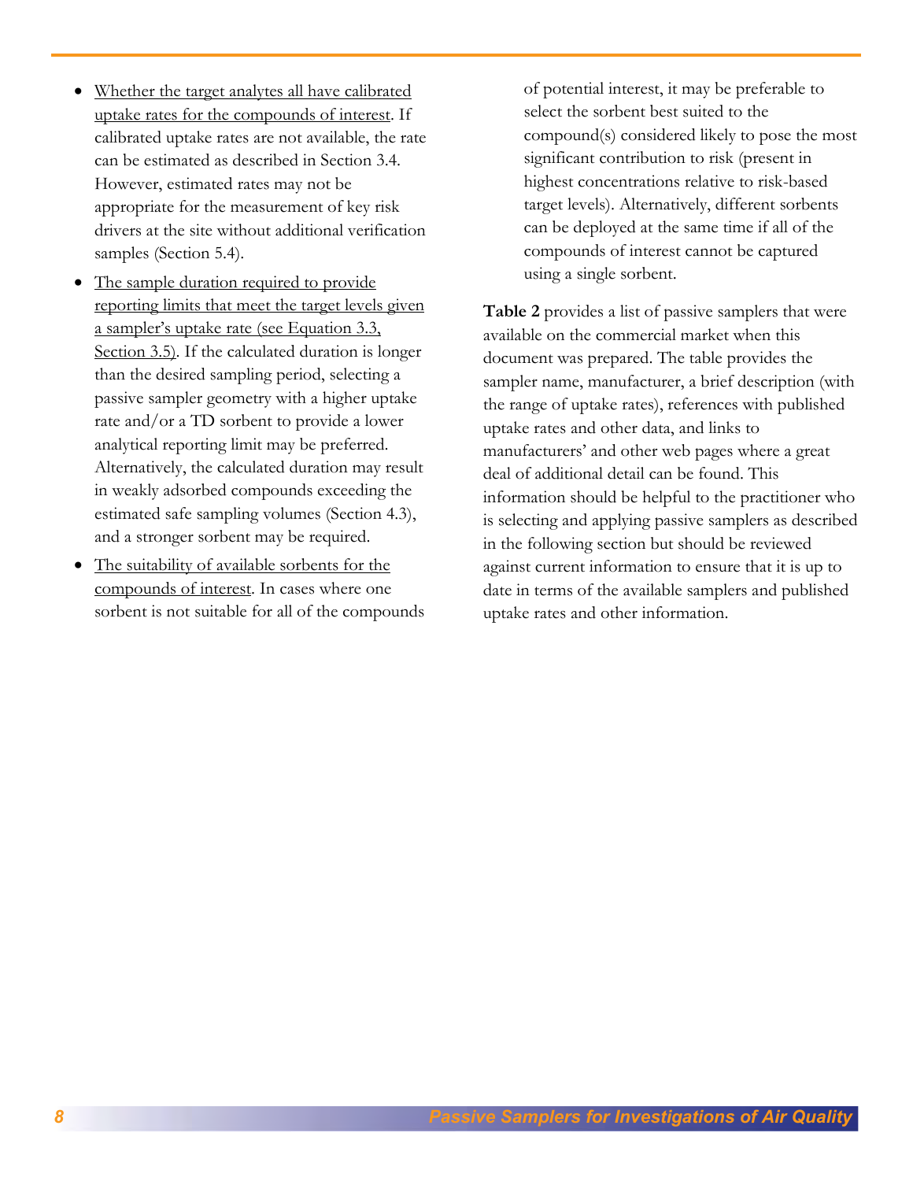- Whether the target analytes all have calibrated uptake rates for the compounds of interest. If calibrated uptake rates are not available, the rate can be estimated as described in Section 3.4. However, estimated rates may not be appropriate for the measurement of key risk drivers at the site without additional verification samples (Section 5.4).
- The sample duration required to provide reporting limits that meet the target levels given a sampler's uptake rate (see Equation 3.3, Section 3.5). If the calculated duration is longer than the desired sampling period, selecting a passive sampler geometry with a higher uptake rate and/or a TD sorbent to provide a lower analytical reporting limit may be preferred. Alternatively, the calculated duration may result in weakly adsorbed compounds exceeding the estimated safe sampling volumes (Section 4.3), and a stronger sorbent may be required.
- The suitability of available sorbents for the compounds of interest. In cases where one sorbent is not suitable for all of the compounds of potential interest, it may be preferable to select the sorbent best suited to the compound(s) considered likely to pose the most significant contribution to risk (present in highest concentrations relative to risk-based target levels). Alternatively, different sorbents can be deployed at the same time if all of the compounds of interest cannot be captured using a single sorbent.

**Table 2** provides a list of passive samplers that were available on the commercial market when this document was prepared. The table provides the sampler name, manufacturer, a brief description (with the range of uptake rates), references with published uptake rates and other data, and links to manufacturers' and other web pages where a great deal of additional detail can be found. This information should be helpful to the practitioner who is selecting and applying passive samplers as described in the following section but should be reviewed against current information to ensure that it is up to date in terms of the available samplers and published uptake rates and other information.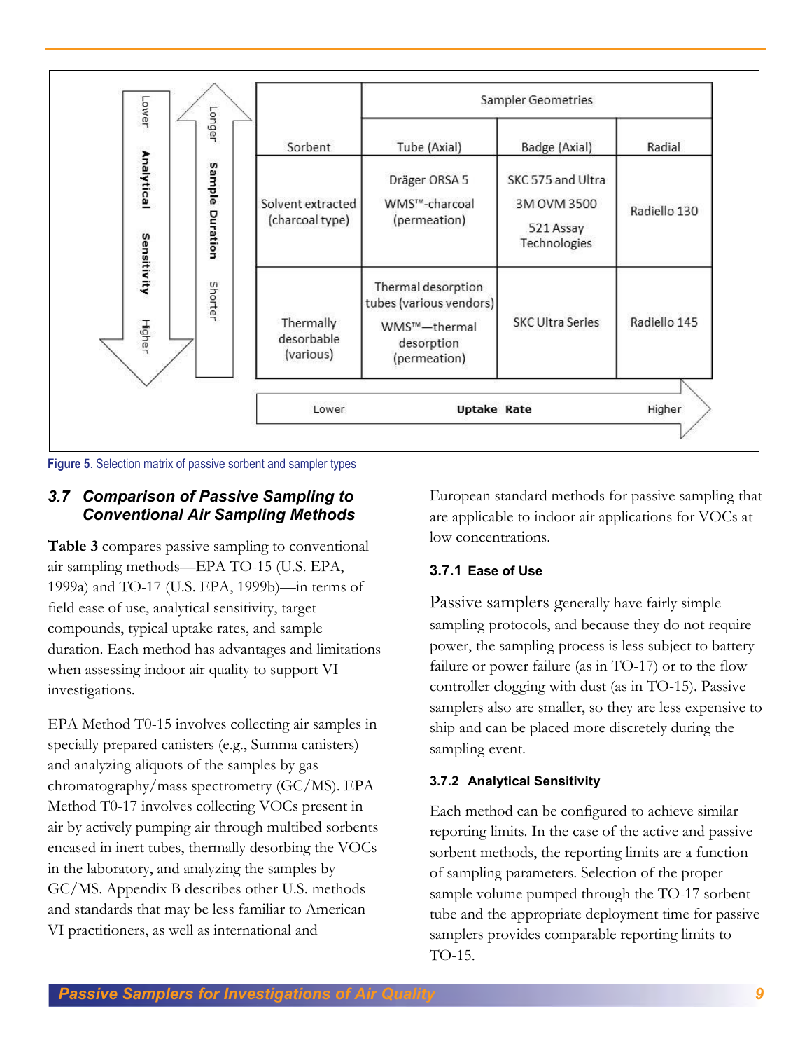| Sorbent | Tube (Axial) | Badge (Axial) | Radial |
|---|---|---|---|
| | Sampler Geometries | | |
| Solvent extracted (charcoal type) | Dräger ORSA 5<br>WMS™-charcoal (permeation) | SKC 575 and Ultra<br>3M OVM 3500<br>521 Assay Technologies | Radiello 130 |
| Thermally desorbable (various) | Thermal desorption tubes (various vendors)<br>WMS™—thermal desorption (permeation) | SKC Ultra Series | Radiello 145 |

Uptake Rate: Lower → Higher

Analytical Sensitivity: Lower → Higher

Sample Duration: Shorter → Longer

**Figure 5**. Selection matrix of passive sorbent and sampler types

### 3.7 Comparison of Passive Sampling to Conventional Air Sampling Methods

**Table 3** compares passive sampling to conventional air sampling methods—EPA TO-15 (U.S. EPA, 1999a) and TO-17 (U.S. EPA, 1999b)—in terms of field ease of use, analytical sensitivity, target compounds, typical uptake rates, and sample duration. Each method has advantages and limitations when assessing indoor air quality to support VI investigations.

EPA Method T0-15 involves collecting air samples in specially prepared canisters (e.g., Summa canisters) and analyzing aliquots of the samples by gas chromatography/mass spectrometry (GC/MS). EPA Method T0-17 involves collecting VOCs present in air by actively pumping air through multibed sorbents encased in inert tubes, thermally desorbing the VOCs in the laboratory, and analyzing the samples by GC/MS. Appendix B describes other U.S. methods and standards that may be less familiar to American VI practitioners, as well as international and European standard methods for passive sampling that are applicable to indoor air applications for VOCs at low concentrations.

#### 3.7.1 Ease of Use

Passive samplers generally have fairly simple sampling protocols, and because they do not require power, the sampling process is less subject to battery failure or power failure (as in TO-17) or to the flow controller clogging with dust (as in TO-15). Passive samplers also are smaller, so they are less expensive to ship and can be placed more discretely during the sampling event.

#### 3.7.2 Analytical Sensitivity

Each method can be configured to achieve similar reporting limits. In the case of the active and passive sorbent methods, the reporting limits are a function of sampling parameters. Selection of the proper sample volume pumped through the TO-17 sorbent tube and the appropriate deployment time for passive samplers provides comparable reporting limits to TO-15.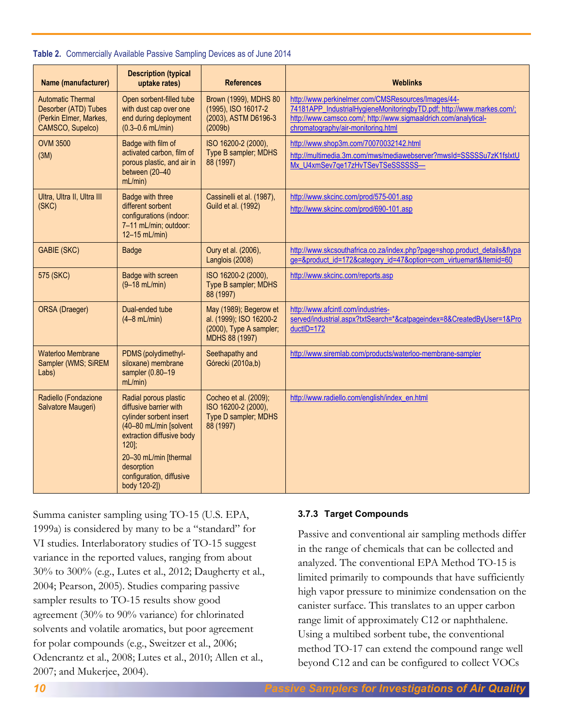**Table 2.** Commercially Available Passive Sampling Devices as of June 2014

| Name (manufacturer) | Description (typical uptake rates) | References | Weblinks |
|---|---|---|---|
| Automatic Thermal Desorber (ATD) Tubes (Perkin Elmer, Markes, CAMSCO, Supelco) | Open sorbent-filled tube with dust cap over one end during deployment (0.3–0.6 mL/min) | Brown (1999), MDHS 80 (1995), ISO 16017-2 (2003), ASTM D6196-3 (2009b) | http://www.perkinelmer.com/CMSResources/Images/44-74181APP_IndustrialHygieneMonitoringbyTD.pdf; http://www.markes.com/; http://www.camsco.com/; http://www.sigmaaldrich.com/analytical-chromatography/air-monitoring.html |
| OVM 3500 (3M) | Badge with film of activated carbon, film of porous plastic, and air in between (20–40 mL/min) | ISO 16200-2 (2000), Type B sampler; MDHS 88 (1997) | http://www.shop3m.com/70070032142.html http://multimedia.3m.com/mws/mediawebserver?mwsId=SSSSSu7zK1fslxtUMx_U4xmSev7qe17zHvTSevTSeSSSSSS— |
| Ultra, Ultra II, Ultra III (SKC) | Badge with three different sorbent configurations (indoor: 7–11 mL/min; outdoor: 12–15 mL/min) | Cassinelli et al. (1987), Guild et al. (1992) | http://www.skcinc.com/prod/575-001.asp http://www.skcinc.com/prod/690-101.asp |
| GABIE (SKC) | Badge | Oury et al. (2006), Langlois (2008) | http://www.skcsouthafrica.co.za/index.php?page=shop.product_details&flypage=&product_id=172&category_id=47&option=com_virtuemart&Itemid=60 |
| 575 (SKC) | Badge with screen (9–18 mL/min) | ISO 16200-2 (2000), Type B sampler; MDHS 88 (1997) | http://www.skcinc.com/reports.asp |
| ORSA (Draeger) | Dual-ended tube (4–8 mL/min) | May (1989); Begerow et al. (1999); ISO 16200-2 (2000), Type A sampler; MDHS 88 (1997) | http://www.afcintl.com/industries-served/industrial.aspx?txtSearch=*&catpageindex=8&CreatedByUser=1&ProductID=172 |
| Waterloo Membrane Sampler (WMS; SiREM Labs) | PDMS (polydimethyl-siloxane) membrane sampler (0.80–19 mL/min) | Seethapathy and Górecki (2010a,b) | http://www.siremlab.com/products/waterloo-membrane-sampler |
| Radiello (Fondazione Salvatore Maugeri) | Radial porous plastic diffusive barrier with cylinder sorbent insert (40–80 mL/min [solvent extraction diffusive body 120]; 20–30 mL/min [thermal desorption configuration, diffusive body 120-2]) | Cocheo et al. (2009); ISO 16200-2 (2000), Type D sampler; MDHS 88 (1997) | http://www.radiello.com/english/index_en.html |

Summa canister sampling using TO-15 (U.S. EPA, 1999a) is considered by many to be a "standard" for VI studies. Interlaboratory studies of TO-15 suggest variance in the reported values, ranging from about 30% to 300% (e.g., Lutes et al., 2012; Daugherty et al., 2004; Pearson, 2005). Studies comparing passive sampler results to TO-15 results show good agreement (30% to 90% variance) for chlorinated solvents and volatile aromatics, but poor agreement for polar compounds (e.g., Sweitzer et al., 2006; Odencrantz et al., 2008; Lutes et al., 2010; Allen et al., 2007; and Mukerjee, 2004).

### 3.7.3 Target Compounds

Passive and conventional air sampling methods differ in the range of chemicals that can be collected and analyzed. The conventional EPA Method TO-15 is limited primarily to compounds that have sufficiently high vapor pressure to minimize condensation on the canister surface. This translates to an upper carbon range limit of approximately C12 or naphthalene. Using a multibed sorbent tube, the conventional method TO-17 can extend the compound range well beyond C12 and can be configured to collect VOCs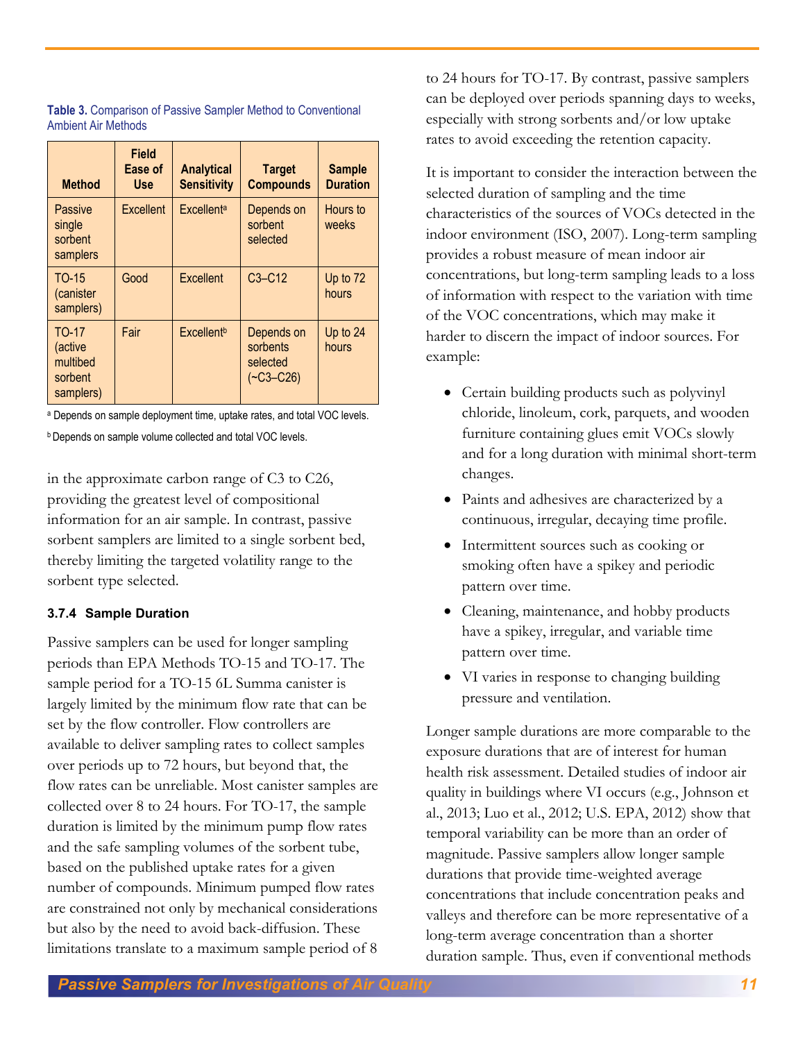**Table 3.** Comparison of Passive Sampler Method to Conventional Ambient Air Methods

| Method | Field Ease of Use | Analytical Sensitivity | Target Compounds | Sample Duration |
|---|---|---|---|---|
| Passive single sorbent samplers | Excellent | Excellent[a] | Depends on sorbent selected | Hours to weeks |
| TO-15 (canister samplers) | Good | Excellent | C3–C12 | Up to 72 hours |
| TO-17 (active multibed sorbent samplers) | Fair | Excellent[b] | Depends on sorbents selected (~C3–C26) | Up to 24 hours |

[a] Depends on sample deployment time, uptake rates, and total VOC levels.

[b] Depends on sample volume collected and total VOC levels.

in the approximate carbon range of C3 to C26, providing the greatest level of compositional information for an air sample. In contrast, passive sorbent samplers are limited to a single sorbent bed, thereby limiting the targeted volatility range to the sorbent type selected.

#### 3.7.4 Sample Duration

Passive samplers can be used for longer sampling periods than EPA Methods TO-15 and TO-17. The sample period for a TO-15 6L Summa canister is largely limited by the minimum flow rate that can be set by the flow controller. Flow controllers are available to deliver sampling rates to collect samples over periods up to 72 hours, but beyond that, the flow rates can be unreliable. Most canister samples are collected over 8 to 24 hours. For TO-17, the sample duration is limited by the minimum pump flow rates and the safe sampling volumes of the sorbent tube, based on the published uptake rates for a given number of compounds. Minimum pumped flow rates are constrained not only by mechanical considerations but also by the need to avoid back-diffusion. These limitations translate to a maximum sample period of 8 to 24 hours for TO-17. By contrast, passive samplers can be deployed over periods spanning days to weeks, especially with strong sorbents and/or low uptake rates to avoid exceeding the retention capacity.

It is important to consider the interaction between the selected duration of sampling and the time characteristics of the sources of VOCs detected in the indoor environment (ISO, 2007). Long-term sampling provides a robust measure of mean indoor air concentrations, but long-term sampling leads to a loss of information with respect to the variation with time of the VOC concentrations, which may make it harder to discern the impact of indoor sources. For example:

- Certain building products such as polyvinyl chloride, linoleum, cork, parquets, and wooden furniture containing glues emit VOCs slowly and for a long duration with minimal short-term changes.
- Paints and adhesives are characterized by a continuous, irregular, decaying time profile.
- Intermittent sources such as cooking or smoking often have a spikey and periodic pattern over time.
- Cleaning, maintenance, and hobby products have a spikey, irregular, and variable time pattern over time.
- VI varies in response to changing building pressure and ventilation.

Longer sample durations are more comparable to the exposure durations that are of interest for human health risk assessment. Detailed studies of indoor air quality in buildings where VI occurs (e.g., Johnson et al., 2013; Luo et al., 2012; U.S. EPA, 2012) show that temporal variability can be more than an order of magnitude. Passive samplers allow longer sample durations that provide time-weighted average concentrations that include concentration peaks and valleys and therefore can be more representative of a long-term average concentration than a shorter duration sample. Thus, even if conventional methods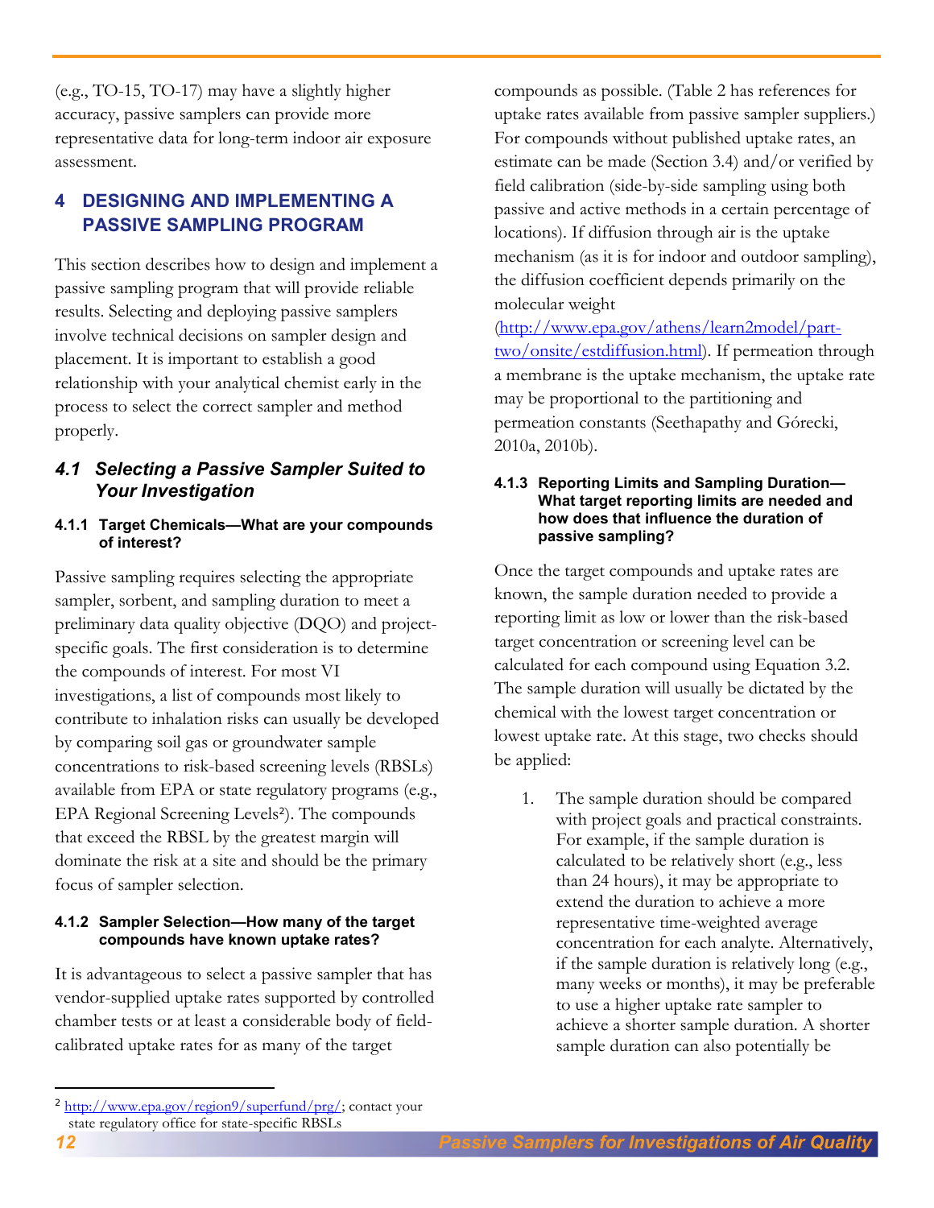(e.g., TO-15, TO-17) may have a slightly higher accuracy, passive samplers can provide more representative data for long-term indoor air exposure assessment.

# 4 DESIGNING AND IMPLEMENTING A PASSIVE SAMPLING PROGRAM

This section describes how to design and implement a passive sampling program that will provide reliable results. Selecting and deploying passive samplers involve technical decisions on sampler design and placement. It is important to establish a good relationship with your analytical chemist early in the process to select the correct sampler and method properly.

## *4.1 Selecting a Passive Sampler Suited to Your Investigation*

### 4.1.1 Target Chemicals—What are your compounds of interest?

Passive sampling requires selecting the appropriate sampler, sorbent, and sampling duration to meet a preliminary data quality objective (DQO) and project-specific goals. The first consideration is to determine the compounds of interest. For most VI investigations, a list of compounds most likely to contribute to inhalation risks can usually be developed by comparing soil gas or groundwater sample concentrations to risk-based screening levels (RBSLs) available from EPA or state regulatory programs (e.g., EPA Regional Screening Levels[2]). The compounds that exceed the RBSL by the greatest margin will dominate the risk at a site and should be the primary focus of sampler selection.

### 4.1.2 Sampler Selection—How many of the target compounds have known uptake rates?

It is advantageous to select a passive sampler that has vendor-supplied uptake rates supported by controlled chamber tests or at least a considerable body of field-calibrated uptake rates for as many of the target compounds as possible. (Table 2 has references for uptake rates available from passive sampler suppliers.) For compounds without published uptake rates, an estimate can be made (Section 3.4) and/or verified by field calibration (side-by-side sampling using both passive and active methods in a certain percentage of locations). If diffusion through air is the uptake mechanism (as it is for indoor and outdoor sampling), the diffusion coefficient depends primarily on the molecular weight (http://www.epa.gov/athens/learn2model/part-two/onsite/estdiffusion.html). If permeation through a membrane is the uptake mechanism, the uptake rate may be proportional to the partitioning and permeation constants (Seethapathy and Górecki, 2010a, 2010b).

### 4.1.3 Reporting Limits and Sampling Duration—What target reporting limits are needed and how does that influence the duration of passive sampling?

Once the target compounds and uptake rates are known, the sample duration needed to provide a reporting limit as low or lower than the risk-based target concentration or screening level can be calculated for each compound using Equation 3.2. The sample duration will usually be dictated by the chemical with the lowest target concentration or lowest uptake rate. At this stage, two checks should be applied:

1. The sample duration should be compared with project goals and practical constraints. For example, if the sample duration is calculated to be relatively short (e.g., less than 24 hours), it may be appropriate to extend the duration to achieve a more representative time-weighted average concentration for each analyte. Alternatively, if the sample duration is relatively long (e.g., many weeks or months), it may be preferable to use a higher uptake rate sampler to achieve a shorter sample duration. A shorter sample duration can also potentially be

---

[2] http://www.epa.gov/region9/superfund/prg/; contact your state regulatory office for state-specific RBSLs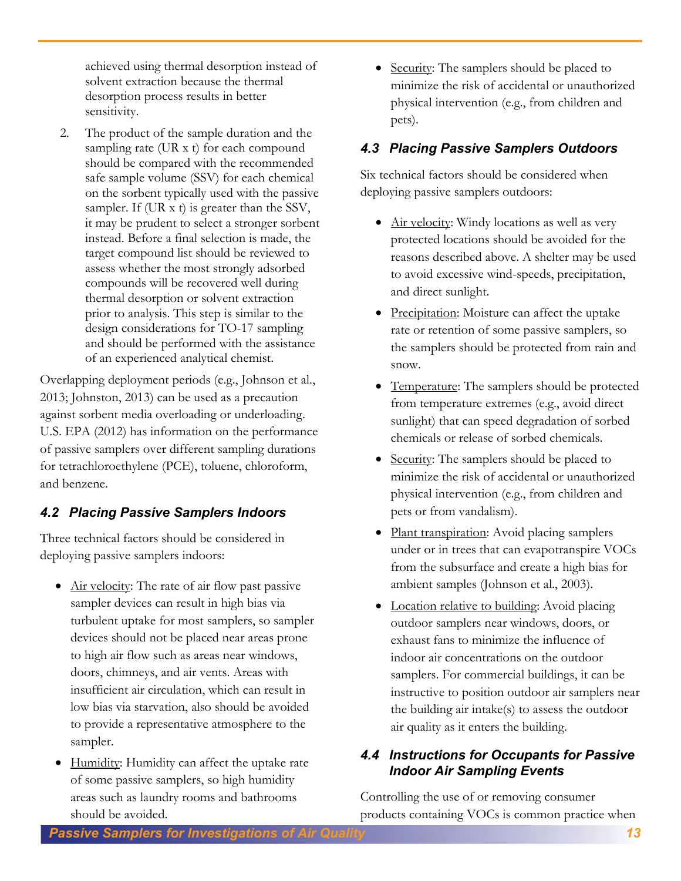achieved using thermal desorption instead of solvent extraction because the thermal desorption process results in better sensitivity.

2. The product of the sample duration and the sampling rate (UR x t) for each compound should be compared with the recommended safe sample volume (SSV) for each chemical on the sorbent typically used with the passive sampler. If (UR x t) is greater than the SSV, it may be prudent to select a stronger sorbent instead. Before a final selection is made, the target compound list should be reviewed to assess whether the most strongly adsorbed compounds will be recovered well during thermal desorption or solvent extraction prior to analysis. This step is similar to the design considerations for TO-17 sampling and should be performed with the assistance of an experienced analytical chemist.

Overlapping deployment periods (e.g., Johnson et al., 2013; Johnston, 2013) can be used as a precaution against sorbent media overloading or underloading. U.S. EPA (2012) has information on the performance of passive samplers over different sampling durations for tetrachloroethylene (PCE), toluene, chloroform, and benzene.

## 4.2 Placing Passive Samplers Indoors

Three technical factors should be considered in deploying passive samplers indoors:

- Air velocity: The rate of air flow past passive sampler devices can result in high bias via turbulent uptake for most samplers, so sampler devices should not be placed near areas prone to high air flow such as areas near windows, doors, chimneys, and air vents. Areas with insufficient air circulation, which can result in low bias via starvation, also should be avoided to provide a representative atmosphere to the sampler.
- Humidity: Humidity can affect the uptake rate of some passive samplers, so high humidity areas such as laundry rooms and bathrooms should be avoided.
- Security: The samplers should be placed to minimize the risk of accidental or unauthorized physical intervention (e.g., from children and pets).

## 4.3 Placing Passive Samplers Outdoors

Six technical factors should be considered when deploying passive samplers outdoors:

- Air velocity: Windy locations as well as very protected locations should be avoided for the reasons described above. A shelter may be used to avoid excessive wind-speeds, precipitation, and direct sunlight.
- Precipitation: Moisture can affect the uptake rate or retention of some passive samplers, so the samplers should be protected from rain and snow.
- Temperature: The samplers should be protected from temperature extremes (e.g., avoid direct sunlight) that can speed degradation of sorbed chemicals or release of sorbed chemicals.
- Security: The samplers should be placed to minimize the risk of accidental or unauthorized physical intervention (e.g., from children and pets or from vandalism).
- Plant transpiration: Avoid placing samplers under or in trees that can evapotranspire VOCs from the subsurface and create a high bias for ambient samples (Johnson et al., 2003).
- Location relative to building: Avoid placing outdoor samplers near windows, doors, or exhaust fans to minimize the influence of indoor air concentrations on the outdoor samplers. For commercial buildings, it can be instructive to position outdoor air samplers near the building air intake(s) to assess the outdoor air quality as it enters the building.

## 4.4 Instructions for Occupants for Passive Indoor Air Sampling Events

Controlling the use of or removing consumer products containing VOCs is common practice when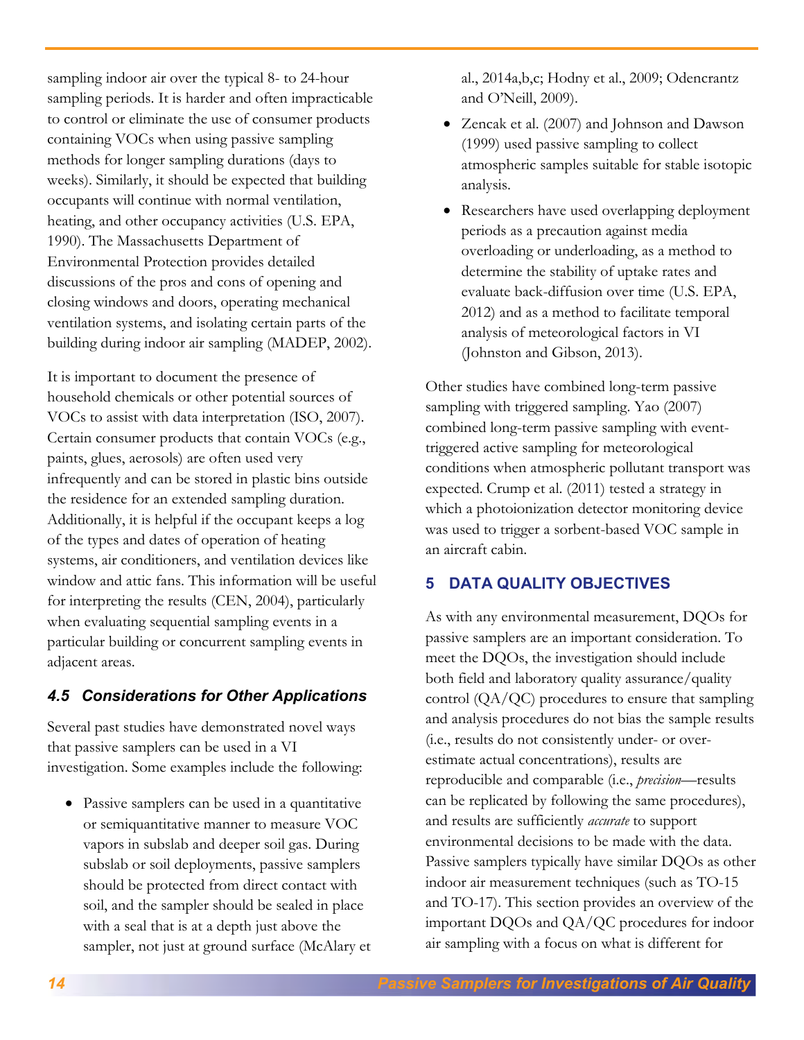sampling indoor air over the typical 8- to 24-hour sampling periods. It is harder and often impracticable to control or eliminate the use of consumer products containing VOCs when using passive sampling methods for longer sampling durations (days to weeks). Similarly, it should be expected that building occupants will continue with normal ventilation, heating, and other occupancy activities (U.S. EPA, 1990). The Massachusetts Department of Environmental Protection provides detailed discussions of the pros and cons of opening and closing windows and doors, operating mechanical ventilation systems, and isolating certain parts of the building during indoor air sampling (MADEP, 2002).

It is important to document the presence of household chemicals or other potential sources of VOCs to assist with data interpretation (ISO, 2007). Certain consumer products that contain VOCs (e.g., paints, glues, aerosols) are often used very infrequently and can be stored in plastic bins outside the residence for an extended sampling duration. Additionally, it is helpful if the occupant keeps a log of the types and dates of operation of heating systems, air conditioners, and ventilation devices like window and attic fans. This information will be useful for interpreting the results (CEN, 2004), particularly when evaluating sequential sampling events in a particular building or concurrent sampling events in adjacent areas.

### *4.5 Considerations for Other Applications*

Several past studies have demonstrated novel ways that passive samplers can be used in a VI investigation. Some examples include the following:

- Passive samplers can be used in a quantitative or semiquantitative manner to measure VOC vapors in subslab and deeper soil gas. During subslab or soil deployments, passive samplers should be protected from direct contact with soil, and the sampler should be sealed in place with a seal that is at a depth just above the sampler, not just at ground surface (McAlary et al., 2014a,b,c; Hodny et al., 2009; Odencrantz and O'Neill, 2009).
- Zencak et al. (2007) and Johnson and Dawson (1999) used passive sampling to collect atmospheric samples suitable for stable isotopic analysis.
- Researchers have used overlapping deployment periods as a precaution against media overloading or underloading, as a method to determine the stability of uptake rates and evaluate back-diffusion over time (U.S. EPA, 2012) and as a method to facilitate temporal analysis of meteorological factors in VI (Johnston and Gibson, 2013).

Other studies have combined long-term passive sampling with triggered sampling. Yao (2007) combined long-term passive sampling with event-triggered active sampling for meteorological conditions when atmospheric pollutant transport was expected. Crump et al. (2011) tested a strategy in which a photoionization detector monitoring device was used to trigger a sorbent-based VOC sample in an aircraft cabin.

## 5 DATA QUALITY OBJECTIVES

As with any environmental measurement, DQOs for passive samplers are an important consideration. To meet the DQOs, the investigation should include both field and laboratory quality assurance/quality control (QA/QC) procedures to ensure that sampling and analysis procedures do not bias the sample results (i.e., results do not consistently under- or over-estimate actual concentrations), results are reproducible and comparable (i.e., *precision*—results can be replicated by following the same procedures), and results are sufficiently *accurate* to support environmental decisions to be made with the data. Passive samplers typically have similar DQOs as other indoor air measurement techniques (such as TO-15 and TO-17). This section provides an overview of the important DQOs and QA/QC procedures for indoor air sampling with a focus on what is different for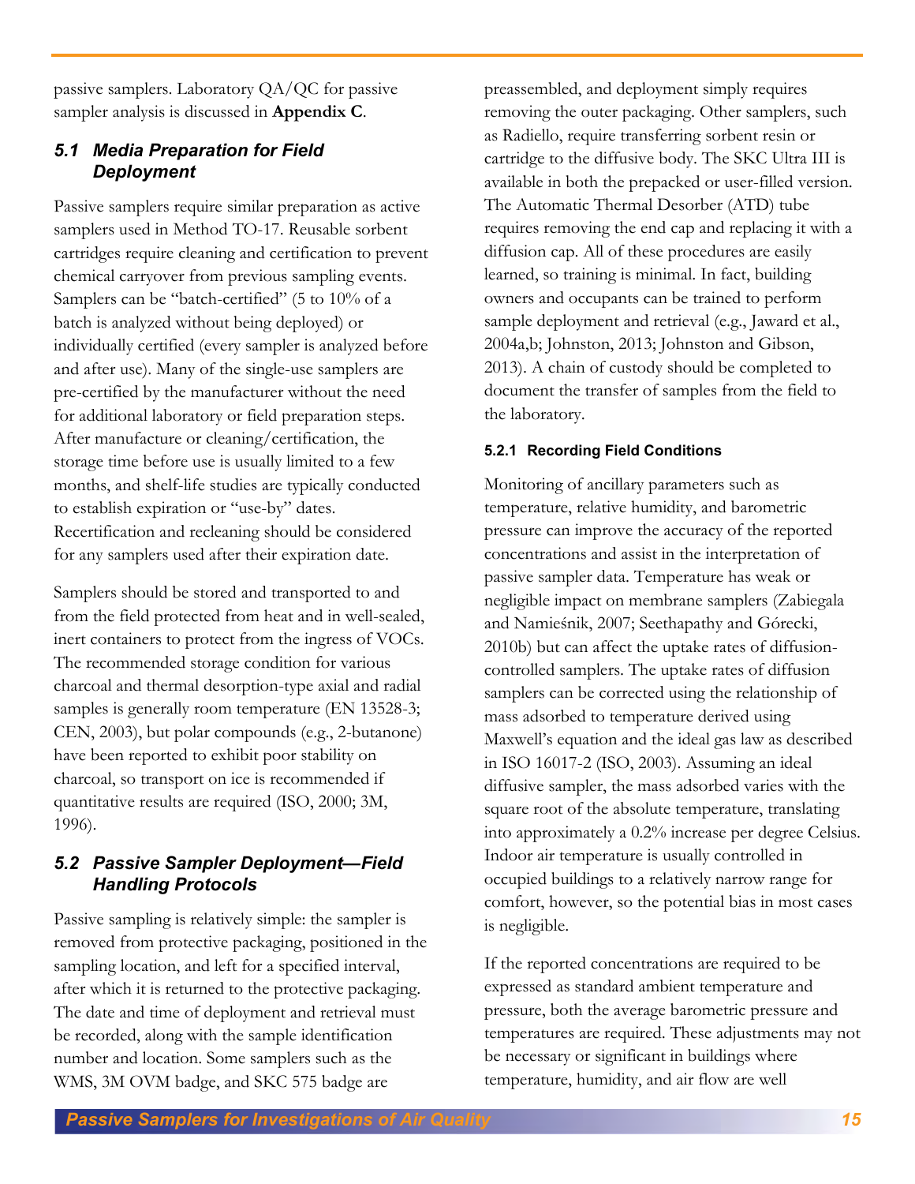passive samplers. Laboratory QA/QC for passive sampler analysis is discussed in **Appendix C**.

### *5.1 Media Preparation for Field Deployment*

Passive samplers require similar preparation as active samplers used in Method TO-17. Reusable sorbent cartridges require cleaning and certification to prevent chemical carryover from previous sampling events. Samplers can be "batch-certified" (5 to 10% of a batch is analyzed without being deployed) or individually certified (every sampler is analyzed before and after use). Many of the single-use samplers are pre-certified by the manufacturer without the need for additional laboratory or field preparation steps. After manufacture or cleaning/certification, the storage time before use is usually limited to a few months, and shelf-life studies are typically conducted to establish expiration or "use-by" dates. Recertification and recleaning should be considered for any samplers used after their expiration date.

Samplers should be stored and transported to and from the field protected from heat and in well-sealed, inert containers to protect from the ingress of VOCs. The recommended storage condition for various charcoal and thermal desorption-type axial and radial samples is generally room temperature (EN 13528-3; CEN, 2003), but polar compounds (e.g., 2-butanone) have been reported to exhibit poor stability on charcoal, so transport on ice is recommended if quantitative results are required (ISO, 2000; 3M, 1996).

### *5.2 Passive Sampler Deployment—Field Handling Protocols*

Passive sampling is relatively simple: the sampler is removed from protective packaging, positioned in the sampling location, and left for a specified interval, after which it is returned to the protective packaging. The date and time of deployment and retrieval must be recorded, along with the sample identification number and location. Some samplers such as the WMS, 3M OVM badge, and SKC 575 badge are preassembled, and deployment simply requires removing the outer packaging. Other samplers, such as Radiello, require transferring sorbent resin or cartridge to the diffusive body. The SKC Ultra III is available in both the prepacked or user-filled version. The Automatic Thermal Desorber (ATD) tube requires removing the end cap and replacing it with a diffusion cap. All of these procedures are easily learned, so training is minimal. In fact, building owners and occupants can be trained to perform sample deployment and retrieval (e.g., Jaward et al., 2004a,b; Johnston, 2013; Johnston and Gibson, 2013). A chain of custody should be completed to document the transfer of samples from the field to the laboratory.

#### 5.2.1 Recording Field Conditions

Monitoring of ancillary parameters such as temperature, relative humidity, and barometric pressure can improve the accuracy of the reported concentrations and assist in the interpretation of passive sampler data. Temperature has weak or negligible impact on membrane samplers (Zabiegala and Namieśnik, 2007; Seethapathy and Górecki, 2010b) but can affect the uptake rates of diffusion-controlled samplers. The uptake rates of diffusion samplers can be corrected using the relationship of mass adsorbed to temperature derived using Maxwell's equation and the ideal gas law as described in ISO 16017-2 (ISO, 2003). Assuming an ideal diffusive sampler, the mass adsorbed varies with the square root of the absolute temperature, translating into approximately a 0.2% increase per degree Celsius. Indoor air temperature is usually controlled in occupied buildings to a relatively narrow range for comfort, however, so the potential bias in most cases is negligible.

If the reported concentrations are required to be expressed as standard ambient temperature and pressure, both the average barometric pressure and temperatures are required. These adjustments may not be necessary or significant in buildings where temperature, humidity, and air flow are well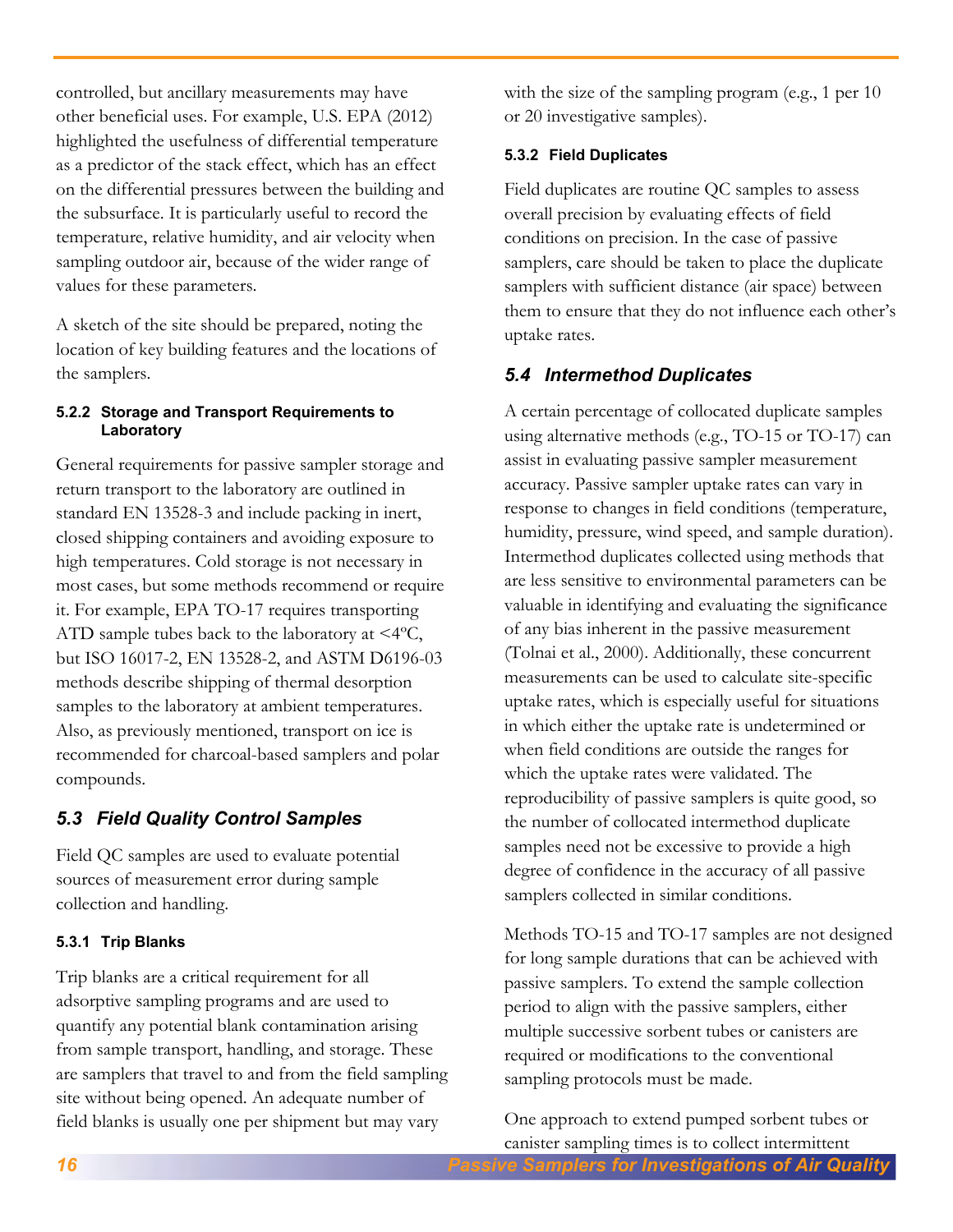controlled, but ancillary measurements may have other beneficial uses. For example, U.S. EPA (2012) highlighted the usefulness of differential temperature as a predictor of the stack effect, which has an effect on the differential pressures between the building and the subsurface. It is particularly useful to record the temperature, relative humidity, and air velocity when sampling outdoor air, because of the wider range of values for these parameters.

A sketch of the site should be prepared, noting the location of key building features and the locations of the samplers.

#### 5.2.2 Storage and Transport Requirements to Laboratory

General requirements for passive sampler storage and return transport to the laboratory are outlined in standard EN 13528-3 and include packing in inert, closed shipping containers and avoiding exposure to high temperatures. Cold storage is not necessary in most cases, but some methods recommend or require it. For example, EPA TO-17 requires transporting ATD sample tubes back to the laboratory at <4ºC, but ISO 16017-2, EN 13528-2, and ASTM D6196-03 methods describe shipping of thermal desorption samples to the laboratory at ambient temperatures. Also, as previously mentioned, transport on ice is recommended for charcoal-based samplers and polar compounds.

### 5.3 Field Quality Control Samples

Field QC samples are used to evaluate potential sources of measurement error during sample collection and handling.

#### 5.3.1 Trip Blanks

Trip blanks are a critical requirement for all adsorptive sampling programs and are used to quantify any potential blank contamination arising from sample transport, handling, and storage. These are samplers that travel to and from the field sampling site without being opened. An adequate number of field blanks is usually one per shipment but may vary with the size of the sampling program (e.g., 1 per 10 or 20 investigative samples).

#### 5.3.2 Field Duplicates

Field duplicates are routine QC samples to assess overall precision by evaluating effects of field conditions on precision. In the case of passive samplers, care should be taken to place the duplicate samplers with sufficient distance (air space) between them to ensure that they do not influence each other's uptake rates.

### 5.4 Intermethod Duplicates

A certain percentage of collocated duplicate samples using alternative methods (e.g., TO-15 or TO-17) can assist in evaluating passive sampler measurement accuracy. Passive sampler uptake rates can vary in response to changes in field conditions (temperature, humidity, pressure, wind speed, and sample duration). Intermethod duplicates collected using methods that are less sensitive to environmental parameters can be valuable in identifying and evaluating the significance of any bias inherent in the passive measurement (Tolnai et al., 2000). Additionally, these concurrent measurements can be used to calculate site-specific uptake rates, which is especially useful for situations in which either the uptake rate is undetermined or when field conditions are outside the ranges for which the uptake rates were validated. The reproducibility of passive samplers is quite good, so the number of collocated intermethod duplicate samples need not be excessive to provide a high degree of confidence in the accuracy of all passive samplers collected in similar conditions.

Methods TO-15 and TO-17 samples are not designed for long sample durations that can be achieved with passive samplers. To extend the sample collection period to align with the passive samplers, either multiple successive sorbent tubes or canisters are required or modifications to the conventional sampling protocols must be made.

One approach to extend pumped sorbent tubes or canister sampling times is to collect intermittent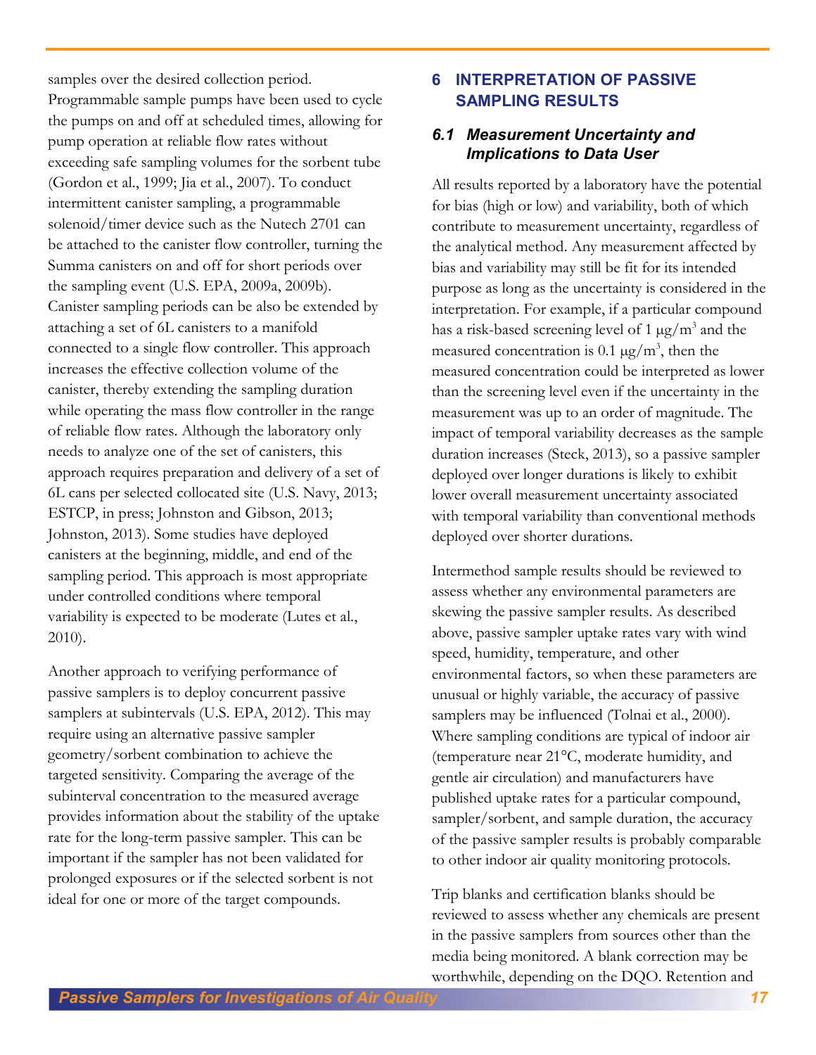samples over the desired collection period. Programmable sample pumps have been used to cycle the pumps on and off at scheduled times, allowing for pump operation at reliable flow rates without exceeding safe sampling volumes for the sorbent tube (Gordon et al., 1999; Jia et al., 2007). To conduct intermittent canister sampling, a programmable solenoid/timer device such as the Nutech 2701 can be attached to the canister flow controller, turning the Summa canisters on and off for short periods over the sampling event (U.S. EPA, 2009a, 2009b). Canister sampling periods can be also be extended by attaching a set of 6L canisters to a manifold connected to a single flow controller. This approach increases the effective collection volume of the canister, thereby extending the sampling duration while operating the mass flow controller in the range of reliable flow rates. Although the laboratory only needs to analyze one of the set of canisters, this approach requires preparation and delivery of a set of 6L cans per selected collocated site (U.S. Navy, 2013; ESTCP, in press; Johnston and Gibson, 2013; Johnston, 2013). Some studies have deployed canisters at the beginning, middle, and end of the sampling period. This approach is most appropriate under controlled conditions where temporal variability is expected to be moderate (Lutes et al., 2010).

Another approach to verifying performance of passive samplers is to deploy concurrent passive samplers at subintervals (U.S. EPA, 2012). This may require using an alternative passive sampler geometry/sorbent combination to achieve the targeted sensitivity. Comparing the average of the subinterval concentration to the measured average provides information about the stability of the uptake rate for the long-term passive sampler. This can be important if the sampler has not been validated for prolonged exposures or if the selected sorbent is not ideal for one or more of the target compounds.

# 6 INTERPRETATION OF PASSIVE SAMPLING RESULTS

## *6.1 Measurement Uncertainty and Implications to Data User*

All results reported by a laboratory have the potential for bias (high or low) and variability, both of which contribute to measurement uncertainty, regardless of the analytical method. Any measurement affected by bias and variability may still be fit for its intended purpose as long as the uncertainty is considered in the interpretation. For example, if a particular compound has a risk-based screening level of 1 μg/m$^3$ and the measured concentration is 0.1 μg/m$^3$, then the measured concentration could be interpreted as lower than the screening level even if the uncertainty in the measurement was up to an order of magnitude. The impact of temporal variability decreases as the sample duration increases (Steck, 2013), so a passive sampler deployed over longer durations is likely to exhibit lower overall measurement uncertainty associated with temporal variability than conventional methods deployed over shorter durations.

Intermethod sample results should be reviewed to assess whether any environmental parameters are skewing the passive sampler results. As described above, passive sampler uptake rates vary with wind speed, humidity, temperature, and other environmental factors, so when these parameters are unusual or highly variable, the accuracy of passive samplers may be influenced (Tolnai et al., 2000). Where sampling conditions are typical of indoor air (temperature near 21°C, moderate humidity, and gentle air circulation) and manufacturers have published uptake rates for a particular compound, sampler/sorbent, and sample duration, the accuracy of the passive sampler results is probably comparable to other indoor air quality monitoring protocols.

Trip blanks and certification blanks should be reviewed to assess whether any chemicals are present in the passive samplers from sources other than the media being monitored. A blank correction may be worthwhile, depending on the DQO. Retention and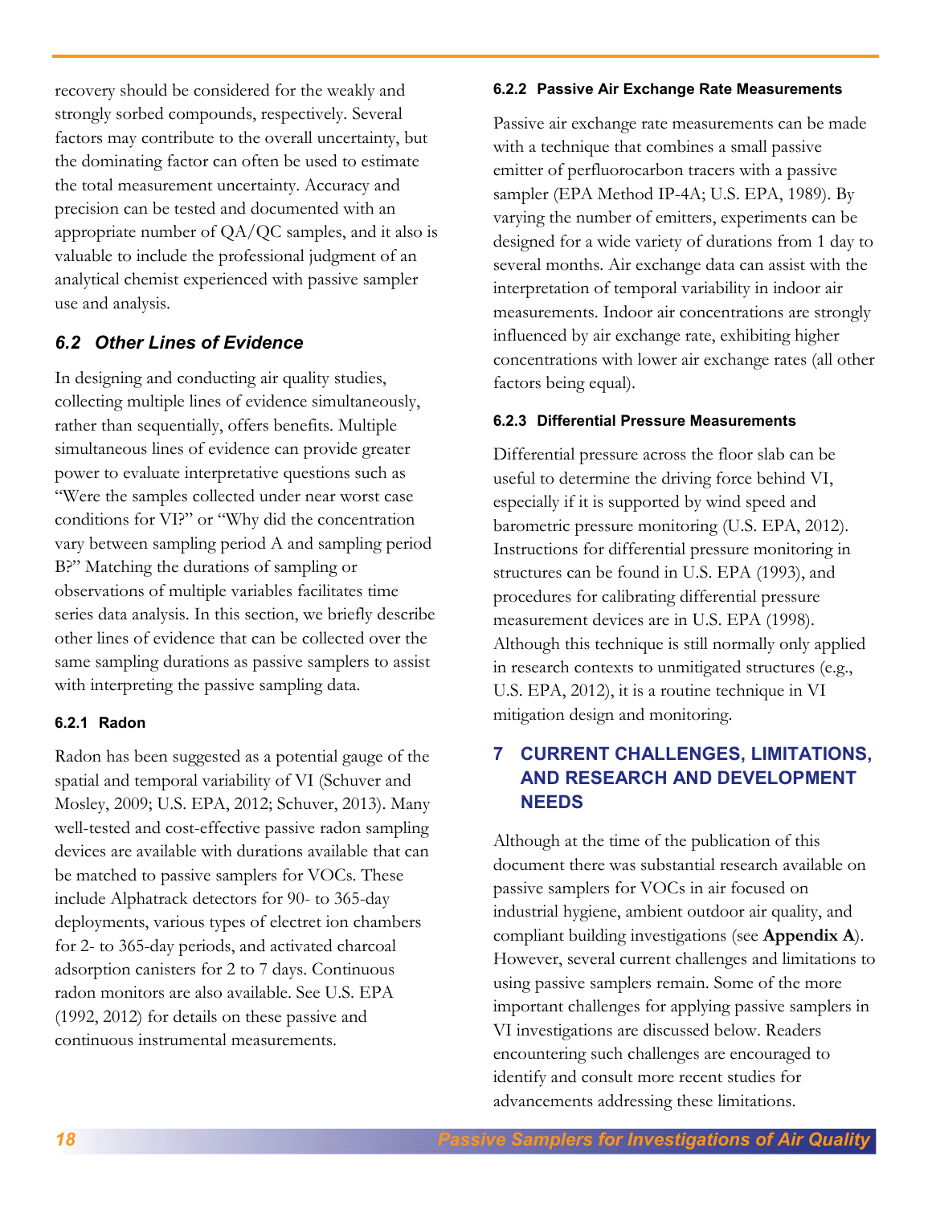recovery should be considered for the weakly and strongly sorbed compounds, respectively. Several factors may contribute to the overall uncertainty, but the dominating factor can often be used to estimate the total measurement uncertainty. Accuracy and precision can be tested and documented with an appropriate number of QA/QC samples, and it also is valuable to include the professional judgment of an analytical chemist experienced with passive sampler use and analysis.

## *6.2 Other Lines of Evidence*

In designing and conducting air quality studies, collecting multiple lines of evidence simultaneously, rather than sequentially, offers benefits. Multiple simultaneous lines of evidence can provide greater power to evaluate interpretative questions such as "Were the samples collected under near worst case conditions for VI?" or "Why did the concentration vary between sampling period A and sampling period B?" Matching the durations of sampling or observations of multiple variables facilitates time series data analysis. In this section, we briefly describe other lines of evidence that can be collected over the same sampling durations as passive samplers to assist with interpreting the passive sampling data.

### 6.2.1 Radon

Radon has been suggested as a potential gauge of the spatial and temporal variability of VI (Schuver and Mosley, 2009; U.S. EPA, 2012; Schuver, 2013). Many well-tested and cost-effective passive radon sampling devices are available with durations available that can be matched to passive samplers for VOCs. These include Alphatrack detectors for 90- to 365-day deployments, various types of electret ion chambers for 2- to 365-day periods, and activated charcoal adsorption canisters for 2 to 7 days. Continuous radon monitors are also available. See U.S. EPA (1992, 2012) for details on these passive and continuous instrumental measurements.

### 6.2.2 Passive Air Exchange Rate Measurements

Passive air exchange rate measurements can be made with a technique that combines a small passive emitter of perfluorocarbon tracers with a passive sampler (EPA Method IP-4A; U.S. EPA, 1989). By varying the number of emitters, experiments can be designed for a wide variety of durations from 1 day to several months. Air exchange data can assist with the interpretation of temporal variability in indoor air measurements. Indoor air concentrations are strongly influenced by air exchange rate, exhibiting higher concentrations with lower air exchange rates (all other factors being equal).

### 6.2.3 Differential Pressure Measurements

Differential pressure across the floor slab can be useful to determine the driving force behind VI, especially if it is supported by wind speed and barometric pressure monitoring (U.S. EPA, 2012). Instructions for differential pressure monitoring in structures can be found in U.S. EPA (1993), and procedures for calibrating differential pressure measurement devices are in U.S. EPA (1998). Although this technique is still normally only applied in research contexts to unmitigated structures (e.g., U.S. EPA, 2012), it is a routine technique in VI mitigation design and monitoring.

# 7 CURRENT CHALLENGES, LIMITATIONS, AND RESEARCH AND DEVELOPMENT NEEDS

Although at the time of the publication of this document there was substantial research available on passive samplers for VOCs in air focused on industrial hygiene, ambient outdoor air quality, and compliant building investigations (see **Appendix A**). However, several current challenges and limitations to using passive samplers remain. Some of the more important challenges for applying passive samplers in VI investigations are discussed below. Readers encountering such challenges are encouraged to identify and consult more recent studies for advancements addressing these limitations.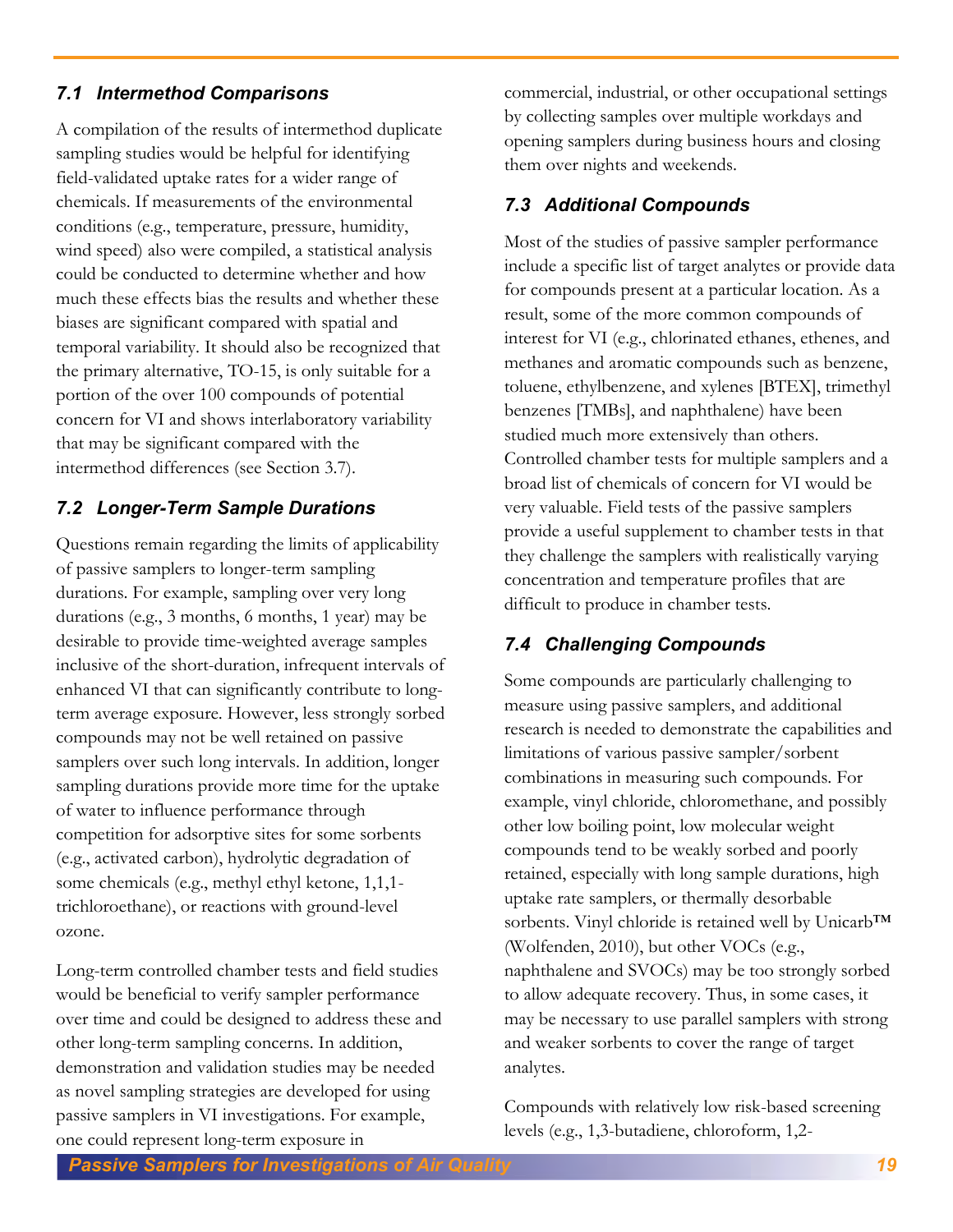### *7.1 Intermethod Comparisons*

A compilation of the results of intermethod duplicate sampling studies would be helpful for identifying field-validated uptake rates for a wider range of chemicals. If measurements of the environmental conditions (e.g., temperature, pressure, humidity, wind speed) also were compiled, a statistical analysis could be conducted to determine whether and how much these effects bias the results and whether these biases are significant compared with spatial and temporal variability. It should also be recognized that the primary alternative, TO-15, is only suitable for a portion of the over 100 compounds of potential concern for VI and shows interlaboratory variability that may be significant compared with the intermethod differences (see Section 3.7).

### *7.2 Longer-Term Sample Durations*

Questions remain regarding the limits of applicability of passive samplers to longer-term sampling durations. For example, sampling over very long durations (e.g., 3 months, 6 months, 1 year) may be desirable to provide time-weighted average samples inclusive of the short-duration, infrequent intervals of enhanced VI that can significantly contribute to long-term average exposure. However, less strongly sorbed compounds may not be well retained on passive samplers over such long intervals. In addition, longer sampling durations provide more time for the uptake of water to influence performance through competition for adsorptive sites for some sorbents (e.g., activated carbon), hydrolytic degradation of some chemicals (e.g., methyl ethyl ketone, 1,1,1-trichloroethane), or reactions with ground-level ozone.

Long-term controlled chamber tests and field studies would be beneficial to verify sampler performance over time and could be designed to address these and other long-term sampling concerns. In addition, demonstration and validation studies may be needed as novel sampling strategies are developed for using passive samplers in VI investigations. For example, one could represent long-term exposure in commercial, industrial, or other occupational settings by collecting samples over multiple workdays and opening samplers during business hours and closing them over nights and weekends.

### *7.3 Additional Compounds*

Most of the studies of passive sampler performance include a specific list of target analytes or provide data for compounds present at a particular location. As a result, some of the more common compounds of interest for VI (e.g., chlorinated ethanes, ethenes, and methanes and aromatic compounds such as benzene, toluene, ethylbenzene, and xylenes [BTEX], trimethyl benzenes [TMBs], and naphthalene) have been studied much more extensively than others. Controlled chamber tests for multiple samplers and a broad list of chemicals of concern for VI would be very valuable. Field tests of the passive samplers provide a useful supplement to chamber tests in that they challenge the samplers with realistically varying concentration and temperature profiles that are difficult to produce in chamber tests.

### *7.4 Challenging Compounds*

Some compounds are particularly challenging to measure using passive samplers, and additional research is needed to demonstrate the capabilities and limitations of various passive sampler/sorbent combinations in measuring such compounds. For example, vinyl chloride, chloromethane, and possibly other low boiling point, low molecular weight compounds tend to be weakly sorbed and poorly retained, especially with long sample durations, high uptake rate samplers, or thermally desorbable sorbents. Vinyl chloride is retained well by Unicarb™ (Wolfenden, 2010), but other VOCs (e.g., naphthalene and SVOCs) may be too strongly sorbed to allow adequate recovery. Thus, in some cases, it may be necessary to use parallel samplers with strong and weaker sorbents to cover the range of target analytes.

Compounds with relatively low risk-based screening levels (e.g., 1,3-butadiene, chloroform, 1,2-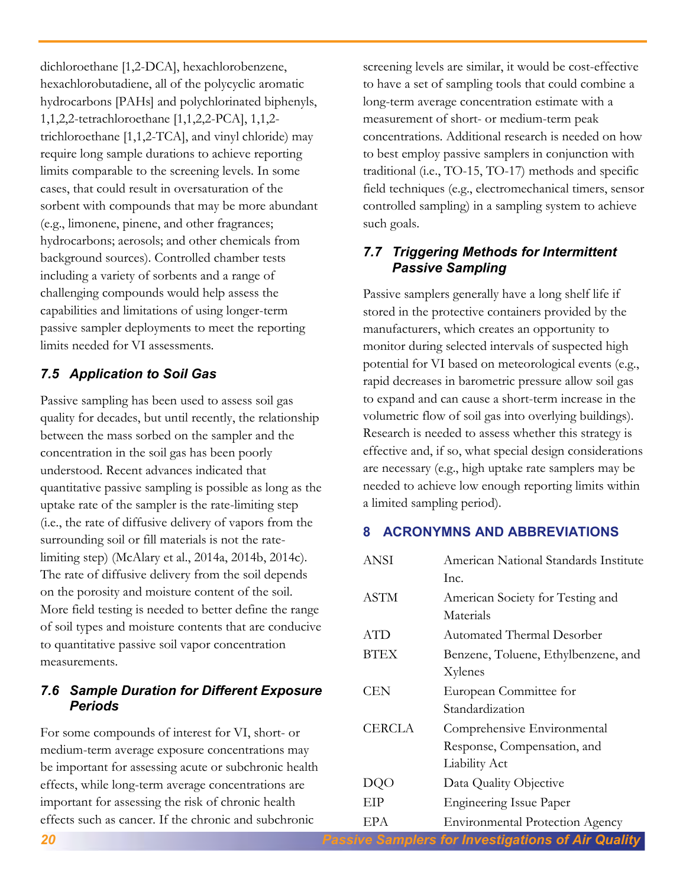dichloroethane [1,2-DCA], hexachlorobenzene, hexachlorobutadiene, all of the polycyclic aromatic hydrocarbons [PAHs] and polychlorinated biphenyls, 1,1,2,2-tetrachloroethane [1,1,2,2-PCA], 1,1,2-trichloroethane [1,1,2-TCA], and vinyl chloride) may require long sample durations to achieve reporting limits comparable to the screening levels. In some cases, that could result in oversaturation of the sorbent with compounds that may be more abundant (e.g., limonene, pinene, and other fragrances; hydrocarbons; aerosols; and other chemicals from background sources). Controlled chamber tests including a variety of sorbents and a range of challenging compounds would help assess the capabilities and limitations of using longer-term passive sampler deployments to meet the reporting limits needed for VI assessments.

### 7.5 Application to Soil Gas

Passive sampling has been used to assess soil gas quality for decades, but until recently, the relationship between the mass sorbed on the sampler and the concentration in the soil gas has been poorly understood. Recent advances indicated that quantitative passive sampling is possible as long as the uptake rate of the sampler is the rate-limiting step (i.e., the rate of diffusive delivery of vapors from the surrounding soil or fill materials is not the rate-limiting step) (McAlary et al., 2014a, 2014b, 2014c). The rate of diffusive delivery from the soil depends on the porosity and moisture content of the soil. More field testing is needed to better define the range of soil types and moisture contents that are conducive to quantitative passive soil vapor concentration measurements.

### 7.6 Sample Duration for Different Exposure Periods

For some compounds of interest for VI, short- or medium-term average exposure concentrations may be important for assessing acute or subchronic health effects, while long-term average concentrations are important for assessing the risk of chronic health effects such as cancer. If the chronic and subchronic screening levels are similar, it would be cost-effective to have a set of sampling tools that could combine a long-term average concentration estimate with a measurement of short- or medium-term peak concentrations. Additional research is needed on how to best employ passive samplers in conjunction with traditional (i.e., TO-15, TO-17) methods and specific field techniques (e.g., electromechanical timers, sensor controlled sampling) in a sampling system to achieve such goals.

### 7.7 Triggering Methods for Intermittent Passive Sampling

Passive samplers generally have a long shelf life if stored in the protective containers provided by the manufacturers, which creates an opportunity to monitor during selected intervals of suspected high potential for VI based on meteorological events (e.g., rapid decreases in barometric pressure allow soil gas to expand and can cause a short-term increase in the volumetric flow of soil gas into overlying buildings). Research is needed to assess whether this strategy is effective and, if so, what special design considerations are necessary (e.g., high uptake rate samplers may be needed to achieve low enough reporting limits within a limited sampling period).

## 8 ACRONYMNS AND ABBREVIATIONS

| | |
|---|---|
| ANSI | American National Standards Institute Inc. |
| ASTM | American Society for Testing and Materials |
| ATD | Automated Thermal Desorber |
| BTEX | Benzene, Toluene, Ethylbenzene, and Xylenes |
| CEN | European Committee for Standardization |
| CERCLA | Comprehensive Environmental Response, Compensation, and Liability Act |
| DQO | Data Quality Objective |
| EIP | Engineering Issue Paper |
| EPA | Environmental Protection Agency |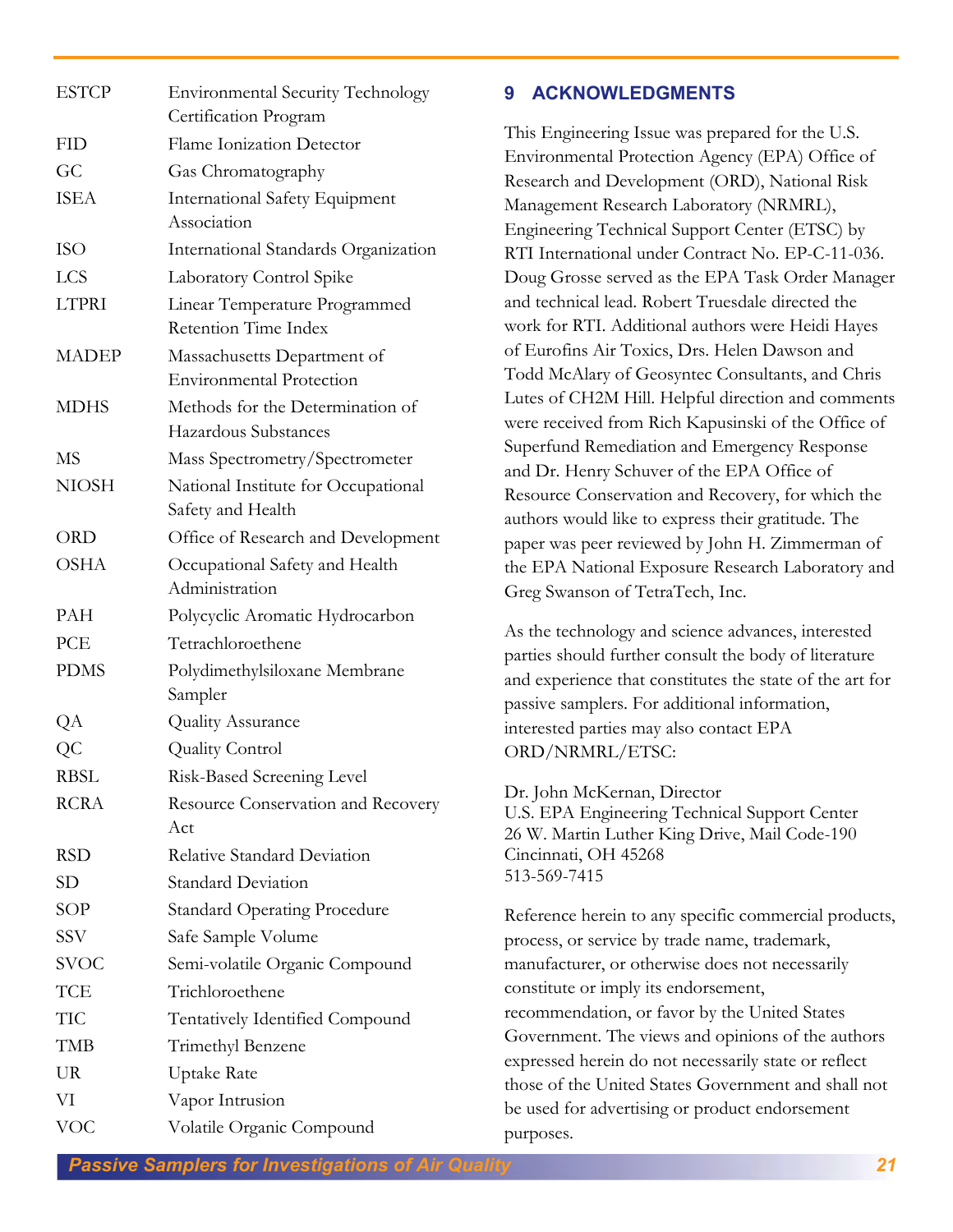| | |
|---|---|
| ESTCP | Environmental Security Technology Certification Program |
| FID | Flame Ionization Detector |
| GC | Gas Chromatography |
| ISEA | International Safety Equipment Association |
| ISO | International Standards Organization |
| LCS | Laboratory Control Spike |
| LTPRI | Linear Temperature Programmed Retention Time Index |
| MADEP | Massachusetts Department of Environmental Protection |
| MDHS | Methods for the Determination of Hazardous Substances |
| MS | Mass Spectrometry/Spectrometer |
| NIOSH | National Institute for Occupational Safety and Health |
| ORD | Office of Research and Development |
| OSHA | Occupational Safety and Health Administration |
| PAH | Polycyclic Aromatic Hydrocarbon |
| PCE | Tetrachloroethene |
| PDMS | Polydimethylsiloxane Membrane Sampler |
| QA | Quality Assurance |
| QC | Quality Control |
| RBSL | Risk-Based Screening Level |
| RCRA | Resource Conservation and Recovery Act |
| RSD | Relative Standard Deviation |
| SD | Standard Deviation |
| SOP | Standard Operating Procedure |
| SSV | Safe Sample Volume |
| SVOC | Semi-volatile Organic Compound |
| TCE | Trichloroethene |
| TIC | Tentatively Identified Compound |
| TMB | Trimethyl Benzene |
| UR | Uptake Rate |
| VI | Vapor Intrusion |
| VOC | Volatile Organic Compound |

## 9 ACKNOWLEDGMENTS

This Engineering Issue was prepared for the U.S. Environmental Protection Agency (EPA) Office of Research and Development (ORD), National Risk Management Research Laboratory (NRMRL), Engineering Technical Support Center (ETSC) by RTI International under Contract No. EP-C-11-036. Doug Grosse served as the EPA Task Order Manager and technical lead. Robert Truesdale directed the work for RTI. Additional authors were Heidi Hayes of Eurofins Air Toxics, Drs. Helen Dawson and Todd McAlary of Geosyntec Consultants, and Chris Lutes of CH2M Hill. Helpful direction and comments were received from Rich Kapusinski of the Office of Superfund Remediation and Emergency Response and Dr. Henry Schuver of the EPA Office of Resource Conservation and Recovery, for which the authors would like to express their gratitude. The paper was peer reviewed by John H. Zimmerman of the EPA National Exposure Research Laboratory and Greg Swanson of TetraTech, Inc.

As the technology and science advances, interested parties should further consult the body of literature and experience that constitutes the state of the art for passive samplers. For additional information, interested parties may also contact EPA ORD/NRMRL/ETSC:

Dr. John McKernan, Director
U.S. EPA Engineering Technical Support Center
26 W. Martin Luther King Drive, Mail Code-190
Cincinnati, OH 45268
513-569-7415

Reference herein to any specific commercial products, process, or service by trade name, trademark, manufacturer, or otherwise does not necessarily constitute or imply its endorsement, recommendation, or favor by the United States Government. The views and opinions of the authors expressed herein do not necessarily state or reflect those of the United States Government and shall not be used for advertising or product endorsement purposes.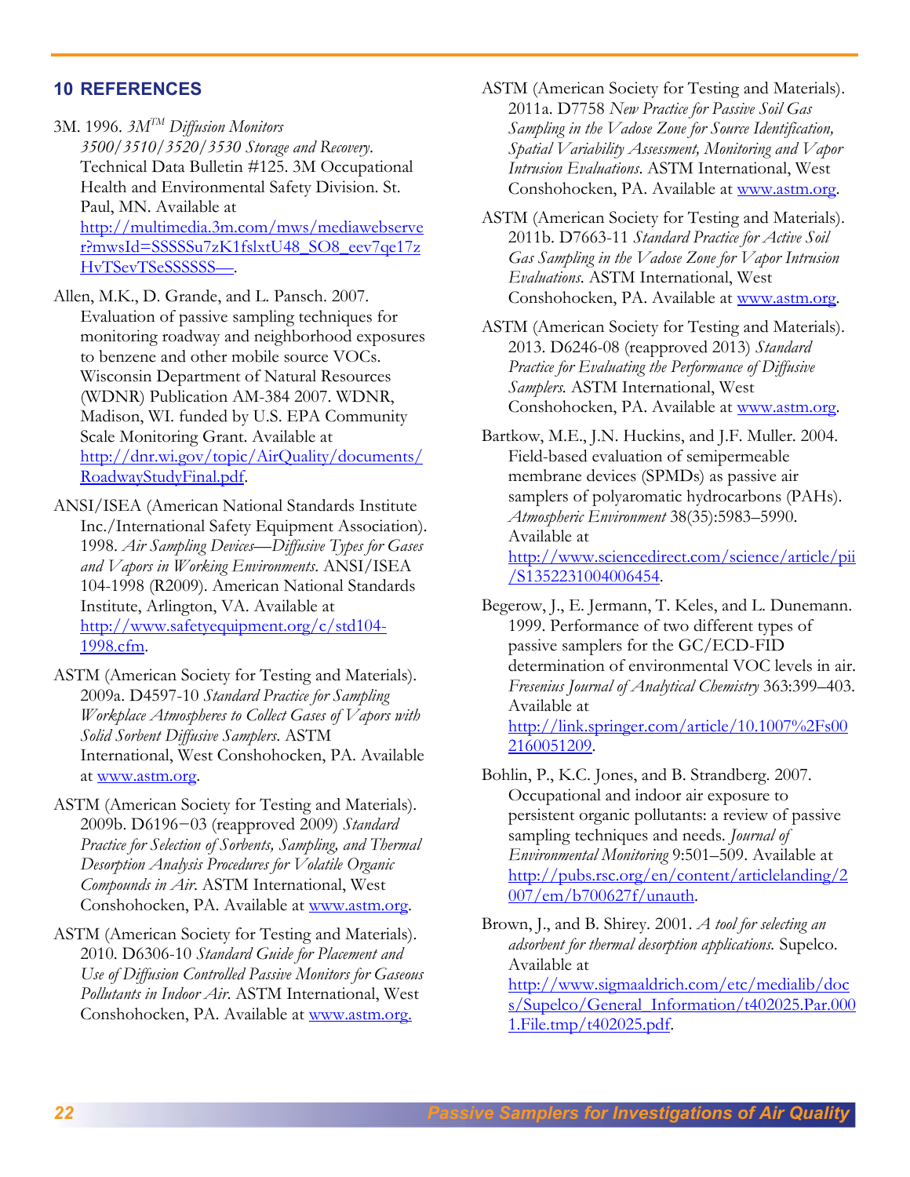## 10 REFERENCES

3M. 1996. *3M[TM] Diffusion Monitors 3500/3510/3520/3530 Storage and Recovery*. Technical Data Bulletin #125. 3M Occupational Health and Environmental Safety Division. St. Paul, MN. Available at http://multimedia.3m.com/mws/mediawebserver?mwsId=SSSSSu7zK1fslxtU48_SO8_eev7qe17zHvTSevTSeSSSSSS--.

Allen, M.K., D. Grande, and L. Pansch. 2007. Evaluation of passive sampling techniques for monitoring roadway and neighborhood exposures to benzene and other mobile source VOCs. Wisconsin Department of Natural Resources (WDNR) Publication AM-384 2007. WDNR, Madison, WI. funded by U.S. EPA Community Scale Monitoring Grant. Available at http://dnr.wi.gov/topic/AirQuality/documents/RoadwayStudyFinal.pdf.

ANSI/ISEA (American National Standards Institute Inc./International Safety Equipment Association). 1998. *Air Sampling Devices—Diffusive Types for Gases and Vapors in Working Environments*. ANSI/ISEA 104-1998 (R2009). American National Standards Institute, Arlington, VA. Available at http://www.safetyequipment.org/c/std104-1998.cfm.

ASTM (American Society for Testing and Materials). 2009a. D4597-10 *Standard Practice for Sampling Workplace Atmospheres to Collect Gases of Vapors with Solid Sorbent Diffusive Samplers*. ASTM International, West Conshohocken, PA. Available at www.astm.org.

ASTM (American Society for Testing and Materials). 2009b. D6196−03 (reapproved 2009) *Standard Practice for Selection of Sorbents, Sampling, and Thermal Desorption Analysis Procedures for Volatile Organic Compounds in Air*. ASTM International, West Conshohocken, PA. Available at www.astm.org.

ASTM (American Society for Testing and Materials). 2010. D6306-10 *Standard Guide for Placement and Use of Diffusion Controlled Passive Monitors for Gaseous Pollutants in Indoor Air*. ASTM International, West Conshohocken, PA. Available at www.astm.org.

ASTM (American Society for Testing and Materials). 2011a. D7758 *New Practice for Passive Soil Gas Sampling in the Vadose Zone for Source Identification, Spatial Variability Assessment, Monitoring and Vapor Intrusion Evaluations*. ASTM International, West Conshohocken, PA. Available at www.astm.org.

ASTM (American Society for Testing and Materials). 2011b. D7663-11 *Standard Practice for Active Soil Gas Sampling in the Vadose Zone for Vapor Intrusion Evaluations*. ASTM International, West Conshohocken, PA. Available at www.astm.org.

ASTM (American Society for Testing and Materials). 2013. D6246-08 (reapproved 2013) *Standard Practice for Evaluating the Performance of Diffusive Samplers*. ASTM International, West Conshohocken, PA. Available at www.astm.org.

Bartkow, M.E., J.N. Huckins, and J.F. Muller. 2004. Field-based evaluation of semipermeable membrane devices (SPMDs) as passive air samplers of polyaromatic hydrocarbons (PAHs). *Atmospheric Environment* 38(35):5983–5990. Available at http://www.sciencedirect.com/science/article/pii/S1352231004006454.

Begerow, J., E. Jermann, T. Keles, and L. Dunemann. 1999. Performance of two different types of passive samplers for the GC/ECD-FID determination of environmental VOC levels in air. *Fresenius Journal of Analytical Chemistry* 363:399–403. Available at http://link.springer.com/article/10.1007%2Fs002160051209.

Bohlin, P., K.C. Jones, and B. Strandberg. 2007. Occupational and indoor air exposure to persistent organic pollutants: a review of passive sampling techniques and needs. *Journal of Environmental Monitoring* 9:501–509. Available at http://pubs.rsc.org/en/content/articlelanding/2007/em/b700627f/unauth.

Brown, J., and B. Shirey. 2001. *A tool for selecting an adsorbent for thermal desorption applications*. Supelco. Available at http://www.sigmaaldrich.com/etc/medialib/docs/Supelco/General_Information/t402025.Par.0001.File.tmp/t402025.pdf.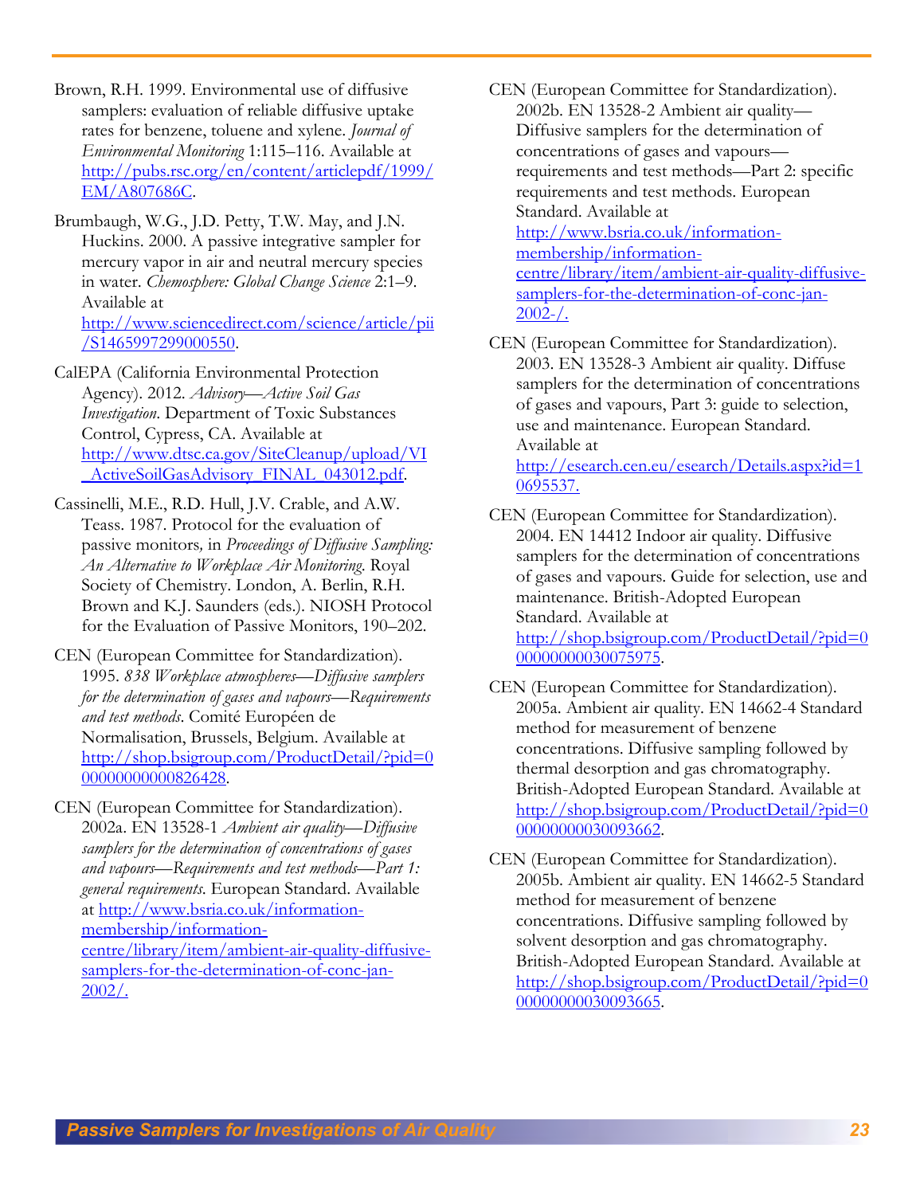Brown, R.H. 1999. Environmental use of diffusive samplers: evaluation of reliable diffusive uptake rates for benzene, toluene and xylene. *Journal of Environmental Monitoring* 1:115–116. Available at http://pubs.rsc.org/en/content/articlepdf/1999/EM/A807686C.

Brumbaugh, W.G., J.D. Petty, T.W. May, and J.N. Huckins. 2000. A passive integrative sampler for mercury vapor in air and neutral mercury species in water. *Chemosphere: Global Change Science* 2:1–9. Available at http://www.sciencedirect.com/science/article/pii/S1465997299000550.

CalEPA (California Environmental Protection Agency). 2012. *Advisory—Active Soil Gas Investigation*. Department of Toxic Substances Control, Cypress, CA. Available at http://www.dtsc.ca.gov/SiteCleanup/upload/VI_ActiveSoilGasAdvisory_FINAL_043012.pdf.

Cassinelli, M.E., R.D. Hull, J.V. Crable, and A.W. Teass. 1987. Protocol for the evaluation of passive monitors, in *Proceedings of Diffusive Sampling: An Alternative to Workplace Air Monitoring*. Royal Society of Chemistry. London, A. Berlin, R.H. Brown and K.J. Saunders (eds.). NIOSH Protocol for the Evaluation of Passive Monitors, 190–202.

CEN (European Committee for Standardization). 1995. *838 Workplace atmospheres—Diffusive samplers for the determination of gases and vapours—Requirements and test methods*. Comité Européen de Normalisation, Brussels, Belgium. Available at http://shop.bsigroup.com/ProductDetail/?pid=000000000000826428.

CEN (European Committee for Standardization). 2002a. EN 13528-1 *Ambient air quality—Diffusive samplers for the determination of concentrations of gases and vapours—Requirements and test methods—Part 1: general requirements*. European Standard. Available at http://www.bsria.co.uk/information-membership/information-centre/library/item/ambient-air-quality-diffusive-samplers-for-the-determination-of-conc-jan-2002/.

CEN (European Committee for Standardization). 2002b. EN 13528-2 Ambient air quality—Diffusive samplers for the determination of concentrations of gases and vapours—requirements and test methods—Part 2: specific requirements and test methods. European Standard. Available at http://www.bsria.co.uk/information-membership/information-centre/library/item/ambient-air-quality-diffusive-samplers-for-the-determination-of-conc-jan-2002-/.

CEN (European Committee for Standardization). 2003. EN 13528-3 Ambient air quality. Diffuse samplers for the determination of concentrations of gases and vapours, Part 3: guide to selection, use and maintenance. European Standard. Available at http://esearch.cen.eu/esearch/Details.aspx?id=10695537.

CEN (European Committee for Standardization). 2004. EN 14412 Indoor air quality. Diffusive samplers for the determination of concentrations of gases and vapours. Guide for selection, use and maintenance. British-Adopted European Standard. Available at http://shop.bsigroup.com/ProductDetail/?pid=000000000030075975.

CEN (European Committee for Standardization). 2005a. Ambient air quality. EN 14662-4 Standard method for measurement of benzene concentrations. Diffusive sampling followed by thermal desorption and gas chromatography. British-Adopted European Standard. Available at http://shop.bsigroup.com/ProductDetail/?pid=000000000030093662.

CEN (European Committee for Standardization). 2005b. Ambient air quality. EN 14662-5 Standard method for measurement of benzene concentrations. Diffusive sampling followed by solvent desorption and gas chromatography. British-Adopted European Standard. Available at http://shop.bsigroup.com/ProductDetail/?pid=000000000030093665.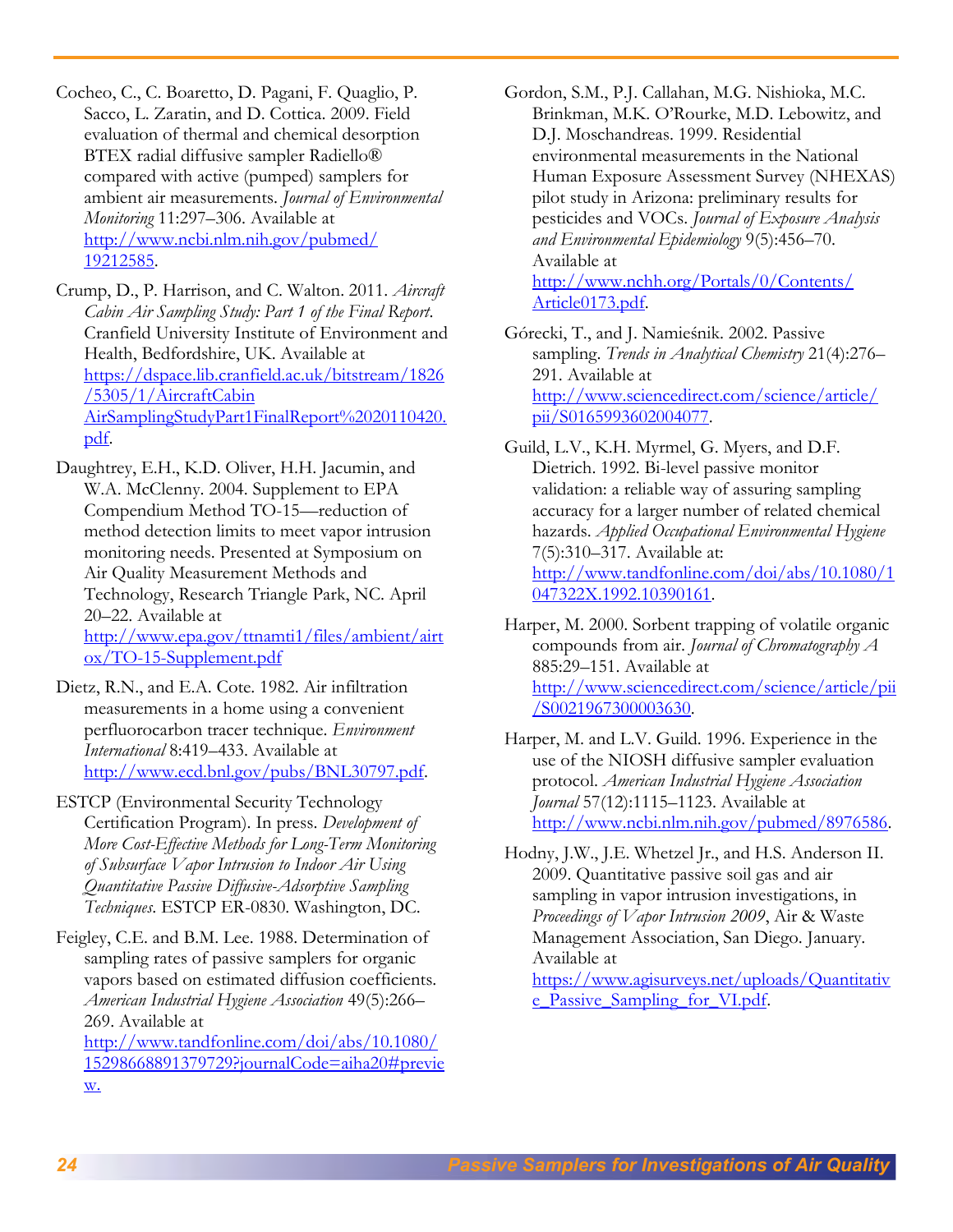Cocheo, C., C. Boaretto, D. Pagani, F. Quaglio, P. Sacco, L. Zaratin, and D. Cottica. 2009. Field evaluation of thermal and chemical desorption BTEX radial diffusive sampler Radiello® compared with active (pumped) samplers for ambient air measurements. *Journal of Environmental Monitoring* 11:297–306. Available at http://www.ncbi.nlm.nih.gov/pubmed/19212585.

Crump, D., P. Harrison, and C. Walton. 2011. *Aircraft Cabin Air Sampling Study: Part 1 of the Final Report*. Cranfield University Institute of Environment and Health, Bedfordshire, UK. Available at https://dspace.lib.cranfield.ac.uk/bitstream/1826/5305/1/AircraftCabinAirSamplingStudyPart1FinalReport%2020110420.pdf.

Daughtrey, E.H., K.D. Oliver, H.H. Jacumin, and W.A. McClenny. 2004. Supplement to EPA Compendium Method TO-15—reduction of method detection limits to meet vapor intrusion monitoring needs. Presented at Symposium on Air Quality Measurement Methods and Technology, Research Triangle Park, NC. April 20–22. Available at http://www.epa.gov/ttnamti1/files/ambient/airtox/TO-15-Supplement.pdf

Dietz, R.N., and E.A. Cote. 1982. Air infiltration measurements in a home using a convenient perfluorocarbon tracer technique. *Environment International* 8:419–433. Available at http://www.ecd.bnl.gov/pubs/BNL30797.pdf.

ESTCP (Environmental Security Technology Certification Program). In press. *Development of More Cost-Effective Methods for Long-Term Monitoring of Subsurface Vapor Intrusion to Indoor Air Using Quantitative Passive Diffusive-Adsorptive Sampling Techniques*. ESTCP ER-0830. Washington, DC.

Feigley, C.E. and B.M. Lee. 1988. Determination of sampling rates of passive samplers for organic vapors based on estimated diffusion coefficients. *American Industrial Hygiene Association* 49(5):266–269. Available at http://www.tandfonline.com/doi/abs/10.1080/15298668891379729?journalCode=aiha20#preview.

Gordon, S.M., P.J. Callahan, M.G. Nishioka, M.C. Brinkman, M.K. O'Rourke, M.D. Lebowitz, and D.J. Moschandreas. 1999. Residential environmental measurements in the National Human Exposure Assessment Survey (NHEXAS) pilot study in Arizona: preliminary results for pesticides and VOCs. *Journal of Exposure Analysis and Environmental Epidemiology* 9(5):456–70. Available at http://www.nchh.org/Portals/0/Contents/Article0173.pdf.

Górecki, T., and J. Namieśnik. 2002. Passive sampling. *Trends in Analytical Chemistry* 21(4):276–291. Available at http://www.sciencedirect.com/science/article/pii/S0165993602004077.

Guild, L.V., K.H. Myrmel, G. Myers, and D.F. Dietrich. 1992. Bi-level passive monitor validation: a reliable way of assuring sampling accuracy for a larger number of related chemical hazards. *Applied Occupational Environmental Hygiene* 7(5):310–317. Available at: http://www.tandfonline.com/doi/abs/10.1080/1047322X.1992.10390161.

Harper, M. 2000. Sorbent trapping of volatile organic compounds from air. *Journal of Chromatography A* 885:29–151. Available at http://www.sciencedirect.com/science/article/pii/S0021967300003630.

Harper, M. and L.V. Guild. 1996. Experience in the use of the NIOSH diffusive sampler evaluation protocol. *American Industrial Hygiene Association Journal* 57(12):1115–1123. Available at http://www.ncbi.nlm.nih.gov/pubmed/8976586.

Hodny, J.W., J.E. Whetzel Jr., and H.S. Anderson II. 2009. Quantitative passive soil gas and air sampling in vapor intrusion investigations, in *Proceedings of Vapor Intrusion 2009*, Air & Waste Management Association, San Diego. January. Available at https://www.agisurveys.net/uploads/Quantitative_Passive_Sampling_for_VI.pdf.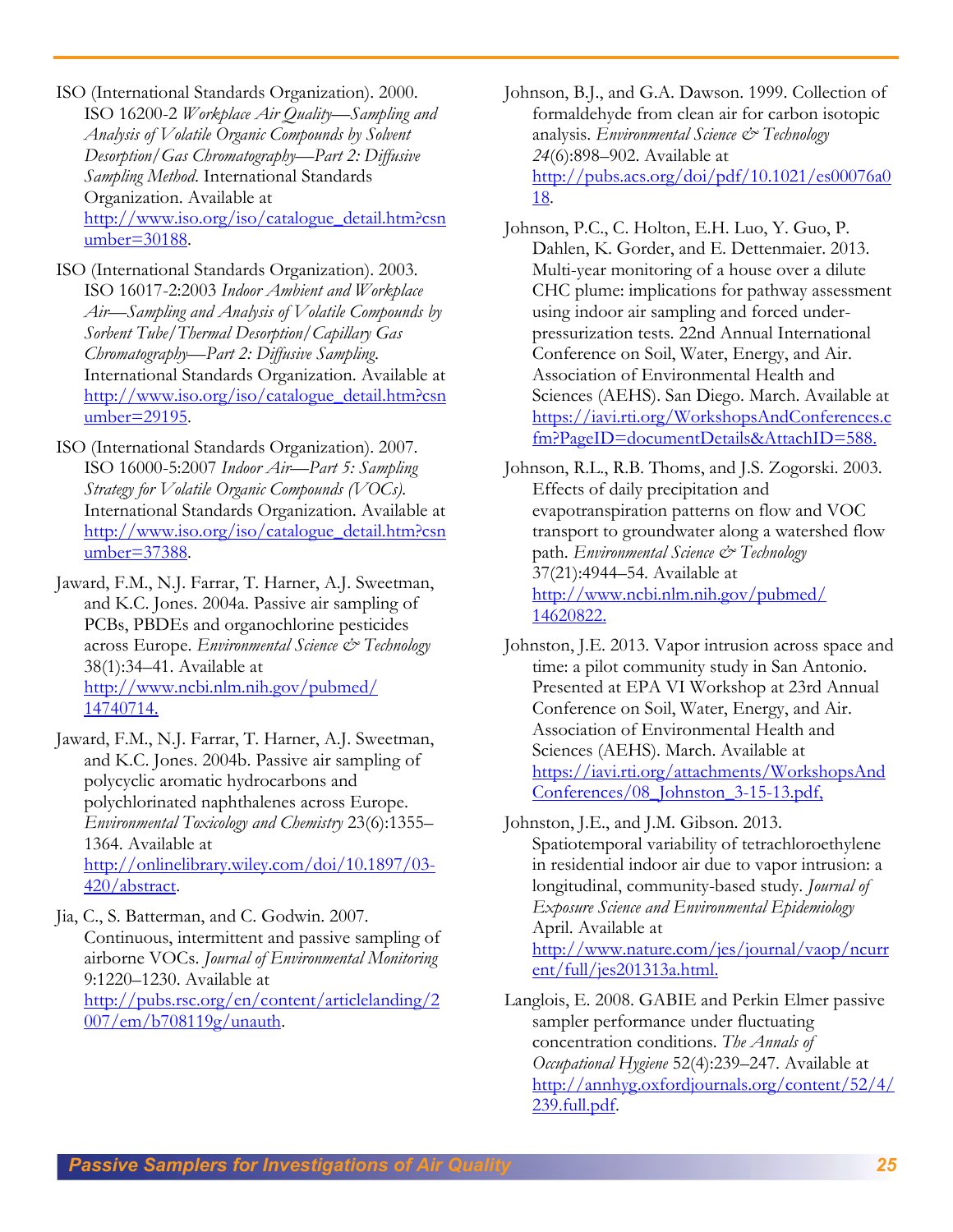ISO (International Standards Organization). 2000. ISO 16200-2 *Workplace Air Quality—Sampling and Analysis of Volatile Organic Compounds by Solvent Desorption/Gas Chromatography—Part 2: Diffusive Sampling Method*. International Standards Organization. Available at http://www.iso.org/iso/catalogue_detail.htm?csnumber=30188.

ISO (International Standards Organization). 2003. ISO 16017-2:2003 *Indoor Ambient and Workplace Air—Sampling and Analysis of Volatile Compounds by Sorbent Tube/Thermal Desorption/Capillary Gas Chromatography—Part 2: Diffusive Sampling*. International Standards Organization. Available at http://www.iso.org/iso/catalogue_detail.htm?csnumber=29195.

ISO (International Standards Organization). 2007. ISO 16000-5:2007 *Indoor Air—Part 5: Sampling Strategy for Volatile Organic Compounds (VOCs)*. International Standards Organization. Available at http://www.iso.org/iso/catalogue_detail.htm?csnumber=37388.

Jaward, F.M., N.J. Farrar, T. Harner, A.J. Sweetman, and K.C. Jones. 2004a. Passive air sampling of PCBs, PBDEs and organochlorine pesticides across Europe. *Environmental Science & Technology* 38(1):34–41. Available at http://www.ncbi.nlm.nih.gov/pubmed/14740714.

Jaward, F.M., N.J. Farrar, T. Harner, A.J. Sweetman, and K.C. Jones. 2004b. Passive air sampling of polycyclic aromatic hydrocarbons and polychlorinated naphthalenes across Europe. *Environmental Toxicology and Chemistry* 23(6):1355–1364. Available at http://onlinelibrary.wiley.com/doi/10.1897/03-420/abstract.

Jia, C., S. Batterman, and C. Godwin. 2007. Continuous, intermittent and passive sampling of airborne VOCs. *Journal of Environmental Monitoring* 9:1220–1230. Available at http://pubs.rsc.org/en/content/articlelanding/2007/em/b708119g/unauth.

Johnson, B.J., and G.A. Dawson. 1999. Collection of formaldehyde from clean air for carbon isotopic analysis. *Environmental Science & Technology 24*(6):898–902. Available at http://pubs.acs.org/doi/pdf/10.1021/es00076a018.

Johnson, P.C., C. Holton, E.H. Luo, Y. Guo, P. Dahlen, K. Gorder, and E. Dettenmaier. 2013. Multi-year monitoring of a house over a dilute CHC plume: implications for pathway assessment using indoor air sampling and forced under-pressurization tests. 22nd Annual International Conference on Soil, Water, Energy, and Air. Association of Environmental Health and Sciences (AEHS). San Diego. March. Available at https://iavi.rti.org/WorkshopsAndConferences.cfm?PageID=documentDetails&AttachID=588.

Johnson, R.L., R.B. Thoms, and J.S. Zogorski. 2003. Effects of daily precipitation and evapotranspiration patterns on flow and VOC transport to groundwater along a watershed flow path. *Environmental Science & Technology* 37(21):4944–54. Available at http://www.ncbi.nlm.nih.gov/pubmed/14620822.

Johnston, J.E. 2013. Vapor intrusion across space and time: a pilot community study in San Antonio. Presented at EPA VI Workshop at 23rd Annual Conference on Soil, Water, Energy, and Air. Association of Environmental Health and Sciences (AEHS). March. Available at https://iavi.rti.org/attachments/WorkshopsAndConferences/08_Johnston_3-15-13.pdf,

Johnston, J.E., and J.M. Gibson. 2013. Spatiotemporal variability of tetrachloroethylene in residential indoor air due to vapor intrusion: a longitudinal, community-based study. *Journal of Exposure Science and Environmental Epidemiology* April. Available at http://www.nature.com/jes/journal/vaop/ncurrent/full/jes201313a.html.

Langlois, E. 2008. GABIE and Perkin Elmer passive sampler performance under fluctuating concentration conditions. *The Annals of Occupational Hygiene* 52(4):239–247. Available at http://annhyg.oxfordjournals.org/content/52/4/239.full.pdf.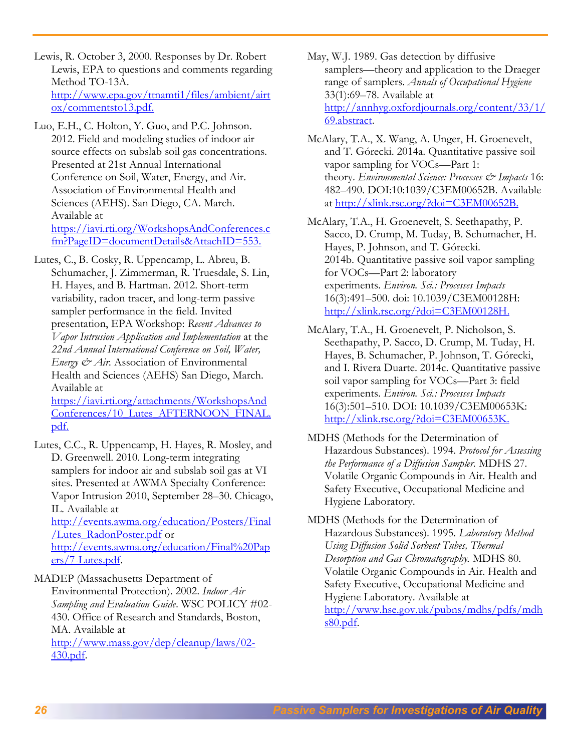Lewis, R. October 3, 2000. Responses by Dr. Robert Lewis, EPA to questions and comments regarding Method TO-13A. http://www.epa.gov/ttnamti1/files/ambient/airtox/commentsto13.pdf.

Luo, E.H., C. Holton, Y. Guo, and P.C. Johnson. 2012. Field and modeling studies of indoor air source effects on subslab soil gas concentrations. Presented at 21st Annual International Conference on Soil, Water, Energy, and Air. Association of Environmental Health and Sciences (AEHS). San Diego, CA. March. Available at https://iavi.rti.org/WorkshopsAndConferences.cfm?PageID=documentDetails&AttachID=553.

Lutes, C., B. Cosky, R. Uppencamp, L. Abreu, B. Schumacher, J. Zimmerman, R. Truesdale, S. Lin, H. Hayes, and B. Hartman. 2012. Short-term variability, radon tracer, and long-term passive sampler performance in the field. Invited presentation, EPA Workshop: *Recent Advances to Vapor Intrusion Application and Implementation* at the *22nd Annual International Conference on Soil, Water, Energy & Air*. Association of Environmental Health and Sciences (AEHS) San Diego, March. Available at https://iavi.rti.org/attachments/WorkshopsAndConferences/10_Lutes_AFTERNOON_FINAL.pdf.

Lutes, C.C., R. Uppencamp, H. Hayes, R. Mosley, and D. Greenwell. 2010. Long-term integrating samplers for indoor air and subslab soil gas at VI sites. Presented at AWMA Specialty Conference: Vapor Intrusion 2010, September 28–30. Chicago, IL. Available at http://events.awma.org/education/Posters/Final/Lutes_RadonPoster.pdf or http://events.awma.org/education/Final%20Papers/7-Lutes.pdf.

MADEP (Massachusetts Department of Environmental Protection). 2002. *Indoor Air Sampling and Evaluation Guide*. WSC POLICY #02-430. Office of Research and Standards, Boston, MA. Available at http://www.mass.gov/dep/cleanup/laws/02-430.pdf.

May, W.J. 1989. Gas detection by diffusive samplers—theory and application to the Draeger range of samplers. *Annals of Occupational Hygiene* 33(1):69–78. Available at http://annhyg.oxfordjournals.org/content/33/1/69.abstract.

McAlary, T.A., X. Wang, A. Unger, H. Groenevelt, and T. Górecki. 2014a. Quantitative passive soil vapor sampling for VOCs—Part 1: theory. *Environmental Science: Processes & Impacts* 16: 482–490. DOI:10:1039/C3EM00652B. Available at http://xlink.rsc.org/?doi=C3EM00652B.

McAlary, T.A., H. Groenevelt, S. Seethapathy, P. Sacco, D. Crump, M. Tuday, B. Schumacher, H. Hayes, P. Johnson, and T. Górecki. 2014b. Quantitative passive soil vapor sampling for VOCs—Part 2: laboratory experiments. *Environ. Sci.: Processes Impacts* 16(3):491–500. doi: 10.1039/C3EM00128H: http://xlink.rsc.org/?doi=C3EM00128H.

McAlary, T.A., H. Groenevelt, P. Nicholson, S. Seethapathy, P. Sacco, D. Crump, M. Tuday, H. Hayes, B. Schumacher, P. Johnson, T. Górecki, and I. Rivera Duarte. 2014c. Quantitative passive soil vapor sampling for VOCs—Part 3: field experiments. *Environ. Sci.: Processes Impacts* 16(3):501–510. DOI: 10.1039/C3EM00653K: http://xlink.rsc.org/?doi=C3EM00653K.

MDHS (Methods for the Determination of Hazardous Substances). 1994. *Protocol for Assessing the Performance of a Diffusion Sampler*. MDHS 27. Volatile Organic Compounds in Air. Health and Safety Executive, Occupational Medicine and Hygiene Laboratory.

MDHS (Methods for the Determination of Hazardous Substances). 1995. *Laboratory Method Using Diffusion Solid Sorbent Tubes, Thermal Desorption and Gas Chromatography*. MDHS 80. Volatile Organic Compounds in Air. Health and Safety Executive, Occupational Medicine and Hygiene Laboratory. Available at http://www.hse.gov.uk/pubns/mdhs/pdfs/mdhs80.pdf.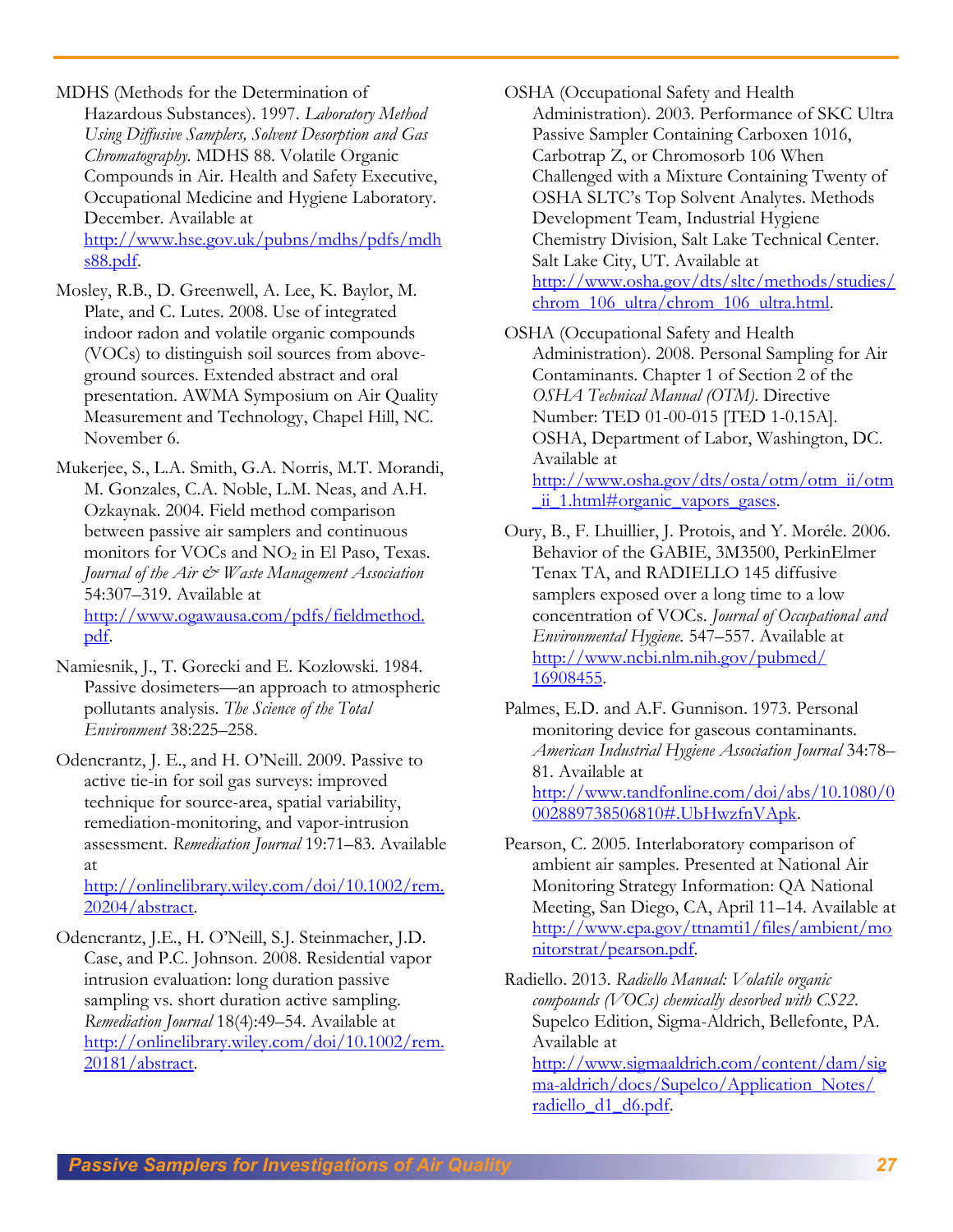MDHS (Methods for the Determination of Hazardous Substances). 1997. *Laboratory Method Using Diffusive Samplers, Solvent Desorption and Gas Chromatography.* MDHS 88. Volatile Organic Compounds in Air. Health and Safety Executive, Occupational Medicine and Hygiene Laboratory. December. Available at http://www.hse.gov.uk/pubns/mdhs/pdfs/mdhs88.pdf.

Mosley, R.B., D. Greenwell, A. Lee, K. Baylor, M. Plate, and C. Lutes. 2008. Use of integrated indoor radon and volatile organic compounds (VOCs) to distinguish soil sources from above-ground sources. Extended abstract and oral presentation. AWMA Symposium on Air Quality Measurement and Technology, Chapel Hill, NC. November 6.

Mukerjee, S., L.A. Smith, G.A. Norris, M.T. Morandi, M. Gonzales, C.A. Noble, L.M. Neas, and A.H. Ozkaynak. 2004. Field method comparison between passive air samplers and continuous monitors for VOCs and $NO_2$ in El Paso, Texas. *Journal of the Air & Waste Management Association* 54:307–319. Available at http://www.ogawausa.com/pdfs/fieldmethod.pdf.

Namiesnik, J., T. Gorecki and E. Kozlowski. 1984. Passive dosimeters—an approach to atmospheric pollutants analysis. *The Science of the Total Environment* 38:225–258.

Odencrantz, J. E., and H. O'Neill. 2009. Passive to active tie-in for soil gas surveys: improved technique for source-area, spatial variability, remediation-monitoring, and vapor-intrusion assessment. *Remediation Journal* 19:71–83. Available at http://onlinelibrary.wiley.com/doi/10.1002/rem.20204/abstract.

Odencrantz, J.E., H. O'Neill, S.J. Steinmacher, J.D. Case, and P.C. Johnson. 2008. Residential vapor intrusion evaluation: long duration passive sampling vs. short duration active sampling. *Remediation Journal* 18(4):49–54. Available at http://onlinelibrary.wiley.com/doi/10.1002/rem.20181/abstract.

OSHA (Occupational Safety and Health Administration). 2003. Performance of SKC Ultra Passive Sampler Containing Carboxen 1016, Carbotrap Z, or Chromosorb 106 When Challenged with a Mixture Containing Twenty of OSHA SLTC's Top Solvent Analytes. Methods Development Team, Industrial Hygiene Chemistry Division, Salt Lake Technical Center. Salt Lake City, UT. Available at http://www.osha.gov/dts/sltc/methods/studies/chrom_106_ultra/chrom_106_ultra.html.

OSHA (Occupational Safety and Health Administration). 2008. Personal Sampling for Air Contaminants. Chapter 1 of Section 2 of the *OSHA Technical Manual (OTM).* Directive Number: TED 01-00-015 [TED 1-0.15A]. OSHA, Department of Labor, Washington, DC. Available at http://www.osha.gov/dts/osta/otm/otm_ii/otm_ii_1.html#organic_vapors_gases.

Oury, B., F. Lhuillier, J. Protois, and Y. Moréle. 2006. Behavior of the GABIE, 3M3500, PerkinElmer Tenax TA, and RADIELLO 145 diffusive samplers exposed over a long time to a low concentration of VOCs. *Journal of Occupational and Environmental Hygiene.* 547–557. Available at http://www.ncbi.nlm.nih.gov/pubmed/16908455.

Palmes, E.D. and A.F. Gunnison. 1973. Personal monitoring device for gaseous contaminants. *American Industrial Hygiene Association Journal* 34:78–81. Available at http://www.tandfonline.com/doi/abs/10.1080/0002889738506810#.UbHwzfnVApk.

Pearson, C. 2005. Interlaboratory comparison of ambient air samples. Presented at National Air Monitoring Strategy Information: QA National Meeting, San Diego, CA, April 11–14. Available at http://www.epa.gov/ttnamti1/files/ambient/monitorstrat/pearson.pdf.

Radiello. 2013. *Radiello Manual: Volatile organic compounds (VOCs) chemically desorbed with CS22.* Supelco Edition, Sigma-Aldrich, Bellefonte, PA. Available at http://www.sigmaaldrich.com/content/dam/sigma-aldrich/docs/Supelco/Application_Notes/radiello_d1_d6.pdf.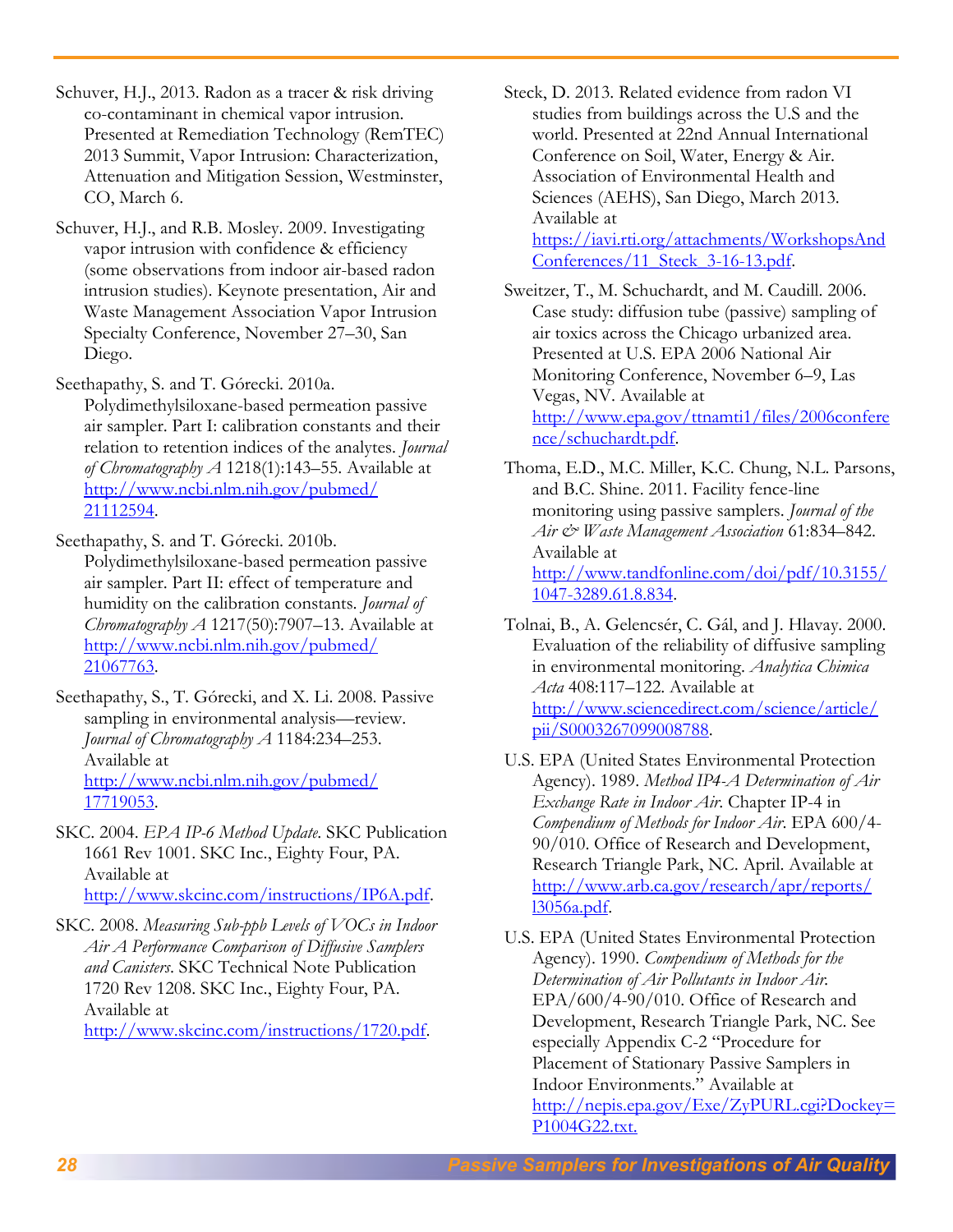Schuver, H.J., 2013. Radon as a tracer & risk driving co-contaminant in chemical vapor intrusion. Presented at Remediation Technology (RemTEC) 2013 Summit, Vapor Intrusion: Characterization, Attenuation and Mitigation Session, Westminster, CO, March 6.

Schuver, H.J., and R.B. Mosley. 2009. Investigating vapor intrusion with confidence & efficiency (some observations from indoor air-based radon intrusion studies). Keynote presentation, Air and Waste Management Association Vapor Intrusion Specialty Conference, November 27–30, San Diego.

Seethapathy, S. and T. Górecki. 2010a. Polydimethylsiloxane-based permeation passive air sampler. Part I: calibration constants and their relation to retention indices of the analytes. *Journal of Chromatography A* 1218(1):143–55. Available at http://www.ncbi.nlm.nih.gov/pubmed/21112594.

Seethapathy, S. and T. Górecki. 2010b. Polydimethylsiloxane-based permeation passive air sampler. Part II: effect of temperature and humidity on the calibration constants. *Journal of Chromatography A* 1217(50):7907–13. Available at http://www.ncbi.nlm.nih.gov/pubmed/21067763.

Seethapathy, S., T. Górecki, and X. Li. 2008. Passive sampling in environmental analysis—review. *Journal of Chromatography A* 1184:234–253. Available at http://www.ncbi.nlm.nih.gov/pubmed/17719053.

SKC. 2004. *EPA IP-6 Method Update*. SKC Publication 1661 Rev 1001. SKC Inc., Eighty Four, PA. Available at http://www.skcinc.com/instructions/IP6A.pdf.

SKC. 2008. *Measuring Sub-ppb Levels of VOCs in Indoor Air A Performance Comparison of Diffusive Samplers and Canisters*. SKC Technical Note Publication 1720 Rev 1208. SKC Inc., Eighty Four, PA. Available at http://www.skcinc.com/instructions/1720.pdf.

Steck, D. 2013. Related evidence from radon VI studies from buildings across the U.S and the world. Presented at 22nd Annual International Conference on Soil, Water, Energy & Air. Association of Environmental Health and Sciences (AEHS), San Diego, March 2013. Available at https://iavi.rti.org/attachments/WorkshopsAndConferences/11_Steck_3-16-13.pdf.

Sweitzer, T., M. Schuchardt, and M. Caudill. 2006. Case study: diffusion tube (passive) sampling of air toxics across the Chicago urbanized area. Presented at U.S. EPA 2006 National Air Monitoring Conference, November 6–9, Las Vegas, NV. Available at http://www.epa.gov/ttnamti1/files/2006conference/schuchardt.pdf.

Thoma, E.D., M.C. Miller, K.C. Chung, N.L. Parsons, and B.C. Shine. 2011. Facility fence-line monitoring using passive samplers. *Journal of the Air & Waste Management Association* 61:834–842. Available at http://www.tandfonline.com/doi/pdf/10.3155/1047-3289.61.8.834.

Tolnai, B., A. Gelencsér, C. Gál, and J. Hlavay. 2000. Evaluation of the reliability of diffusive sampling in environmental monitoring. *Analytica Chimica Acta* 408:117–122. Available at http://www.sciencedirect.com/science/article/pii/S0003267099008788.

U.S. EPA (United States Environmental Protection Agency). 1989. *Method IP4-A Determination of Air Exchange Rate in Indoor Air*. Chapter IP-4 in *Compendium of Methods for Indoor Air*. EPA 600/4-90/010. Office of Research and Development, Research Triangle Park, NC. April. Available at http://www.arb.ca.gov/research/apr/reports/l3056a.pdf.

U.S. EPA (United States Environmental Protection Agency). 1990. *Compendium of Methods for the Determination of Air Pollutants in Indoor Air*. EPA/600/4-90/010. Office of Research and Development, Research Triangle Park, NC. See especially Appendix C-2 "Procedure for Placement of Stationary Passive Samplers in Indoor Environments." Available at http://nepis.epa.gov/Exe/ZyPURL.cgi?Dockey=P1004G22.txt.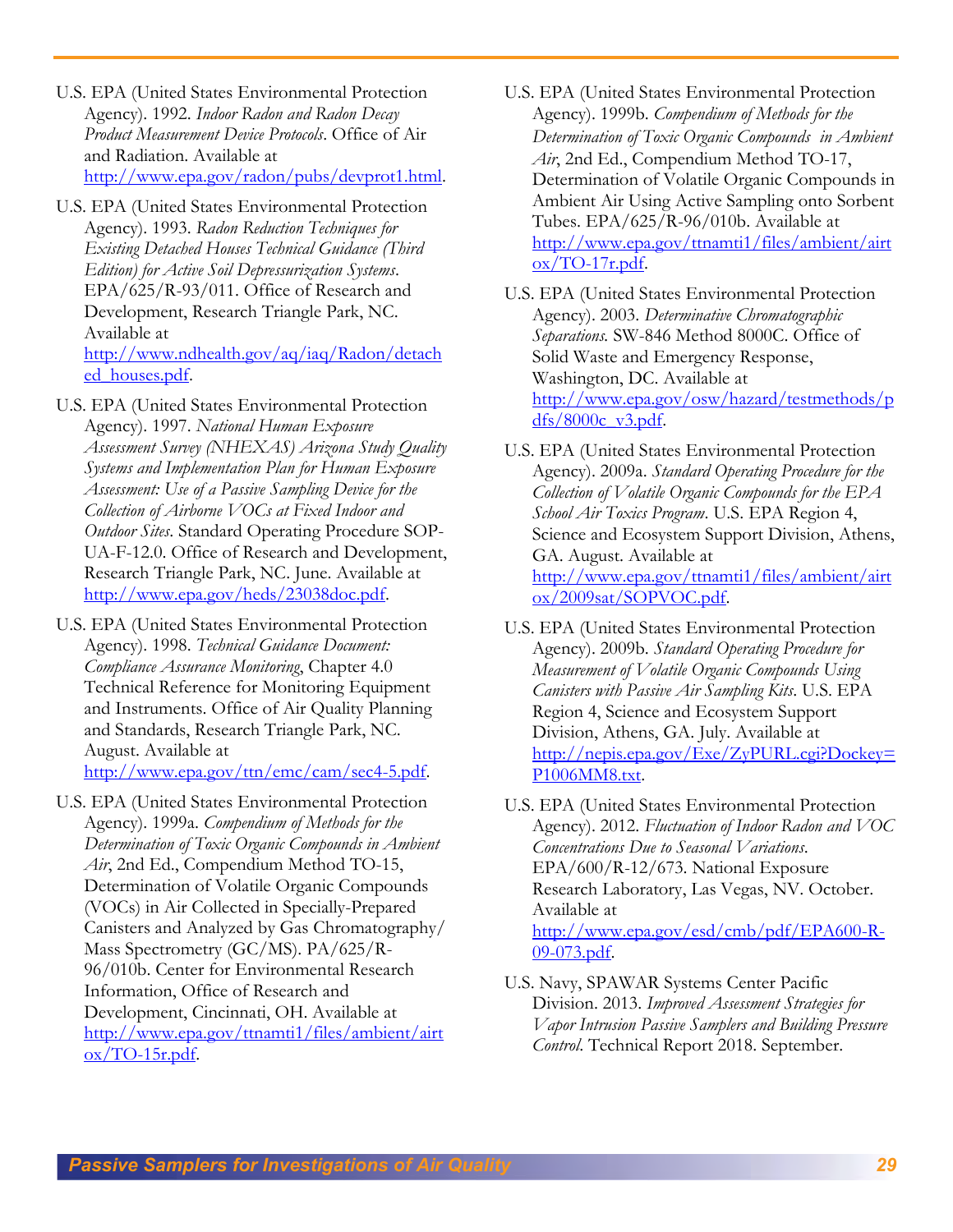U.S. EPA (United States Environmental Protection Agency). 1992. *Indoor Radon and Radon Decay Product Measurement Device Protocols*. Office of Air and Radiation. Available at http://www.epa.gov/radon/pubs/devprot1.html.

U.S. EPA (United States Environmental Protection Agency). 1993. *Radon Reduction Techniques for Existing Detached Houses Technical Guidance (Third Edition) for Active Soil Depressurization Systems*. EPA/625/R-93/011. Office of Research and Development, Research Triangle Park, NC. Available at http://www.ndhealth.gov/aq/iaq/Radon/detached_houses.pdf.

U.S. EPA (United States Environmental Protection Agency). 1997. *National Human Exposure Assessment Survey (NHEXAS) Arizona Study Quality Systems and Implementation Plan for Human Exposure Assessment: Use of a Passive Sampling Device for the Collection of Airborne VOCs at Fixed Indoor and Outdoor Sites*. Standard Operating Procedure SOP-UA-F-12.0. Office of Research and Development, Research Triangle Park, NC. June. Available at http://www.epa.gov/heds/23038doc.pdf.

U.S. EPA (United States Environmental Protection Agency). 1998. *Technical Guidance Document: Compliance Assurance Monitoring*, Chapter 4.0 Technical Reference for Monitoring Equipment and Instruments. Office of Air Quality Planning and Standards, Research Triangle Park, NC. August. Available at http://www.epa.gov/ttn/emc/cam/sec4-5.pdf.

U.S. EPA (United States Environmental Protection Agency). 1999a. *Compendium of Methods for the Determination of Toxic Organic Compounds in Ambient Air*, 2nd Ed., Compendium Method TO-15, Determination of Volatile Organic Compounds (VOCs) in Air Collected in Specially-Prepared Canisters and Analyzed by Gas Chromatography/ Mass Spectrometry (GC/MS). PA/625/R-96/010b. Center for Environmental Research Information, Office of Research and Development, Cincinnati, OH. Available at http://www.epa.gov/ttnamti1/files/ambient/airtox/TO-15r.pdf.

U.S. EPA (United States Environmental Protection Agency). 1999b. *Compendium of Methods for the Determination of Toxic Organic Compounds in Ambient Air*, 2nd Ed., Compendium Method TO-17, Determination of Volatile Organic Compounds in Ambient Air Using Active Sampling onto Sorbent Tubes. EPA/625/R-96/010b. Available at http://www.epa.gov/ttnamti1/files/ambient/airtox/TO-17r.pdf.

U.S. EPA (United States Environmental Protection Agency). 2003. *Determinative Chromatographic Separations*. SW-846 Method 8000C. Office of Solid Waste and Emergency Response, Washington, DC. Available at http://www.epa.gov/osw/hazard/testmethods/pdfs/8000c_v3.pdf.

U.S. EPA (United States Environmental Protection Agency). 2009a. *Standard Operating Procedure for the Collection of Volatile Organic Compounds for the EPA School Air Toxics Program*. U.S. EPA Region 4, Science and Ecosystem Support Division, Athens, GA. August. Available at http://www.epa.gov/ttnamti1/files/ambient/airtox/2009sat/SOPVOC.pdf.

U.S. EPA (United States Environmental Protection Agency). 2009b. *Standard Operating Procedure for Measurement of Volatile Organic Compounds Using Canisters with Passive Air Sampling Kits*. U.S. EPA Region 4, Science and Ecosystem Support Division, Athens, GA. July. Available at http://nepis.epa.gov/Exe/ZyPURL.cgi?Dockey=P1006MM8.txt.

U.S. EPA (United States Environmental Protection Agency). 2012. *Fluctuation of Indoor Radon and VOC Concentrations Due to Seasonal Variations*. EPA/600/R-12/673. National Exposure Research Laboratory, Las Vegas, NV. October. Available at http://www.epa.gov/esd/cmb/pdf/EPA600-R-09-073.pdf.

U.S. Navy, SPAWAR Systems Center Pacific Division. 2013. *Improved Assessment Strategies for Vapor Intrusion Passive Samplers and Building Pressure Control*. Technical Report 2018. September.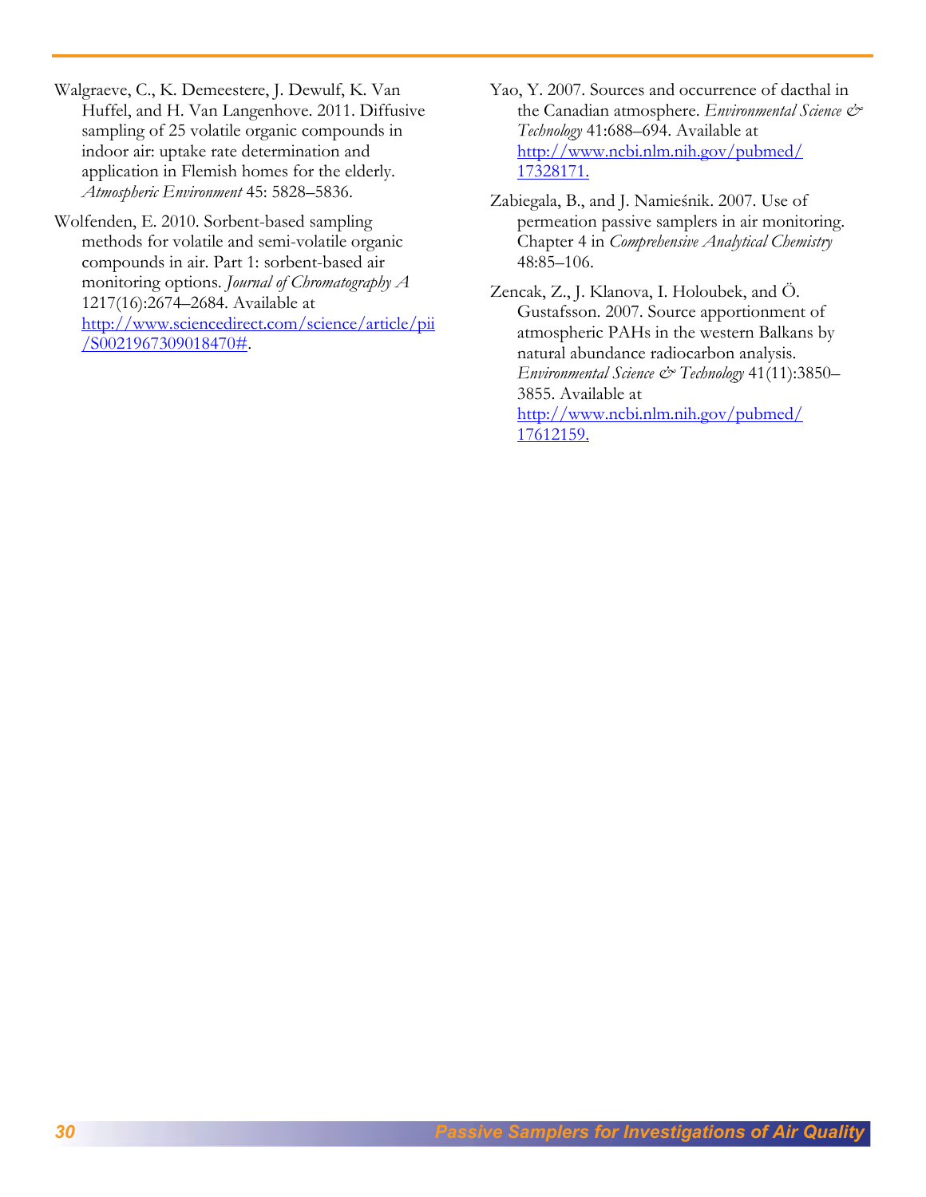Walgraeve, C., K. Demeestere, J. Dewulf, K. Van Huffel, and H. Van Langenhove. 2011. Diffusive sampling of 25 volatile organic compounds in indoor air: uptake rate determination and application in Flemish homes for the elderly. *Atmospheric Environment* 45: 5828–5836.

Wolfenden, E. 2010. Sorbent-based sampling methods for volatile and semi-volatile organic compounds in air. Part 1: sorbent-based air monitoring options. *Journal of Chromatography A* 1217(16):2674–2684. Available at [http://www.sciencedirect.com/science/article/pii/S0021967309018470#](http://www.sciencedirect.com/science/article/pii/S0021967309018470#).

Yao, Y. 2007. Sources and occurrence of dacthal in the Canadian atmosphere. *Environmental Science & Technology* 41:688–694. Available at [http://www.ncbi.nlm.nih.gov/pubmed/17328171](http://www.ncbi.nlm.nih.gov/pubmed/17328171).

Zabiegala, B., and J. Namieśnik. 2007. Use of permeation passive samplers in air monitoring. Chapter 4 in *Comprehensive Analytical Chemistry* 48:85–106.

Zencak, Z., J. Klanova, I. Holoubek, and Ö. Gustafsson. 2007. Source apportionment of atmospheric PAHs in the western Balkans by natural abundance radiocarbon analysis. *Environmental Science & Technology* 41(11):3850–3855. Available at [http://www.ncbi.nlm.nih.gov/pubmed/17612159](http://www.ncbi.nlm.nih.gov/pubmed/17612159).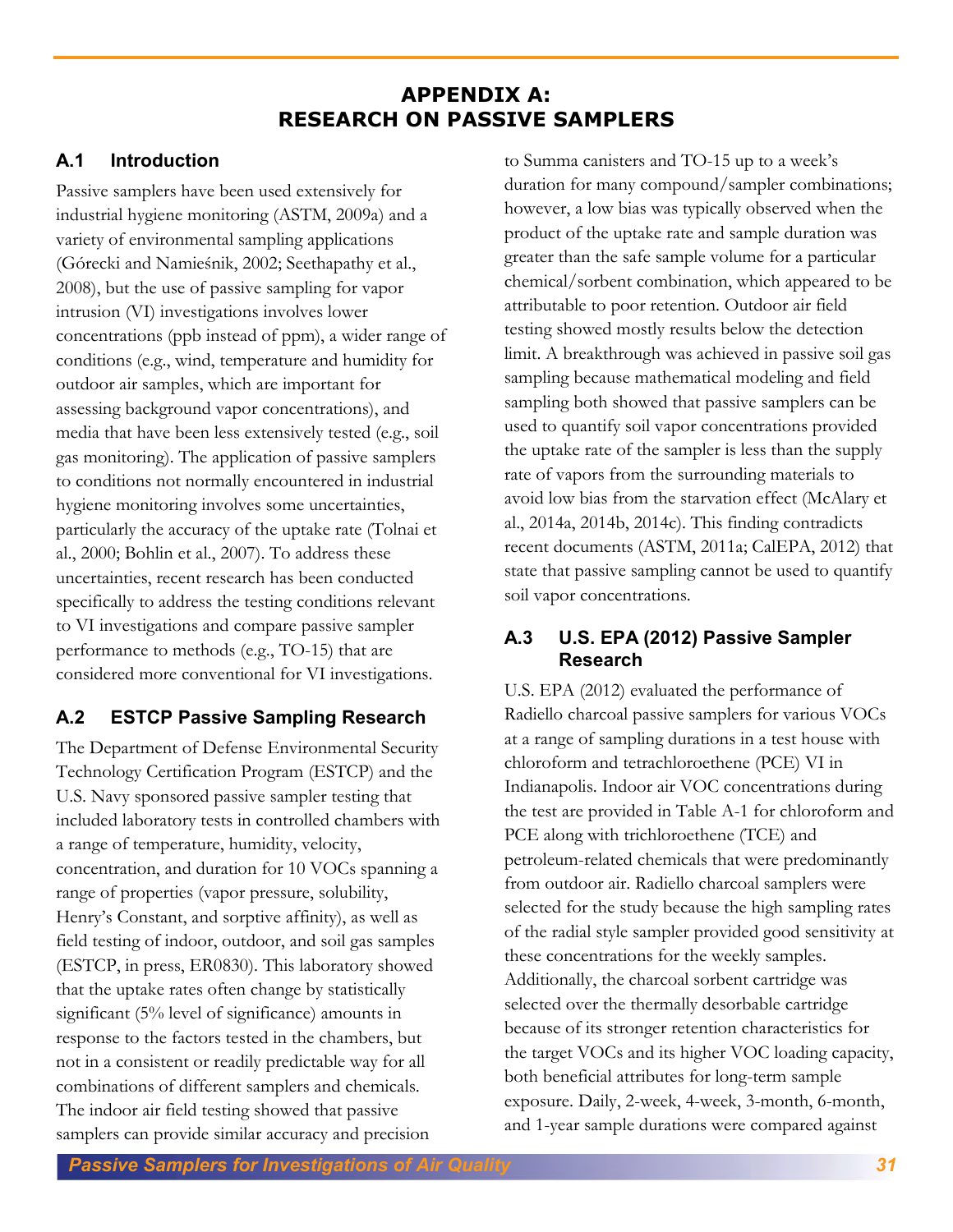# APPENDIX A: RESEARCH ON PASSIVE SAMPLERS

## A.1 Introduction

Passive samplers have been used extensively for industrial hygiene monitoring (ASTM, 2009a) and a variety of environmental sampling applications (Górecki and Namieśnik, 2002; Seethapathy et al., 2008), but the use of passive sampling for vapor intrusion (VI) investigations involves lower concentrations (ppb instead of ppm), a wider range of conditions (e.g., wind, temperature and humidity for outdoor air samples, which are important for assessing background vapor concentrations), and media that have been less extensively tested (e.g., soil gas monitoring). The application of passive samplers to conditions not normally encountered in industrial hygiene monitoring involves some uncertainties, particularly the accuracy of the uptake rate (Tolnai et al., 2000; Bohlin et al., 2007). To address these uncertainties, recent research has been conducted specifically to address the testing conditions relevant to VI investigations and compare passive sampler performance to methods (e.g., TO-15) that are considered more conventional for VI investigations.

## A.2 ESTCP Passive Sampling Research

The Department of Defense Environmental Security Technology Certification Program (ESTCP) and the U.S. Navy sponsored passive sampler testing that included laboratory tests in controlled chambers with a range of temperature, humidity, velocity, concentration, and duration for 10 VOCs spanning a range of properties (vapor pressure, solubility, Henry's Constant, and sorptive affinity), as well as field testing of indoor, outdoor, and soil gas samples (ESTCP, in press, ER0830). This laboratory showed that the uptake rates often change by statistically significant (5% level of significance) amounts in response to the factors tested in the chambers, but not in a consistent or readily predictable way for all combinations of different samplers and chemicals. The indoor air field testing showed that passive samplers can provide similar accuracy and precision to Summa canisters and TO-15 up to a week's duration for many compound/sampler combinations; however, a low bias was typically observed when the product of the uptake rate and sample duration was greater than the safe sample volume for a particular chemical/sorbent combination, which appeared to be attributable to poor retention. Outdoor air field testing showed mostly results below the detection limit. A breakthrough was achieved in passive soil gas sampling because mathematical modeling and field sampling both showed that passive samplers can be used to quantify soil vapor concentrations provided the uptake rate of the sampler is less than the supply rate of vapors from the surrounding materials to avoid low bias from the starvation effect (McAlary et al., 2014a, 2014b, 2014c). This finding contradicts recent documents (ASTM, 2011a; CalEPA, 2012) that state that passive sampling cannot be used to quantify soil vapor concentrations.

## A.3 U.S. EPA (2012) Passive Sampler Research

U.S. EPA (2012) evaluated the performance of Radiello charcoal passive samplers for various VOCs at a range of sampling durations in a test house with chloroform and tetrachloroethene (PCE) VI in Indianapolis. Indoor air VOC concentrations during the test are provided in Table A-1 for chloroform and PCE along with trichloroethene (TCE) and petroleum-related chemicals that were predominantly from outdoor air. Radiello charcoal samplers were selected for the study because the high sampling rates of the radial style sampler provided good sensitivity at these concentrations for the weekly samples. Additionally, the charcoal sorbent cartridge was selected over the thermally desorbable cartridge because of its stronger retention characteristics for the target VOCs and its higher VOC loading capacity, both beneficial attributes for long-term sample exposure. Daily, 2-week, 4-week, 3-month, 6-month, and 1-year sample durations were compared against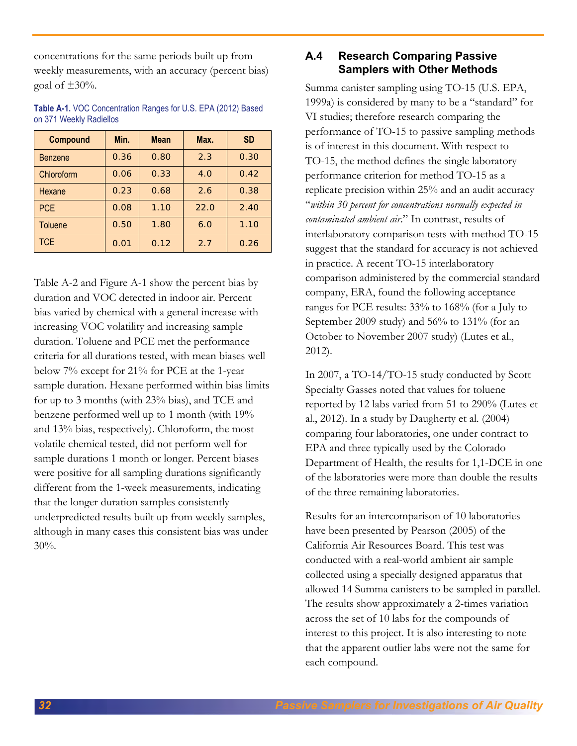concentrations for the same periods built up from weekly measurements, with an accuracy (percent bias) goal of ±30%.

**Table A-1.** VOC Concentration Ranges for U.S. EPA (2012) Based on 371 Weekly Radiellos

| Compound | Min. | Mean | Max. | SD |
|---|---|---|---|---|
| Benzene | 0.36 | 0.80 | 2.3 | 0.30 |
| Chloroform | 0.06 | 0.33 | 4.0 | 0.42 |
| Hexane | 0.23 | 0.68 | 2.6 | 0.38 |
| PCE | 0.08 | 1.10 | 22.0 | 2.40 |
| Toluene | 0.50 | 1.80 | 6.0 | 1.10 |
| TCE | 0.01 | 0.12 | 2.7 | 0.26 |

Table A-2 and Figure A-1 show the percent bias by duration and VOC detected in indoor air. Percent bias varied by chemical with a general increase with increasing VOC volatility and increasing sample duration. Toluene and PCE met the performance criteria for all durations tested, with mean biases well below 7% except for 21% for PCE at the 1-year sample duration. Hexane performed within bias limits for up to 3 months (with 23% bias), and TCE and benzene performed well up to 1 month (with 19% and 13% bias, respectively). Chloroform, the most volatile chemical tested, did not perform well for sample durations 1 month or longer. Percent biases were positive for all sampling durations significantly different from the 1-week measurements, indicating that the longer duration samples consistently underpredicted results built up from weekly samples, although in many cases this consistent bias was under 30%.

## A.4 Research Comparing Passive Samplers with Other Methods

Summa canister sampling using TO-15 (U.S. EPA, 1999a) is considered by many to be a "standard" for VI studies; therefore research comparing the performance of TO-15 to passive sampling methods is of interest in this document. With respect to TO-15, the method defines the single laboratory performance criterion for method TO-15 as a replicate precision within 25% and an audit accuracy "*within 30 percent for concentrations normally expected in contaminated ambient air*." In contrast, results of interlaboratory comparison tests with method TO-15 suggest that the standard for accuracy is not achieved in practice. A recent TO-15 interlaboratory comparison administered by the commercial standard company, ERA, found the following acceptance ranges for PCE results: 33% to 168% (for a July to September 2009 study) and 56% to 131% (for an October to November 2007 study) (Lutes et al., 2012).

In 2007, a TO-14/TO-15 study conducted by Scott Specialty Gasses noted that values for toluene reported by 12 labs varied from 51 to 290% (Lutes et al., 2012). In a study by Daugherty et al. (2004) comparing four laboratories, one under contract to EPA and three typically used by the Colorado Department of Health, the results for 1,1-DCE in one of the laboratories were more than double the results of the three remaining laboratories.

Results for an intercomparison of 10 laboratories have been presented by Pearson (2005) of the California Air Resources Board. This test was conducted with a real-world ambient air sample collected using a specially designed apparatus that allowed 14 Summa canisters to be sampled in parallel. The results show approximately a 2-times variation across the set of 10 labs for the compounds of interest to this project. It is also interesting to note that the apparent outlier labs were not the same for each compound.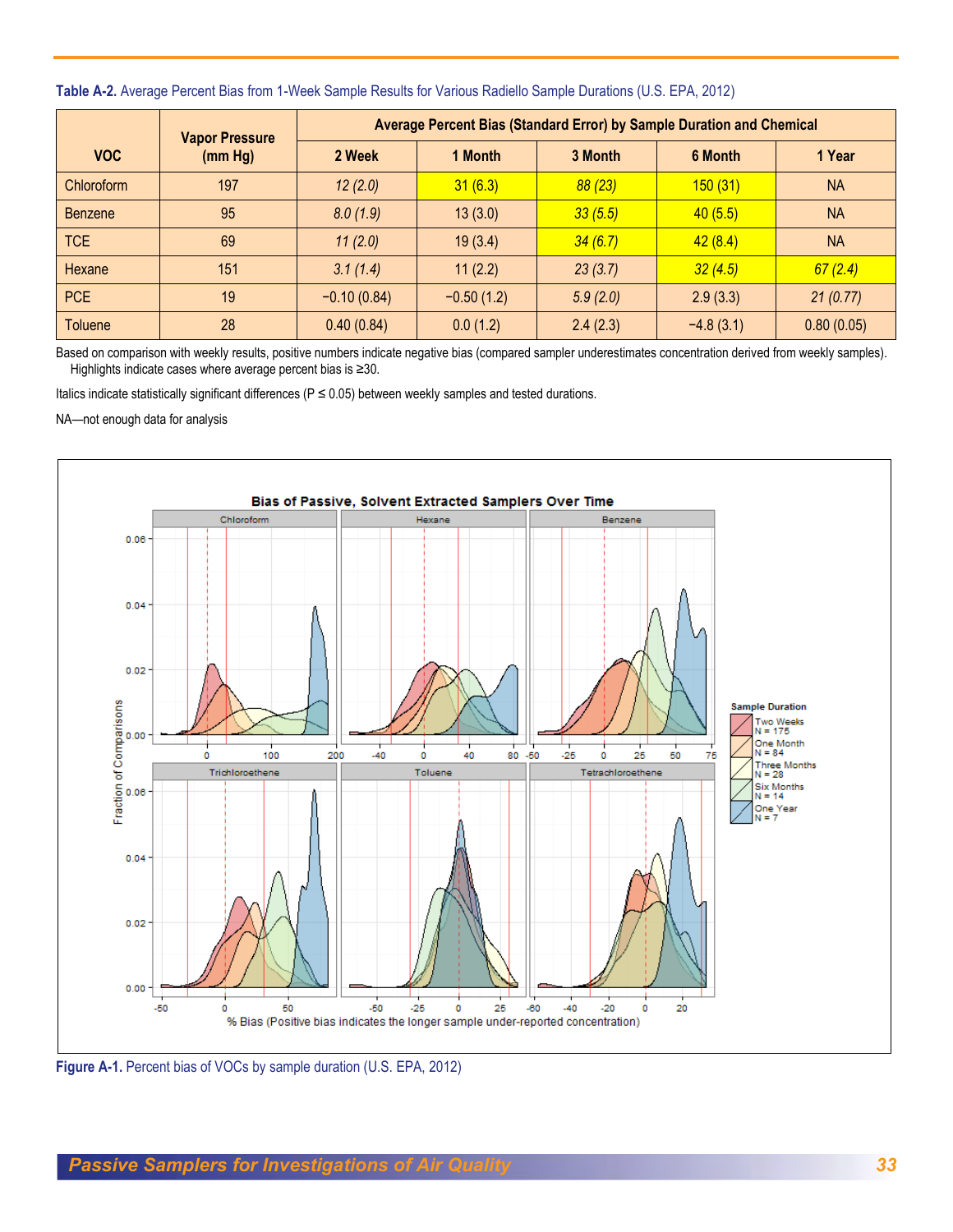**Table A-2.** Average Percent Bias from 1-Week Sample Results for Various Radiello Sample Durations (U.S. EPA, 2012)

| VOC | Vapor Pressure (mm Hg) | Average Percent Bias (Standard Error) by Sample Duration and Chemical | | | | |
|---|---|---|---|---|---|---|
| | | 2 Week | 1 Month | 3 Month | 6 Month | 1 Year |
| Chloroform | 197 | *12 (2.0)* | 31 (6.3) | *88 (23)* | 150 (31) | NA |
| Benzene | 95 | *8.0 (1.9)* | 13 (3.0) | *33 (5.5)* | 40 (5.5) | NA |
| TCE | 69 | *11 (2.0)* | 19 (3.4) | *34 (6.7)* | 42 (8.4) | NA |
| Hexane | 151 | *3.1 (1.4)* | 11 (2.2) | *23 (3.7)* | *32 (4.5)* | *67 (2.4)* |
| PCE | 19 | −0.10 (0.84) | −0.50 (1.2) | *5.9 (2.0)* | 2.9 (3.3) | *21 (0.77)* |
| Toluene | 28 | 0.40 (0.84) | 0.0 (1.2) | 2.4 (2.3) | −4.8 (3.1) | 0.80 (0.05) |

Based on comparison with weekly results, positive numbers indicate negative bias (compared sampler underestimates concentration derived from weekly samples). Highlights indicate cases where average percent bias is ≥30.

Italics indicate statistically significant differences ($P \leq 0.05$) between weekly samples and tested durations.

NA—not enough data for analysis

**Figure A-1.** Percent bias of VOCs by sample duration (U.S. EPA, 2012)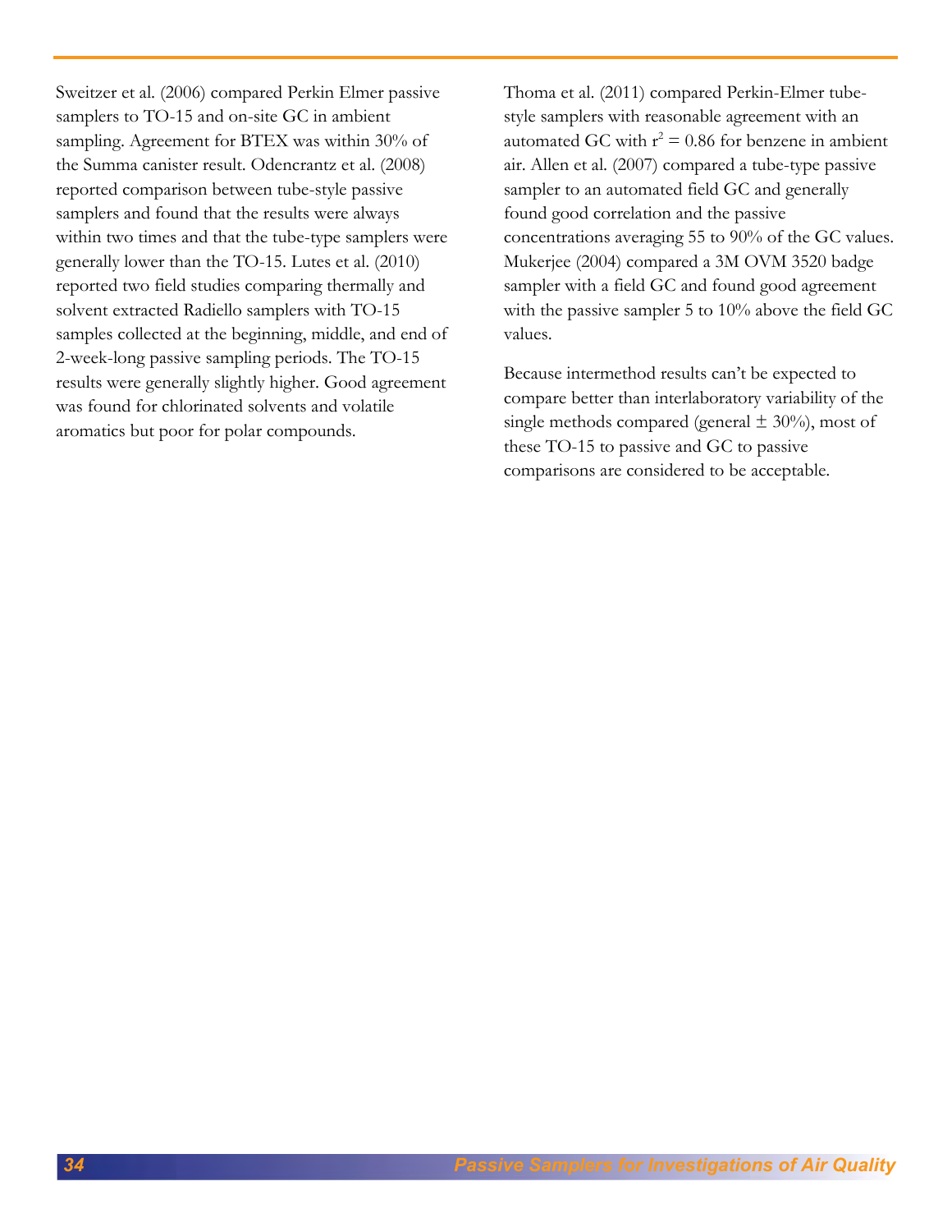Sweitzer et al. (2006) compared Perkin Elmer passive samplers to TO-15 and on-site GC in ambient sampling. Agreement for BTEX was within 30% of the Summa canister result. Odencrantz et al. (2008) reported comparison between tube-style passive samplers and found that the results were always within two times and that the tube-type samplers were generally lower than the TO-15. Lutes et al. (2010) reported two field studies comparing thermally and solvent extracted Radiello samplers with TO-15 samples collected at the beginning, middle, and end of 2-week-long passive sampling periods. The TO-15 results were generally slightly higher. Good agreement was found for chlorinated solvents and volatile aromatics but poor for polar compounds.

Thoma et al. (2011) compared Perkin-Elmer tube-style samplers with reasonable agreement with an automated GC with $r^2 = 0.86$ for benzene in ambient air. Allen et al. (2007) compared a tube-type passive sampler to an automated field GC and generally found good correlation and the passive concentrations averaging 55 to 90% of the GC values. Mukerjee (2004) compared a 3M OVM 3520 badge sampler with a field GC and found good agreement with the passive sampler 5 to 10% above the field GC values.

Because intermethod results can't be expected to compare better than interlaboratory variability of the single methods compared (general ± 30%), most of these TO-15 to passive and GC to passive comparisons are considered to be acceptable.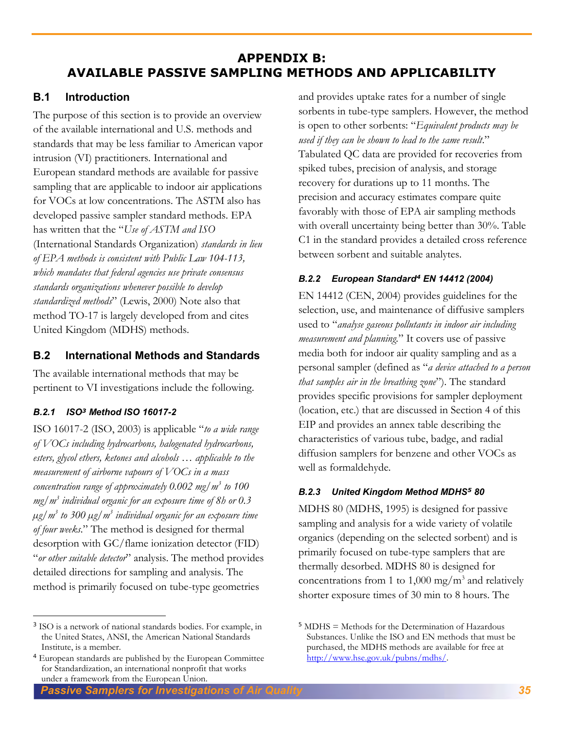# APPENDIX B: AVAILABLE PASSIVE SAMPLING METHODS AND APPLICABILITY

## B.1 Introduction

The purpose of this section is to provide an overview of the available international and U.S. methods and standards that may be less familiar to American vapor intrusion (VI) practitioners. International and European standard methods are available for passive sampling that are applicable to indoor air applications for VOCs at low concentrations. The ASTM also has developed passive sampler standard methods. EPA has written that the "*Use of ASTM and ISO* (International Standards Organization) *standards in lieu of EPA methods is consistent with Public Law 104-113, which mandates that federal agencies use private consensus standards organizations whenever possible to develop standardized methods*" (Lewis, 2000) Note also that method TO-17 is largely developed from and cites United Kingdom (MDHS) methods.

## B.2 International Methods and Standards

The available international methods that may be pertinent to VI investigations include the following.

### B.2.1 ISO[3] Method ISO 16017-2

ISO 16017-2 (ISO, 2003) is applicable "*to a wide range of VOCs including hydrocarbons, halogenated hydrocarbons, esters, glycol ethers, ketones and alcohols … applicable to the measurement of airborne vapours of VOCs in a mass concentration range of approximately 0.002 mg/m$^3$ to 100 mg/m$^3$ individual organic for an exposure time of 8h or 0.3 µg/m$^3$ to 300 µg/m$^3$ individual organic for an exposure time of four weeks*." The method is designed for thermal desorption with GC/flame ionization detector (FID) "*or other suitable detector*" analysis. The method provides detailed directions for sampling and analysis. The method is primarily focused on tube-type geometries and provides uptake rates for a number of single sorbents in tube-type samplers. However, the method is open to other sorbents: "*Equivalent products may be used if they can be shown to lead to the same result*." Tabulated QC data are provided for recoveries from spiked tubes, precision of analysis, and storage recovery for durations up to 11 months. The precision and accuracy estimates compare quite favorably with those of EPA air sampling methods with overall uncertainty being better than 30%. Table C1 in the standard provides a detailed cross reference between sorbent and suitable analytes.

### B.2.2 European Standard[4] EN 14412 (2004)

EN 14412 (CEN, 2004) provides guidelines for the selection, use, and maintenance of diffusive samplers used to "*analyse gaseous pollutants in indoor air including measurement and planning*." It covers use of passive media both for indoor air quality sampling and as a personal sampler (defined as "*a device attached to a person that samples air in the breathing zone*"). The standard provides specific provisions for sampler deployment (location, etc.) that are discussed in Section 4 of this EIP and provides an annex table describing the characteristics of various tube, badge, and radial diffusion samplers for benzene and other VOCs as well as formaldehyde.

### B.2.3 United Kingdom Method MDHS[5] 80

MDHS 80 (MDHS, 1995) is designed for passive sampling and analysis for a wide variety of volatile organics (depending on the selected sorbent) and is primarily focused on tube-type samplers that are thermally desorbed. MDHS 80 is designed for concentrations from 1 to 1,000 mg/m$^3$ and relatively shorter exposure times of 30 min to 8 hours. The

---

[3] ISO is a network of national standards bodies. For example, in the United States, ANSI, the American National Standards Institute, is a member.

[4] European standards are published by the European Committee for Standardization, an international nonprofit that works under a framework from the European Union.

[5] MDHS = Methods for the Determination of Hazardous Substances. Unlike the ISO and EN methods that must be purchased, the MDHS methods are available for free at http://www.hse.gov.uk/pubns/mdhs/.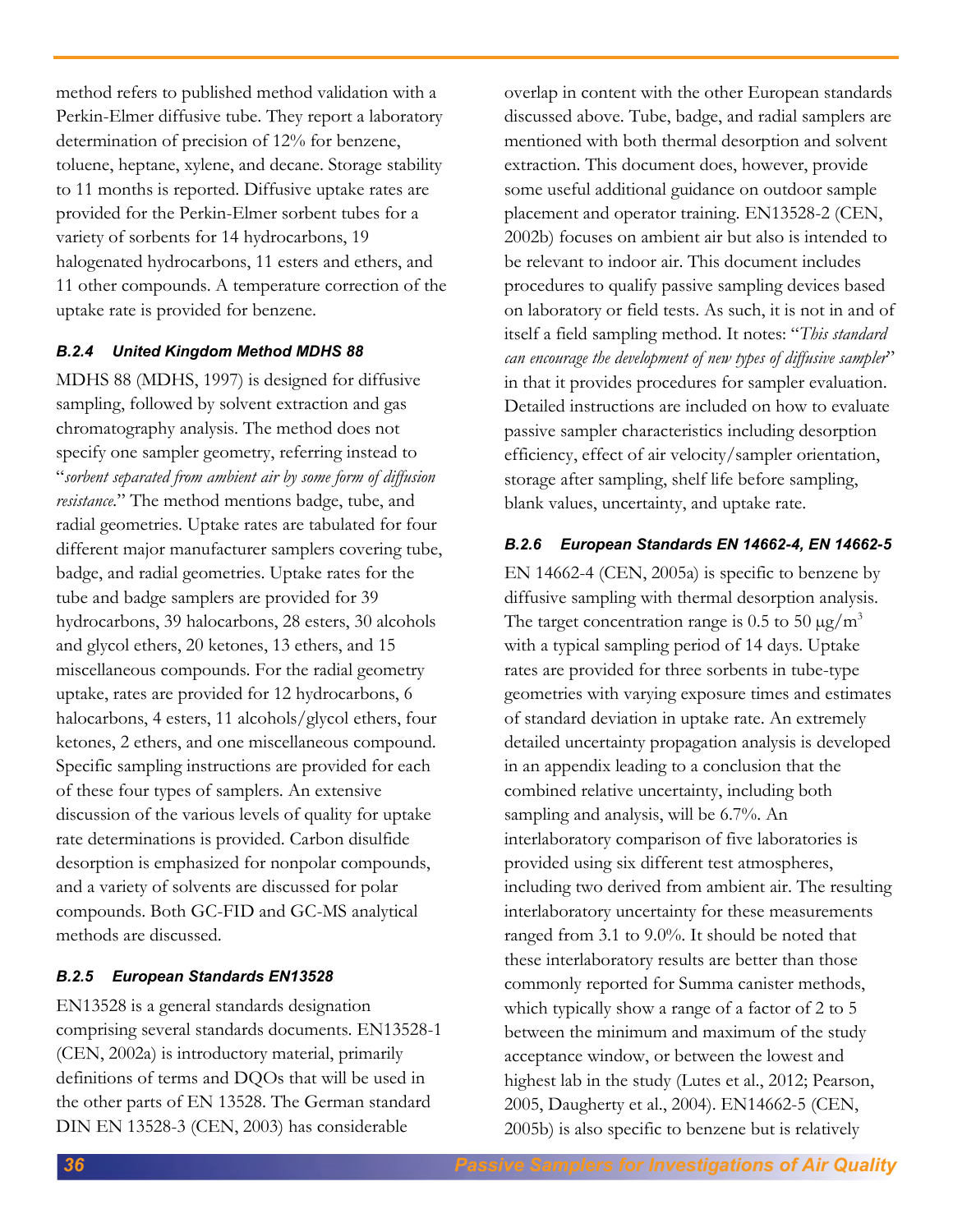method refers to published method validation with a Perkin-Elmer diffusive tube. They report a laboratory determination of precision of 12% for benzene, toluene, heptane, xylene, and decane. Storage stability to 11 months is reported. Diffusive uptake rates are provided for the Perkin-Elmer sorbent tubes for a variety of sorbents for 14 hydrocarbons, 19 halogenated hydrocarbons, 11 esters and ethers, and 11 other compounds. A temperature correction of the uptake rate is provided for benzene.

### *B.2.4 United Kingdom Method MDHS 88*

MDHS 88 (MDHS, 1997) is designed for diffusive sampling, followed by solvent extraction and gas chromatography analysis. The method does not specify one sampler geometry, referring instead to "*sorbent separated from ambient air by some form of diffusion resistance.*" The method mentions badge, tube, and radial geometries. Uptake rates are tabulated for four different major manufacturer samplers covering tube, badge, and radial geometries. Uptake rates for the tube and badge samplers are provided for 39 hydrocarbons, 39 halocarbons, 28 esters, 30 alcohols and glycol ethers, 20 ketones, 13 ethers, and 15 miscellaneous compounds. For the radial geometry uptake, rates are provided for 12 hydrocarbons, 6 halocarbons, 4 esters, 11 alcohols/glycol ethers, four ketones, 2 ethers, and one miscellaneous compound. Specific sampling instructions are provided for each of these four types of samplers. An extensive discussion of the various levels of quality for uptake rate determinations is provided. Carbon disulfide desorption is emphasized for nonpolar compounds, and a variety of solvents are discussed for polar compounds. Both GC-FID and GC-MS analytical methods are discussed.

### *B.2.5 European Standards EN13528*

EN13528 is a general standards designation comprising several standards documents. EN13528-1 (CEN, 2002a) is introductory material, primarily definitions of terms and DQOs that will be used in the other parts of EN 13528. The German standard DIN EN 13528-3 (CEN, 2003) has considerable overlap in content with the other European standards discussed above. Tube, badge, and radial samplers are mentioned with both thermal desorption and solvent extraction. This document does, however, provide some useful additional guidance on outdoor sample placement and operator training. EN13528-2 (CEN, 2002b) focuses on ambient air but also is intended to be relevant to indoor air. This document includes procedures to qualify passive sampling devices based on laboratory or field tests. As such, it is not in and of itself a field sampling method. It notes: "*This standard can encourage the development of new types of diffusive sampler*" in that it provides procedures for sampler evaluation. Detailed instructions are included on how to evaluate passive sampler characteristics including desorption efficiency, effect of air velocity/sampler orientation, storage after sampling, shelf life before sampling, blank values, uncertainty, and uptake rate.

### *B.2.6 European Standards EN 14662-4, EN 14662-5*

EN 14662-4 (CEN, 2005a) is specific to benzene by diffusive sampling with thermal desorption analysis. The target concentration range is 0.5 to 50 $\mu g/m^3$ with a typical sampling period of 14 days. Uptake rates are provided for three sorbents in tube-type geometries with varying exposure times and estimates of standard deviation in uptake rate. An extremely detailed uncertainty propagation analysis is developed in an appendix leading to a conclusion that the combined relative uncertainty, including both sampling and analysis, will be 6.7%. An interlaboratory comparison of five laboratories is provided using six different test atmospheres, including two derived from ambient air. The resulting interlaboratory uncertainty for these measurements ranged from 3.1 to 9.0%. It should be noted that these interlaboratory results are better than those commonly reported for Summa canister methods, which typically show a range of a factor of 2 to 5 between the minimum and maximum of the study acceptance window, or between the lowest and highest lab in the study (Lutes et al., 2012; Pearson, 2005, Daugherty et al., 2004). EN14662-5 (CEN, 2005b) is also specific to benzene but is relatively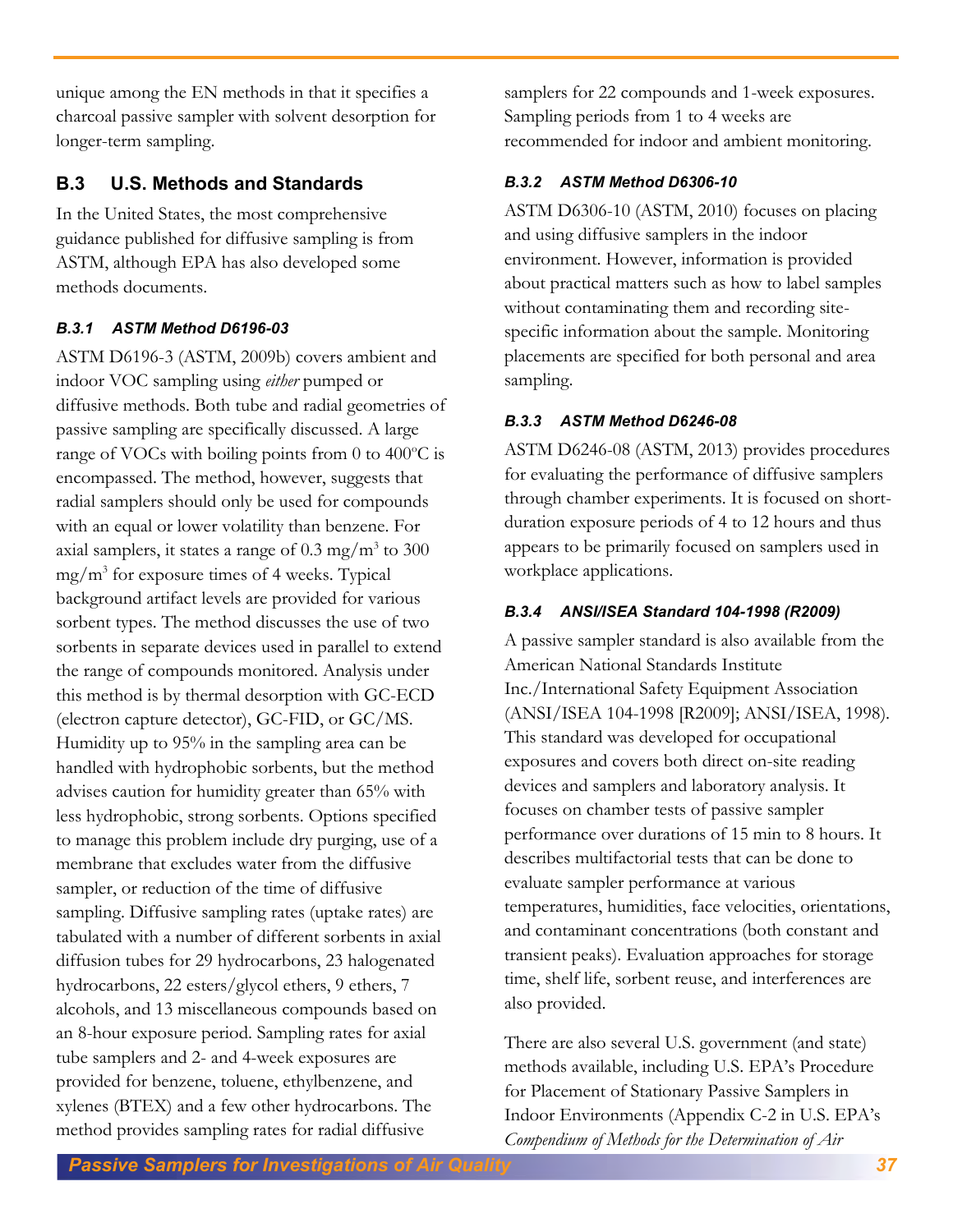unique among the EN methods in that it specifies a charcoal passive sampler with solvent desorption for longer-term sampling.

## B.3 U.S. Methods and Standards

In the United States, the most comprehensive guidance published for diffusive sampling is from ASTM, although EPA has also developed some methods documents.

### *B.3.1 ASTM Method D6196-03*

ASTM D6196-3 (ASTM, 2009b) covers ambient and indoor VOC sampling using *either* pumped or diffusive methods. Both tube and radial geometries of passive sampling are specifically discussed. A large range of VOCs with boiling points from 0 to 400°C is encompassed. The method, however, suggests that radial samplers should only be used for compounds with an equal or lower volatility than benzene. For axial samplers, it states a range of 0.3 mg/m$^3$ to 300 mg/m$^3$ for exposure times of 4 weeks. Typical background artifact levels are provided for various sorbent types. The method discusses the use of two sorbents in separate devices used in parallel to extend the range of compounds monitored. Analysis under this method is by thermal desorption with GC-ECD (electron capture detector), GC-FID, or GC/MS. Humidity up to 95% in the sampling area can be handled with hydrophobic sorbents, but the method advises caution for humidity greater than 65% with less hydrophobic, strong sorbents. Options specified to manage this problem include dry purging, use of a membrane that excludes water from the diffusive sampler, or reduction of the time of diffusive sampling. Diffusive sampling rates (uptake rates) are tabulated with a number of different sorbents in axial diffusion tubes for 29 hydrocarbons, 23 halogenated hydrocarbons, 22 esters/glycol ethers, 9 ethers, 7 alcohols, and 13 miscellaneous compounds based on an 8-hour exposure period. Sampling rates for axial tube samplers and 2- and 4-week exposures are provided for benzene, toluene, ethylbenzene, and xylenes (BTEX) and a few other hydrocarbons. The method provides sampling rates for radial diffusive samplers for 22 compounds and 1-week exposures. Sampling periods from 1 to 4 weeks are recommended for indoor and ambient monitoring.

### *B.3.2 ASTM Method D6306-10*

ASTM D6306-10 (ASTM, 2010) focuses on placing and using diffusive samplers in the indoor environment. However, information is provided about practical matters such as how to label samples without contaminating them and recording site-specific information about the sample. Monitoring placements are specified for both personal and area sampling.

### *B.3.3 ASTM Method D6246-08*

ASTM D6246-08 (ASTM, 2013) provides procedures for evaluating the performance of diffusive samplers through chamber experiments. It is focused on short-duration exposure periods of 4 to 12 hours and thus appears to be primarily focused on samplers used in workplace applications.

### *B.3.4 ANSI/ISEA Standard 104-1998 (R2009)*

A passive sampler standard is also available from the American National Standards Institute Inc./International Safety Equipment Association (ANSI/ISEA 104-1998 [R2009]; ANSI/ISEA, 1998). This standard was developed for occupational exposures and covers both direct on-site reading devices and samplers and laboratory analysis. It focuses on chamber tests of passive sampler performance over durations of 15 min to 8 hours. It describes multifactorial tests that can be done to evaluate sampler performance at various temperatures, humidities, face velocities, orientations, and contaminant concentrations (both constant and transient peaks). Evaluation approaches for storage time, shelf life, sorbent reuse, and interferences are also provided.

There are also several U.S. government (and state) methods available, including U.S. EPA's Procedure for Placement of Stationary Passive Samplers in Indoor Environments (Appendix C-2 in U.S. EPA's *Compendium of Methods for the Determination of Air*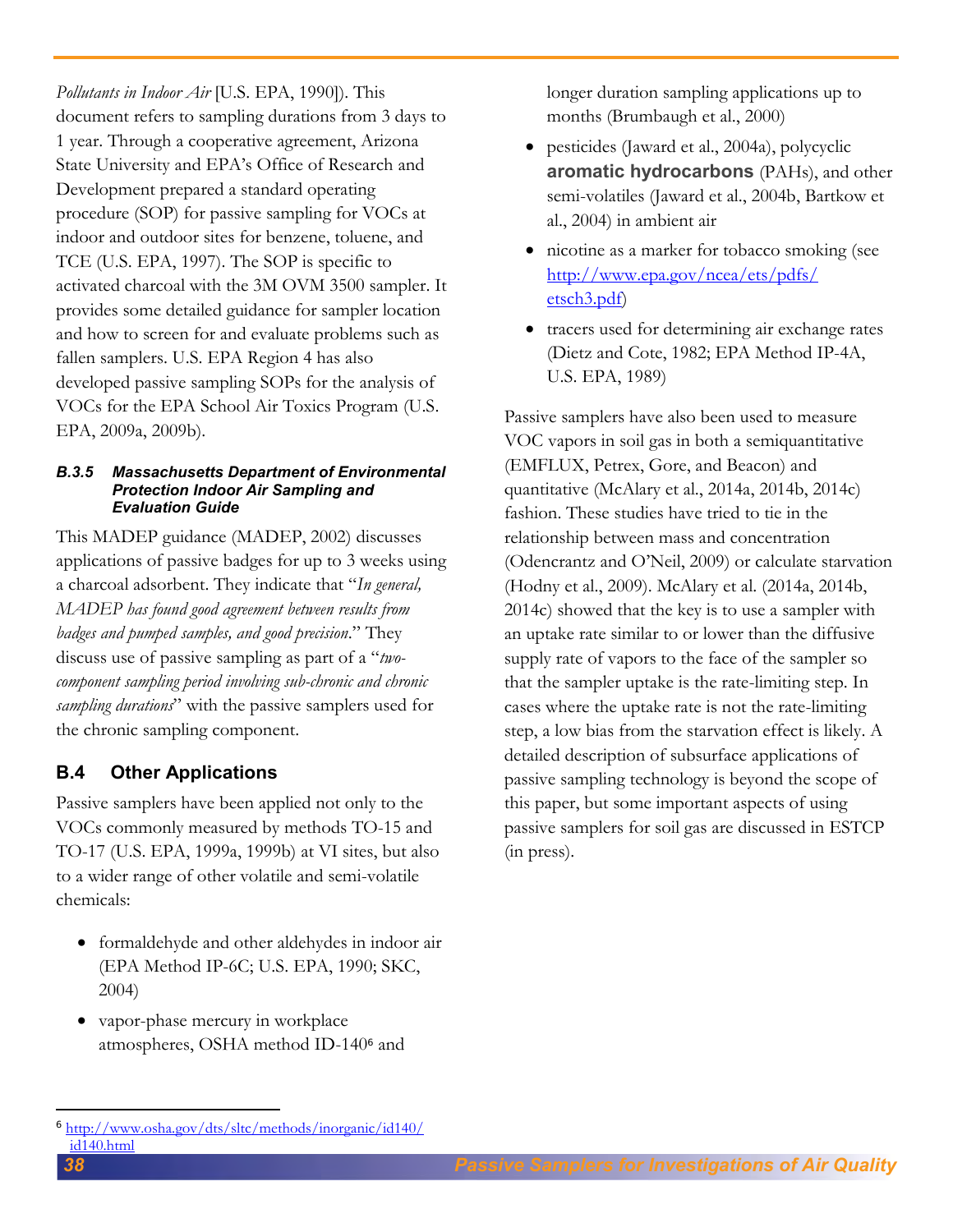*Pollutants in Indoor Air* [U.S. EPA, 1990]). This document refers to sampling durations from 3 days to 1 year. Through a cooperative agreement, Arizona State University and EPA's Office of Research and Development prepared a standard operating procedure (SOP) for passive sampling for VOCs at indoor and outdoor sites for benzene, toluene, and TCE (U.S. EPA, 1997). The SOP is specific to activated charcoal with the 3M OVM 3500 sampler. It provides some detailed guidance for sampler location and how to screen for and evaluate problems such as fallen samplers. U.S. EPA Region 4 has also developed passive sampling SOPs for the analysis of VOCs for the EPA School Air Toxics Program (U.S. EPA, 2009a, 2009b).

#### *B.3.5 Massachusetts Department of Environmental Protection Indoor Air Sampling and Evaluation Guide*

This MADEP guidance (MADEP, 2002) discusses applications of passive badges for up to 3 weeks using a charcoal adsorbent. They indicate that "*In general, MADEP has found good agreement between results from badges and pumped samples, and good precision*." They discuss use of passive sampling as part of a "*two-component sampling period involving sub-chronic and chronic sampling durations*" with the passive samplers used for the chronic sampling component.

## B.4 Other Applications

Passive samplers have been applied not only to the VOCs commonly measured by methods TO-15 and TO-17 (U.S. EPA, 1999a, 1999b) at VI sites, but also to a wider range of other volatile and semi-volatile chemicals:

- formaldehyde and other aldehydes in indoor air (EPA Method IP-6C; U.S. EPA, 1990; SKC, 2004)
- vapor-phase mercury in workplace atmospheres, OSHA method ID-140[6] and longer duration sampling applications up to months (Brumbaugh et al., 2000)
- pesticides (Jaward et al., 2004a), polycyclic **aromatic hydrocarbons** (PAHs), and other semi-volatiles (Jaward et al., 2004b, Bartkow et al., 2004) in ambient air
- nicotine as a marker for tobacco smoking (see http://www.epa.gov/ncea/ets/pdfs/etsch3.pdf)
- tracers used for determining air exchange rates (Dietz and Cote, 1982; EPA Method IP-4A, U.S. EPA, 1989)

Passive samplers have also been used to measure VOC vapors in soil gas in both a semiquantitative (EMFLUX, Petrex, Gore, and Beacon) and quantitative (McAlary et al., 2014a, 2014b, 2014c) fashion. These studies have tried to tie in the relationship between mass and concentration (Odencrantz and O'Neil, 2009) or calculate starvation (Hodny et al., 2009). McAlary et al. (2014a, 2014b, 2014c) showed that the key is to use a sampler with an uptake rate similar to or lower than the diffusive supply rate of vapors to the face of the sampler so that the sampler uptake is the rate-limiting step. In cases where the uptake rate is not the rate-limiting step, a low bias from the starvation effect is likely. A detailed description of subsurface applications of passive sampling technology is beyond the scope of this paper, but some important aspects of using passive samplers for soil gas are discussed in ESTCP (in press).

[6] http://www.osha.gov/dts/sltc/methods/inorganic/id140/id140.html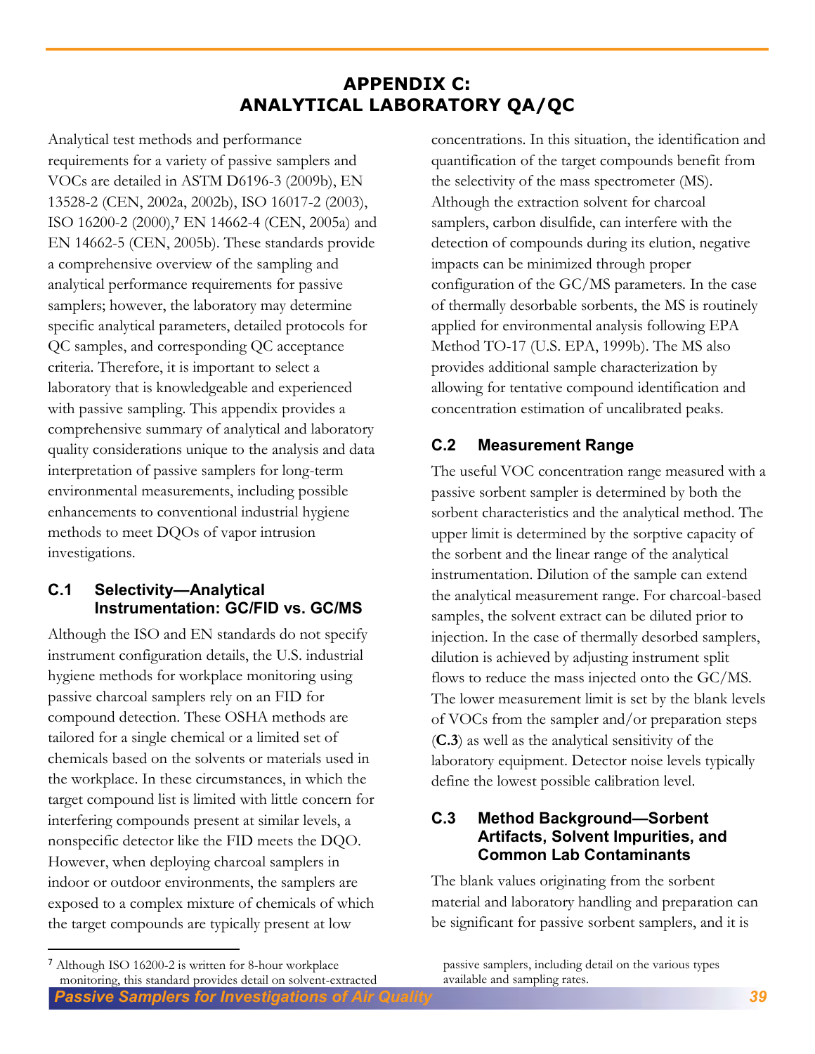# APPENDIX C: ANALYTICAL LABORATORY QA/QC

Analytical test methods and performance requirements for a variety of passive samplers and VOCs are detailed in ASTM D6196-3 (2009b), EN 13528-2 (CEN, 2002a, 2002b), ISO 16017-2 (2003), ISO 16200-2 (2000),[7] EN 14662-4 (CEN, 2005a) and EN 14662-5 (CEN, 2005b). These standards provide a comprehensive overview of the sampling and analytical performance requirements for passive samplers; however, the laboratory may determine specific analytical parameters, detailed protocols for QC samples, and corresponding QC acceptance criteria. Therefore, it is important to select a laboratory that is knowledgeable and experienced with passive sampling. This appendix provides a comprehensive summary of analytical and laboratory quality considerations unique to the analysis and data interpretation of passive samplers for long-term environmental measurements, including possible enhancements to conventional industrial hygiene methods to meet DQOs of vapor intrusion investigations.

## C.1 Selectivity—Analytical Instrumentation: GC/FID vs. GC/MS

Although the ISO and EN standards do not specify instrument configuration details, the U.S. industrial hygiene methods for workplace monitoring using passive charcoal samplers rely on an FID for compound detection. These OSHA methods are tailored for a single chemical or a limited set of chemicals based on the solvents or materials used in the workplace. In these circumstances, in which the target compound list is limited with little concern for interfering compounds present at similar levels, a nonspecific detector like the FID meets the DQO. However, when deploying charcoal samplers in indoor or outdoor environments, the samplers are exposed to a complex mixture of chemicals of which the target compounds are typically present at low concentrations. In this situation, the identification and quantification of the target compounds benefit from the selectivity of the mass spectrometer (MS). Although the extraction solvent for charcoal samplers, carbon disulfide, can interfere with the detection of compounds during its elution, negative impacts can be minimized through proper configuration of the GC/MS parameters. In the case of thermally desorbable sorbents, the MS is routinely applied for environmental analysis following EPA Method TO-17 (U.S. EPA, 1999b). The MS also provides additional sample characterization by allowing for tentative compound identification and concentration estimation of uncalibrated peaks.

## C.2 Measurement Range

The useful VOC concentration range measured with a passive sorbent sampler is determined by both the sorbent characteristics and the analytical method. The upper limit is determined by the sorptive capacity of the sorbent and the linear range of the analytical instrumentation. Dilution of the sample can extend the analytical measurement range. For charcoal-based samples, the solvent extract can be diluted prior to injection. In the case of thermally desorbed samplers, dilution is achieved by adjusting instrument split flows to reduce the mass injected onto the GC/MS. The lower measurement limit is set by the blank levels of VOCs from the sampler and/or preparation steps (**C.3**) as well as the analytical sensitivity of the laboratory equipment. Detector noise levels typically define the lowest possible calibration level.

## C.3 Method Background—Sorbent Artifacts, Solvent Impurities, and Common Lab Contaminants

The blank values originating from the sorbent material and laboratory handling and preparation can be significant for passive sorbent samplers, and it is

[7] Although ISO 16200-2 is written for 8-hour workplace monitoring, this standard provides detail on solvent-extracted passive samplers, including detail on the various types available and sampling rates.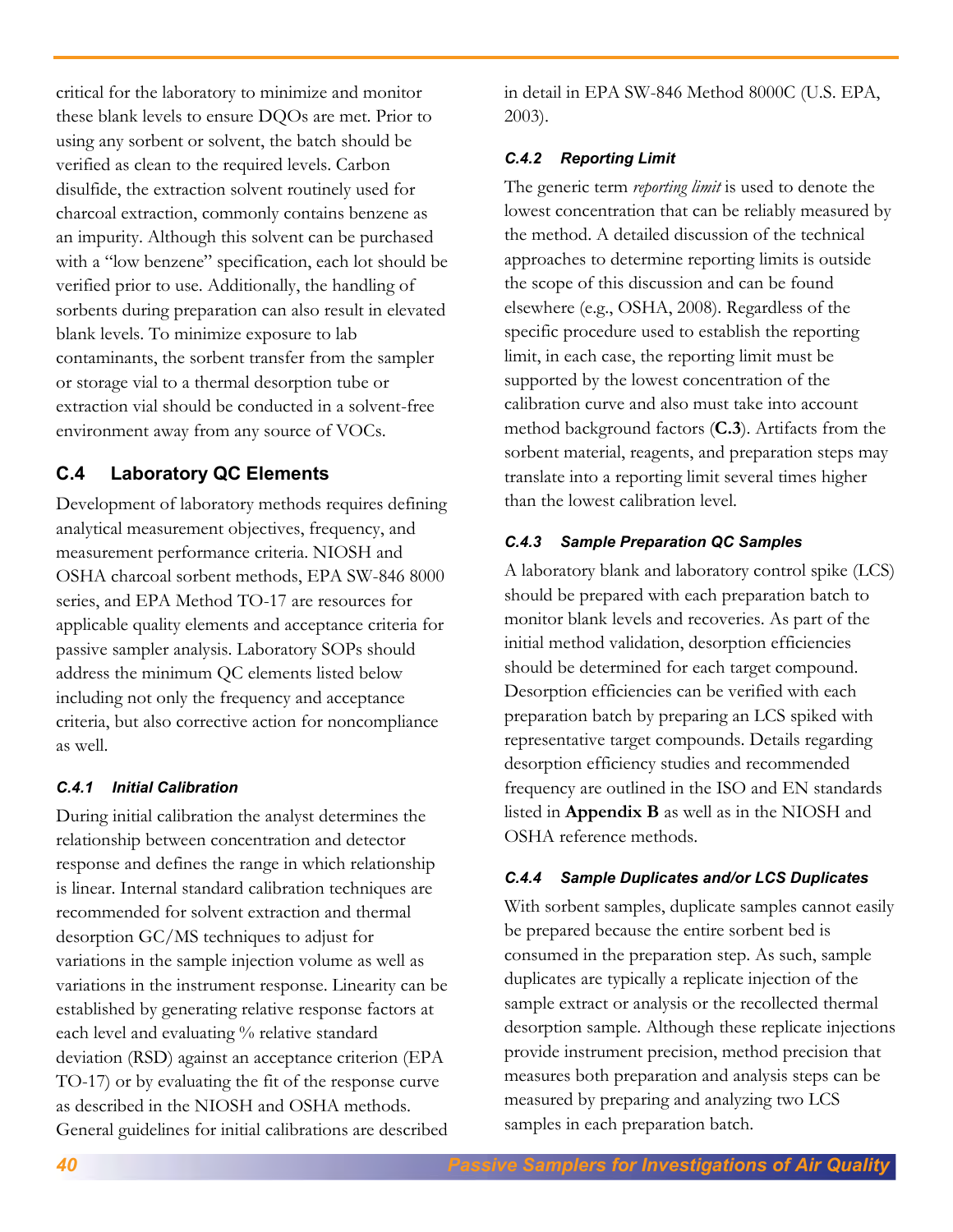critical for the laboratory to minimize and monitor these blank levels to ensure DQOs are met. Prior to using any sorbent or solvent, the batch should be verified as clean to the required levels. Carbon disulfide, the extraction solvent routinely used for charcoal extraction, commonly contains benzene as an impurity. Although this solvent can be purchased with a "low benzene" specification, each lot should be verified prior to use. Additionally, the handling of sorbents during preparation can also result in elevated blank levels. To minimize exposure to lab contaminants, the sorbent transfer from the sampler or storage vial to a thermal desorption tube or extraction vial should be conducted in a solvent-free environment away from any source of VOCs.

## C.4 Laboratory QC Elements

Development of laboratory methods requires defining analytical measurement objectives, frequency, and measurement performance criteria. NIOSH and OSHA charcoal sorbent methods, EPA SW-846 8000 series, and EPA Method TO-17 are resources for applicable quality elements and acceptance criteria for passive sampler analysis. Laboratory SOPs should address the minimum QC elements listed below including not only the frequency and acceptance criteria, but also corrective action for noncompliance as well.

### *C.4.1 Initial Calibration*

During initial calibration the analyst determines the relationship between concentration and detector response and defines the range in which relationship is linear. Internal standard calibration techniques are recommended for solvent extraction and thermal desorption GC/MS techniques to adjust for variations in the sample injection volume as well as variations in the instrument response. Linearity can be established by generating relative response factors at each level and evaluating % relative standard deviation (RSD) against an acceptance criterion (EPA TO-17) or by evaluating the fit of the response curve as described in the NIOSH and OSHA methods. General guidelines for initial calibrations are described in detail in EPA SW-846 Method 8000C (U.S. EPA, 2003).

### *C.4.2 Reporting Limit*

The generic term *reporting limit* is used to denote the lowest concentration that can be reliably measured by the method. A detailed discussion of the technical approaches to determine reporting limits is outside the scope of this discussion and can be found elsewhere (e.g., OSHA, 2008). Regardless of the specific procedure used to establish the reporting limit, in each case, the reporting limit must be supported by the lowest concentration of the calibration curve and also must take into account method background factors (**C.3**). Artifacts from the sorbent material, reagents, and preparation steps may translate into a reporting limit several times higher than the lowest calibration level.

### *C.4.3 Sample Preparation QC Samples*

A laboratory blank and laboratory control spike (LCS) should be prepared with each preparation batch to monitor blank levels and recoveries. As part of the initial method validation, desorption efficiencies should be determined for each target compound. Desorption efficiencies can be verified with each preparation batch by preparing an LCS spiked with representative target compounds. Details regarding desorption efficiency studies and recommended frequency are outlined in the ISO and EN standards listed in **Appendix B** as well as in the NIOSH and OSHA reference methods.

### *C.4.4 Sample Duplicates and/or LCS Duplicates*

With sorbent samples, duplicate samples cannot easily be prepared because the entire sorbent bed is consumed in the preparation step. As such, sample duplicates are typically a replicate injection of the sample extract or analysis or the recollected thermal desorption sample. Although these replicate injections provide instrument precision, method precision that measures both preparation and analysis steps can be measured by preparing and analyzing two LCS samples in each preparation batch.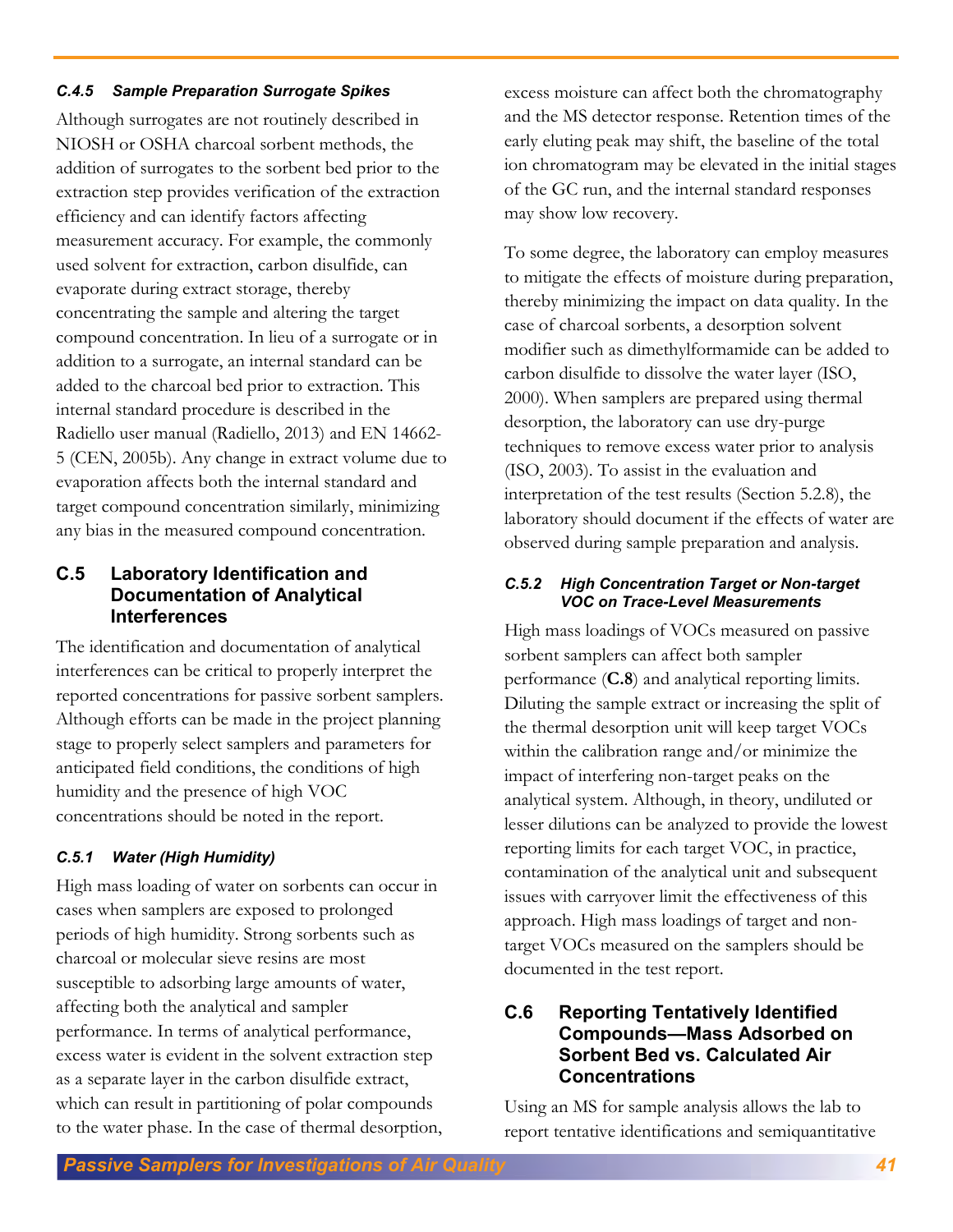#### *C.4.5 Sample Preparation Surrogate Spikes*

Although surrogates are not routinely described in NIOSH or OSHA charcoal sorbent methods, the addition of surrogates to the sorbent bed prior to the extraction step provides verification of the extraction efficiency and can identify factors affecting measurement accuracy. For example, the commonly used solvent for extraction, carbon disulfide, can evaporate during extract storage, thereby concentrating the sample and altering the target compound concentration. In lieu of a surrogate or in addition to a surrogate, an internal standard can be added to the charcoal bed prior to extraction. This internal standard procedure is described in the Radiello user manual (Radiello, 2013) and EN 14662-5 (CEN, 2005b). Any change in extract volume due to evaporation affects both the internal standard and target compound concentration similarly, minimizing any bias in the measured compound concentration.

## C.5 Laboratory Identification and Documentation of Analytical Interferences

The identification and documentation of analytical interferences can be critical to properly interpret the reported concentrations for passive sorbent samplers. Although efforts can be made in the project planning stage to properly select samplers and parameters for anticipated field conditions, the conditions of high humidity and the presence of high VOC concentrations should be noted in the report.

#### *C.5.1 Water (High Humidity)*

High mass loading of water on sorbents can occur in cases when samplers are exposed to prolonged periods of high humidity. Strong sorbents such as charcoal or molecular sieve resins are most susceptible to adsorbing large amounts of water, affecting both the analytical and sampler performance. In terms of analytical performance, excess water is evident in the solvent extraction step as a separate layer in the carbon disulfide extract, which can result in partitioning of polar compounds to the water phase. In the case of thermal desorption, excess moisture can affect both the chromatography and the MS detector response. Retention times of the early eluting peak may shift, the baseline of the total ion chromatogram may be elevated in the initial stages of the GC run, and the internal standard responses may show low recovery.

To some degree, the laboratory can employ measures to mitigate the effects of moisture during preparation, thereby minimizing the impact on data quality. In the case of charcoal sorbents, a desorption solvent modifier such as dimethylformamide can be added to carbon disulfide to dissolve the water layer (ISO, 2000). When samplers are prepared using thermal desorption, the laboratory can use dry-purge techniques to remove excess water prior to analysis (ISO, 2003). To assist in the evaluation and interpretation of the test results (Section 5.2.8), the laboratory should document if the effects of water are observed during sample preparation and analysis.

#### *C.5.2 High Concentration Target or Non-target VOC on Trace-Level Measurements*

High mass loadings of VOCs measured on passive sorbent samplers can affect both sampler performance (**C.8**) and analytical reporting limits. Diluting the sample extract or increasing the split of the thermal desorption unit will keep target VOCs within the calibration range and/or minimize the impact of interfering non-target peaks on the analytical system. Although, in theory, undiluted or lesser dilutions can be analyzed to provide the lowest reporting limits for each target VOC, in practice, contamination of the analytical unit and subsequent issues with carryover limit the effectiveness of this approach. High mass loadings of target and non-target VOCs measured on the samplers should be documented in the test report.

## C.6 Reporting Tentatively Identified Compounds—Mass Adsorbed on Sorbent Bed vs. Calculated Air Concentrations

Using an MS for sample analysis allows the lab to report tentative identifications and semiquantitative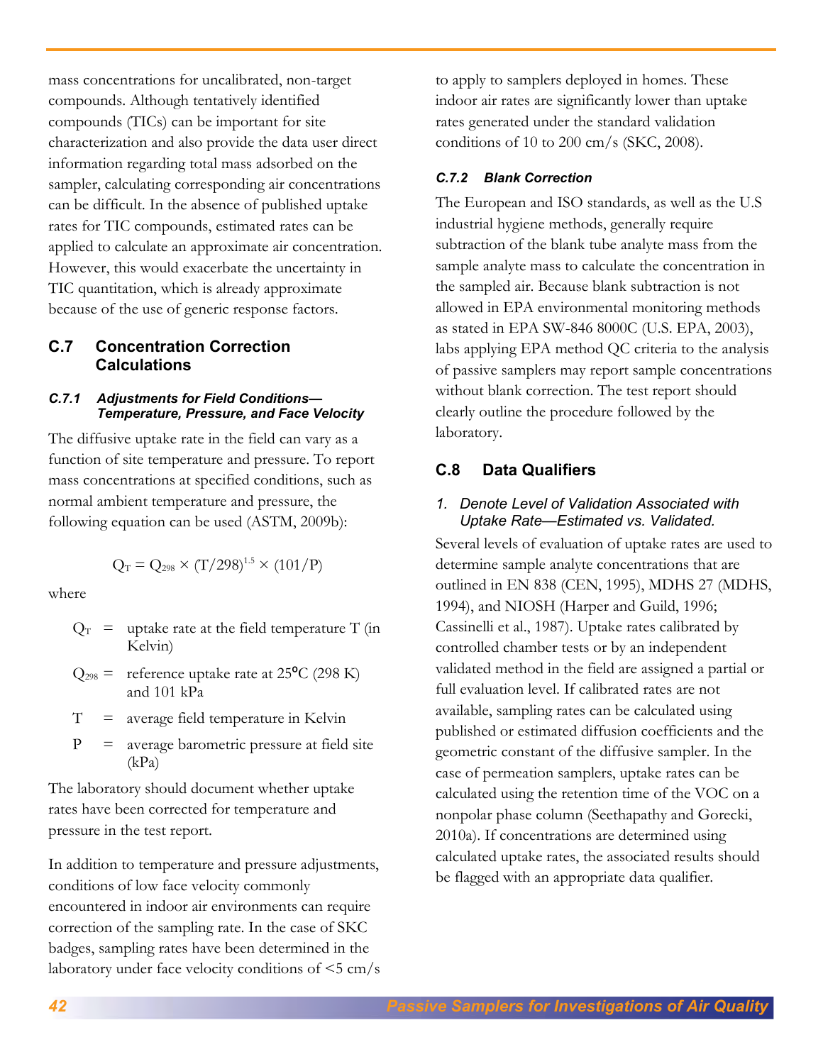mass concentrations for uncalibrated, non-target compounds. Although tentatively identified compounds (TICs) can be important for site characterization and also provide the data user direct information regarding total mass adsorbed on the sampler, calculating corresponding air concentrations can be difficult. In the absence of published uptake rates for TIC compounds, estimated rates can be applied to calculate an approximate air concentration. However, this would exacerbate the uncertainty in TIC quantitation, which is already approximate because of the use of generic response factors.

## C.7 Concentration Correction Calculations

### *C.7.1 Adjustments for Field Conditions—Temperature, Pressure, and Face Velocity*

The diffusive uptake rate in the field can vary as a function of site temperature and pressure. To report mass concentrations at specified conditions, such as normal ambient temperature and pressure, the following equation can be used (ASTM, 2009b):

$$Q_T = Q_{298} \times (T/298)^{1.5} \times (101/P)$$

where

- $Q_T$ = uptake rate at the field temperature T (in Kelvin)
- $Q_{298}$ = reference uptake rate at 25°C (298 K) and 101 kPa
- $T$ = average field temperature in Kelvin
- $P$ = average barometric pressure at field site (kPa)

The laboratory should document whether uptake rates have been corrected for temperature and pressure in the test report.

In addition to temperature and pressure adjustments, conditions of low face velocity commonly encountered in indoor air environments can require correction of the sampling rate. In the case of SKC badges, sampling rates have been determined in the laboratory under face velocity conditions of <5 cm/s to apply to samplers deployed in homes. These indoor air rates are significantly lower than uptake rates generated under the standard validation conditions of 10 to 200 cm/s (SKC, 2008).

### *C.7.2 Blank Correction*

The European and ISO standards, as well as the U.S industrial hygiene methods, generally require subtraction of the blank tube analyte mass from the sample analyte mass to calculate the concentration in the sampled air. Because blank subtraction is not allowed in EPA environmental monitoring methods as stated in EPA SW-846 8000C (U.S. EPA, 2003), labs applying EPA method QC criteria to the analysis of passive samplers may report sample concentrations without blank correction. The test report should clearly outline the procedure followed by the laboratory.

## C.8 Data Qualifiers

1. *Denote Level of Validation Associated with Uptake Rate—Estimated vs. Validated.*

Several levels of evaluation of uptake rates are used to determine sample analyte concentrations that are outlined in EN 838 (CEN, 1995), MDHS 27 (MDHS, 1994), and NIOSH (Harper and Guild, 1996; Cassinelli et al., 1987). Uptake rates calibrated by controlled chamber tests or by an independent validated method in the field are assigned a partial or full evaluation level. If calibrated rates are not available, sampling rates can be calculated using published or estimated diffusion coefficients and the geometric constant of the diffusive sampler. In the case of permeation samplers, uptake rates can be calculated using the retention time of the VOC on a nonpolar phase column (Seethapathy and Gorecki, 2010a). If concentrations are determined using calculated uptake rates, the associated results should be flagged with an appropriate data qualifier.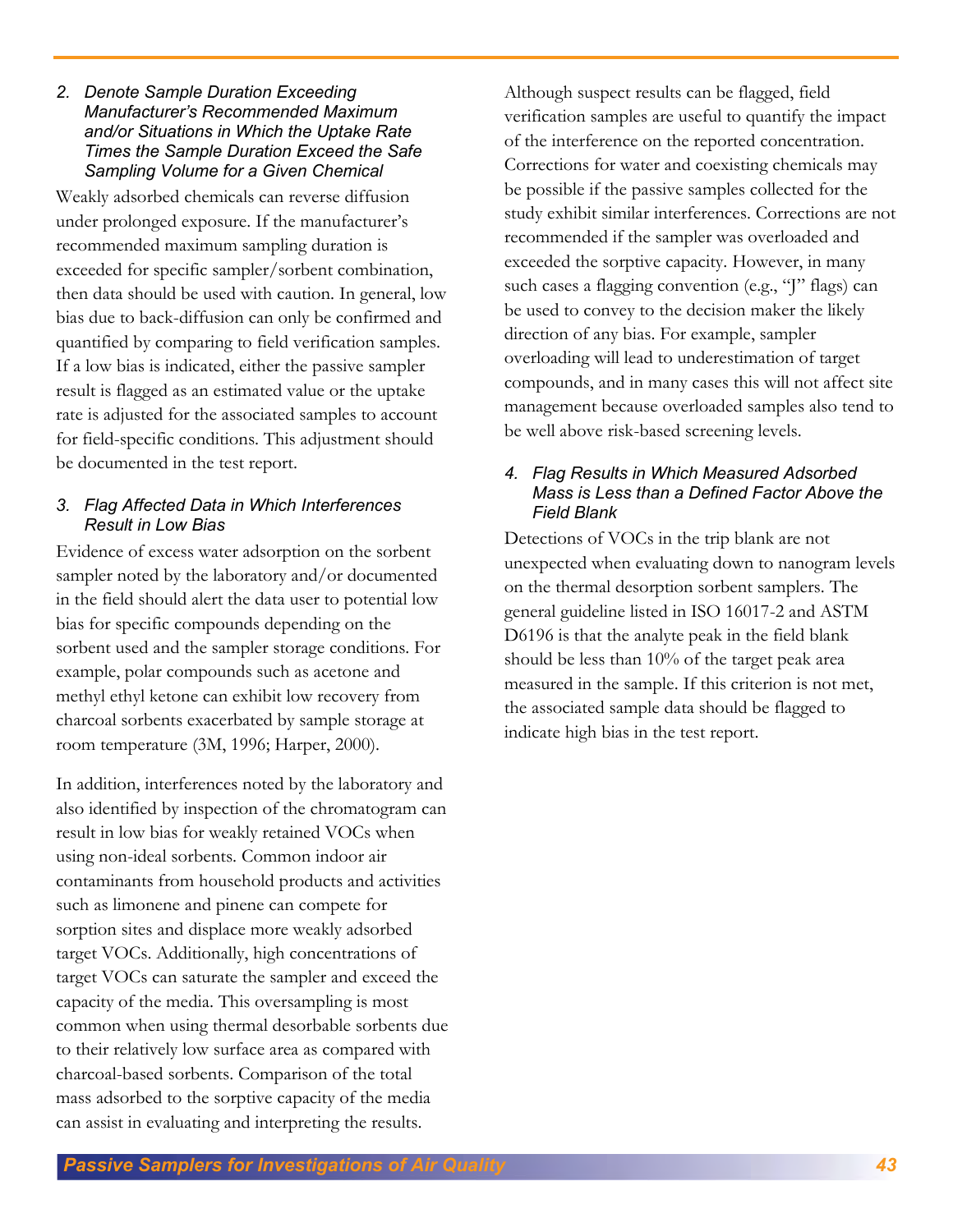### 2. Denote Sample Duration Exceeding Manufacturer's Recommended Maximum and/or Situations in Which the Uptake Rate Times the Sample Duration Exceed the Safe Sampling Volume for a Given Chemical

Weakly adsorbed chemicals can reverse diffusion under prolonged exposure. If the manufacturer's recommended maximum sampling duration is exceeded for specific sampler/sorbent combination, then data should be used with caution. In general, low bias due to back-diffusion can only be confirmed and quantified by comparing to field verification samples. If a low bias is indicated, either the passive sampler result is flagged as an estimated value or the uptake rate is adjusted for the associated samples to account for field-specific conditions. This adjustment should be documented in the test report.

### 3. Flag Affected Data in Which Interferences Result in Low Bias

Evidence of excess water adsorption on the sorbent sampler noted by the laboratory and/or documented in the field should alert the data user to potential low bias for specific compounds depending on the sorbent used and the sampler storage conditions. For example, polar compounds such as acetone and methyl ethyl ketone can exhibit low recovery from charcoal sorbents exacerbated by sample storage at room temperature (3M, 1996; Harper, 2000).

In addition, interferences noted by the laboratory and also identified by inspection of the chromatogram can result in low bias for weakly retained VOCs when using non-ideal sorbents. Common indoor air contaminants from household products and activities such as limonene and pinene can compete for sorption sites and displace more weakly adsorbed target VOCs. Additionally, high concentrations of target VOCs can saturate the sampler and exceed the capacity of the media. This oversampling is most common when using thermal desorbable sorbents due to their relatively low surface area as compared with charcoal-based sorbents. Comparison of the total mass adsorbed to the sorptive capacity of the media can assist in evaluating and interpreting the results.

Although suspect results can be flagged, field verification samples are useful to quantify the impact of the interference on the reported concentration. Corrections for water and coexisting chemicals may be possible if the passive samples collected for the study exhibit similar interferences. Corrections are not recommended if the sampler was overloaded and exceeded the sorptive capacity. However, in many such cases a flagging convention (e.g., "J" flags) can be used to convey to the decision maker the likely direction of any bias. For example, sampler overloading will lead to underestimation of target compounds, and in many cases this will not affect site management because overloaded samples also tend to be well above risk-based screening levels.

### 4. Flag Results in Which Measured Adsorbed Mass is Less than a Defined Factor Above the Field Blank

Detections of VOCs in the trip blank are not unexpected when evaluating down to nanogram levels on the thermal desorption sorbent samplers. The general guideline listed in ISO 16017-2 and ASTM D6196 is that the analyte peak in the field blank should be less than 10% of the target peak area measured in the sample. If this criterion is not met, the associated sample data should be flagged to indicate high bias in the test report.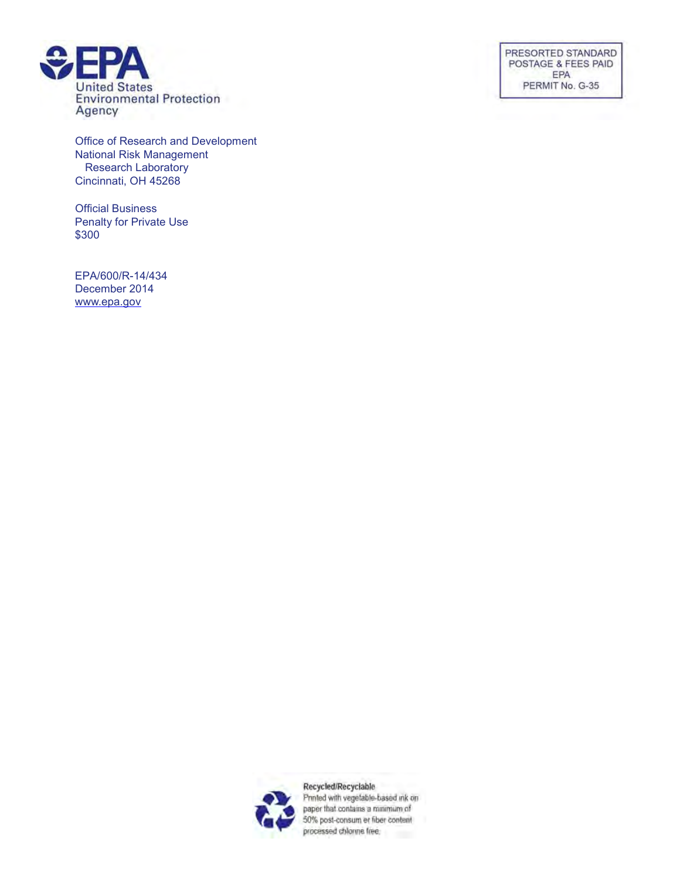EPA
United States
Environmental Protection
Agency

PRESORTED STANDARD
POSTAGE & FEES PAID
EPA
PERMIT No. G-35

Office of Research and Development
National Risk Management
Research Laboratory
Cincinnati, OH 45268

Official Business
Penalty for Private Use
$300

EPA/600/R-14/434
December 2014
www.epa.gov

**Recycled/Recyclable**
Printed with vegetable-based ink on paper that contains a minimum of 50% post-consumer fiber content processed chlorine free.